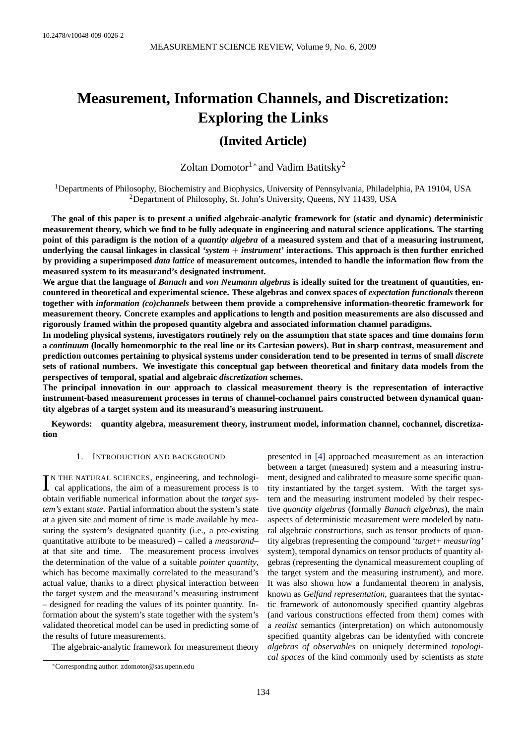10.2478/v10048-009-0026-2

# Measurement, Information Channels, and Discretization: Exploring the Links

## (Invited Article)

Zoltan Domotor[1]* and Vadim Batitsky[2]

[1]Departments of Philosophy, Biochemistry and Biophysics, University of Pennsylvania, Philadelphia, PA 19104, USA
[2]Department of Philosophy, St. John's University, Queens, NY 11439, USA

**The goal of this paper is to present a unified algebraic-analytic framework for (static and dynamic) deterministic measurement theory, which we find to be fully adequate in engineering and natural science applications. The starting point of this paradigm is the notion of a *quantity algebra* of a measured system and that of a measuring instrument, underlying the causal linkages in classical *'system + instrument'* interactions. This approach is then further enriched by providing a superimposed *data lattice* of measurement outcomes, intended to handle the information flow from the measured system to its measurand's designated instrument.**

**We argue that the language of *Banach* and *von Neumann algebras* is ideally suited for the treatment of quantities, encountered in theoretical and experimental science. These algebras and convex spaces of *expectation functionals* thereon together with *information (co)channels* between them provide a comprehensive information-theoretic framework for measurement theory. Concrete examples and applications to length and position measurements are also discussed and rigorously framed within the proposed quantity algebra and associated information channel paradigms.**

**In modeling physical systems, investigators routinely rely on the assumption that state spaces and time domains form a *continuum* (locally homeomorphic to the real line or its Cartesian powers). But in sharp contrast, measurement and prediction outcomes pertaining to physical systems under consideration tend to be presented in terms of small *discrete* sets of rational numbers. We investigate this conceptual gap between theoretical and finitary data models from the perspectives of temporal, spatial and algebraic *discretization* schemes.**

**The principal innovation in our approach to classical measurement theory is the representation of interactive instrument-based measurement processes in terms of channel-cochannel pairs constructed between dynamical quantity algebras of a target system and its measurand's measuring instrument.**

**Keywords: quantity algebra, measurement theory, instrument model, information channel, cochannel, discretization**

## 1. Introduction and Background

In the natural sciences, engineering, and technological applications, the aim of a measurement process is to obtain verifiable numerical information about the *target system's* extant *state*. Partial information about the system's state at a given site and moment of time is made available by measuring the system's designated quantity (i.e., a pre-existing quantitative attribute to be measured) – called a *measurand*– at that site and time. The measurement process involves the determination of the value of a suitable *pointer quantity*, which has become maximally correlated to the measurand's actual value, thanks to a direct physical interaction between the target system and the measurand's measuring instrument – designed for reading the values of its pointer quantity. Information about the system's state together with the system's validated theoretical model can be used in predicting some of the results of future measurements.

The algebraic-analytic framework for measurement theory presented in [4] approached measurement as an interaction between a target (measured) system and a measuring instrument, designed and calibrated to measure some specific quantity instantiated by the target system. With the target system and the measuring instrument modeled by their respective *quantity algebras* (formally *Banach algebras*), the main aspects of deterministic measurement were modeled by natural algebraic constructions, such as tensor products of quantity algebras (representing the compound *'target+ measuring'* system), temporal dynamics on tensor products of quantity algebras (representing the dynamical measurement coupling of the target system and the measuring instrument), and more. It was also shown how a fundamental theorem in analysis, known as *Gelfand representation*, guarantees that the syntactic framework of autonomously specified quantity algebras (and various constructions effected from them) comes with a *realist* semantics (interpretation) on which autonomously specified quantity algebras can be identyfied with concrete *algebras of observables* on uniquely determined *topological spaces* of the kind commonly used by scientists as *state*

*Corresponding author: zdomotor@sas.upenn.edu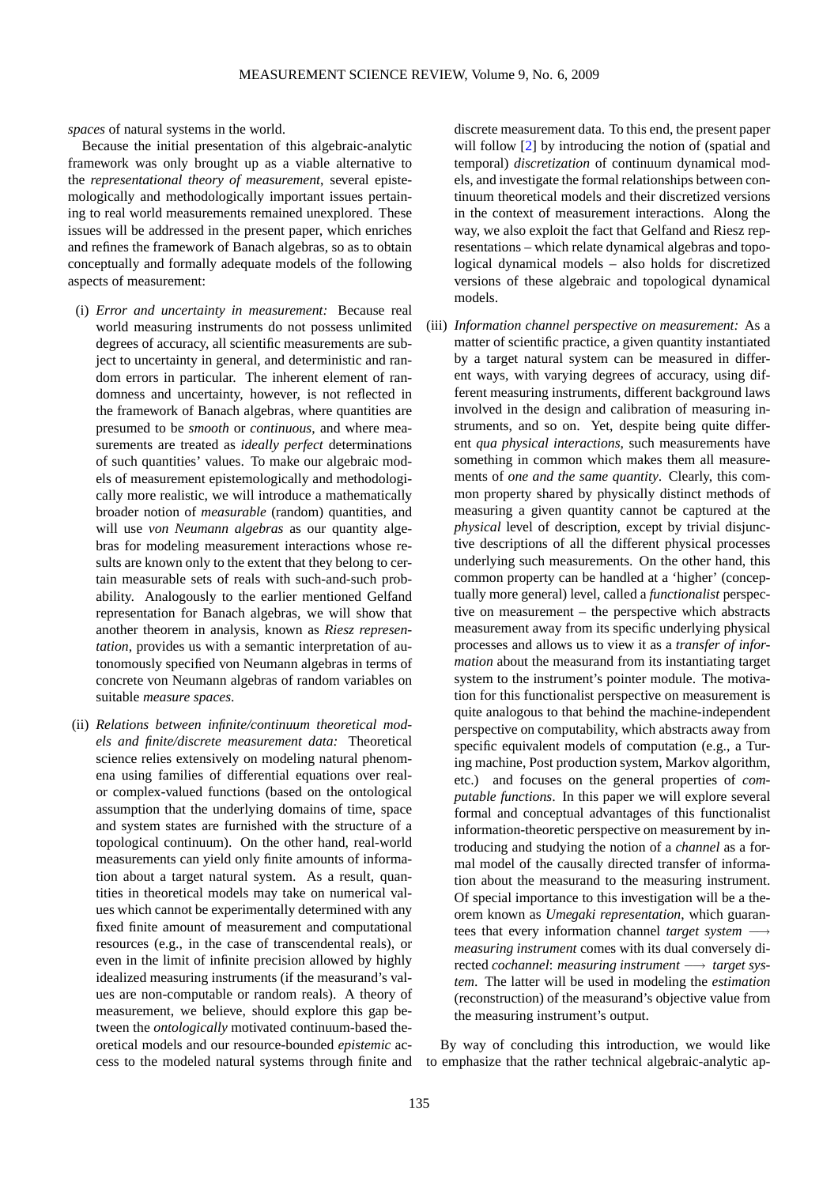*spaces* of natural systems in the world.

Because the initial presentation of this algebraic-analytic framework was only brought up as a viable alternative to the *representational theory of measurement*, several epistemologically and methodologically important issues pertaining to real world measurements remained unexplored. These issues will be addressed in the present paper, which enriches and refines the framework of Banach algebras, so as to obtain conceptually and formally adequate models of the following aspects of measurement:

(i) *Error and uncertainty in measurement:* Because real world measuring instruments do not possess unlimited degrees of accuracy, all scientific measurements are subject to uncertainty in general, and deterministic and random errors in particular. The inherent element of randomness and uncertainty, however, is not reflected in the framework of Banach algebras, where quantities are presumed to be *smooth* or *continuous*, and where measurements are treated as *ideally perfect* determinations of such quantities' values. To make our algebraic models of measurement epistemologically and methodologically more realistic, we will introduce a mathematically broader notion of *measurable* (random) quantities, and will use *von Neumann algebras* as our quantity algebras for modeling measurement interactions whose results are known only to the extent that they belong to certain measurable sets of reals with such-and-such probability. Analogously to the earlier mentioned Gelfand representation for Banach algebras, we will show that another theorem in analysis, known as *Riesz representation*, provides us with a semantic interpretation of autonomously specified von Neumann algebras in terms of concrete von Neumann algebras of random variables on suitable *measure spaces*.

(ii) *Relations between infinite/continuum theoretical models and finite/discrete measurement data:* Theoretical science relies extensively on modeling natural phenomena using families of differential equations over real- or complex-valued functions (based on the ontological assumption that the underlying domains of time, space and system states are furnished with the structure of a topological continuum). On the other hand, real-world measurements can yield only finite amounts of information about a target natural system. As a result, quantities in theoretical models may take on numerical values which cannot be experimentally determined with any fixed finite amount of measurement and computational resources (e.g., in the case of transcendental reals), or even in the limit of infinite precision allowed by highly idealized measuring instruments (if the measurand's values are non-computable or random reals). A theory of measurement, we believe, should explore this gap between the *ontologically* motivated continuum-based theoretical models and our resource-bounded *epistemic* access to the modeled natural systems through finite and discrete measurement data. To this end, the present paper will follow [2] by introducing the notion of (spatial and temporal) *discretization* of continuum dynamical models, and investigate the formal relationships between continuum theoretical models and their discretized versions in the context of measurement interactions. Along the way, we also exploit the fact that Gelfand and Riesz representations – which relate dynamical algebras and topological dynamical models – also holds for discretized versions of these algebraic and topological dynamical models.

(iii) *Information channel perspective on measurement:* As a matter of scientific practice, a given quantity instantiated by a target natural system can be measured in different ways, with varying degrees of accuracy, using different measuring instruments, different background laws involved in the design and calibration of measuring instruments, and so on. Yet, despite being quite different *qua physical interactions*, such measurements have something in common which makes them all measurements of *one and the same quantity*. Clearly, this common property shared by physically distinct methods of measuring a given quantity cannot be captured at the *physical* level of description, except by trivial disjunctive descriptions of all the different physical processes underlying such measurements. On the other hand, this common property can be handled at a 'higher' (conceptually more general) level, called a *functionalist* perspective on measurement – the perspective which abstracts measurement away from its specific underlying physical processes and allows us to view it as a *transfer of information* about the measurand from its instantiating target system to the instrument's pointer module. The motivation for this functionalist perspective on measurement is quite analogous to that behind the machine-independent perspective on computability, which abstracts away from specific equivalent models of computation (e.g., a Turing machine, Post production system, Markov algorithm, etc.) and focuses on the general properties of *computable functions*. In this paper we will explore several formal and conceptual advantages of this functionalist information-theoretic perspective on measurement by introducing and studying the notion of a *channel* as a formal model of the causally directed transfer of information about the measurand to the measuring instrument. Of special importance to this investigation will be a theorem known as *Umegaki representation*, which guarantees that every information channel *target system* $\longrightarrow$ *measuring instrument* comes with its dual conversely directed *cochannel*: *measuring instrument* $\longrightarrow$ *target system*. The latter will be used in modeling the *estimation* (reconstruction) of the measurand's objective value from the measuring instrument's output.

By way of concluding this introduction, we would like to emphasize that the rather technical algebraic-analytic ap-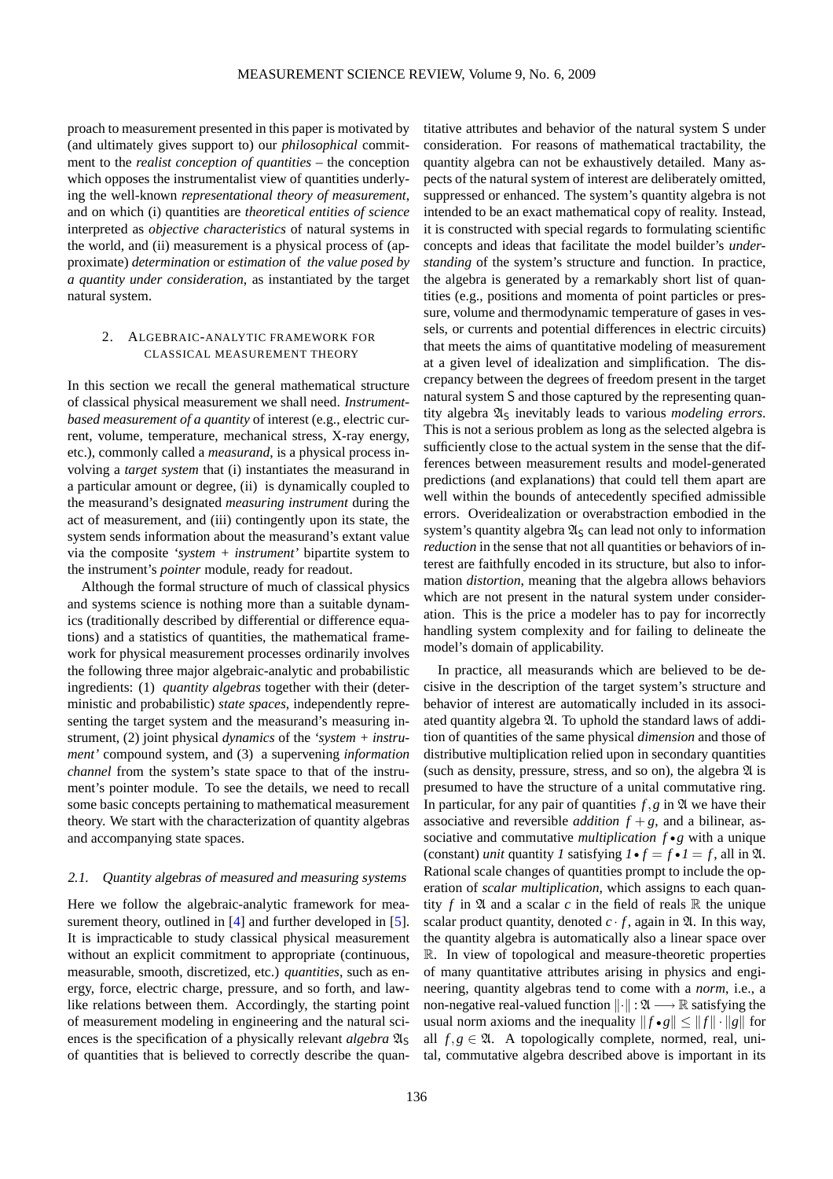proach to measurement presented in this paper is motivated by (and ultimately gives support to) our *philosophical* commitment to the *realist conception of quantities* – the conception which opposes the instrumentalist view of quantities underlying the well-known *representational theory of measurement*, and on which (i) quantities are *theoretical entities of science* interpreted as *objective characteristics* of natural systems in the world, and (ii) measurement is a physical process of (approximate) *determination* or *estimation* of *the value posed by a quantity under consideration*, as instantiated by the target natural system.

## 2. Algebraic-analytic framework for classical measurement theory

In this section we recall the general mathematical structure of classical physical measurement we shall need. *Instrument-based measurement of a quantity* of interest (e.g., electric current, volume, temperature, mechanical stress, X-ray energy, etc.), commonly called a *measurand*, is a physical process involving a *target system* that (i) instantiates the measurand in a particular amount or degree, (ii) is dynamically coupled to the measurand's designated *measuring instrument* during the act of measurement, and (iii) contingently upon its state, the system sends information about the measurand's extant value via the composite *'system + instrument'* bipartite system to the instrument's *pointer* module, ready for readout.

Although the formal structure of much of classical physics and systems science is nothing more than a suitable dynamics (traditionally described by differential or difference equations) and a statistics of quantities, the mathematical framework for physical measurement processes ordinarily involves the following three major algebraic-analytic and probabilistic ingredients: (1) *quantity algebras* together with their (deterministic and probabilistic) *state spaces*, independently representing the target system and the measurand's measuring instrument, (2) joint physical *dynamics* of the *'system + instrument'* compound system, and (3) a supervening *information channel* from the system's state space to that of the instrument's pointer module. To see the details, we need to recall some basic concepts pertaining to mathematical measurement theory. We start with the characterization of quantity algebras and accompanying state spaces.

### 2.1. Quantity algebras of measured and measuring systems

Here we follow the algebraic-analytic framework for measurement theory, outlined in [4] and further developed in [5]. It is impracticable to study classical physical measurement without an explicit commitment to appropriate (continuous, measurable, smooth, discretized, etc.) *quantities*, such as energy, force, electric charge, pressure, and so forth, and law-like relations between them. Accordingly, the starting point of measurement modeling in engineering and the natural sciences is the specification of a physically relevant *algebra* $\mathfrak{A}_S$ of quantities that is believed to correctly describe the quantitative attributes and behavior of the natural system S under consideration. For reasons of mathematical tractability, the quantity algebra can not be exhaustively detailed. Many aspects of the natural system of interest are deliberately omitted, suppressed or enhanced. The system's quantity algebra is not intended to be an exact mathematical copy of reality. Instead, it is constructed with special regards to formulating scientific concepts and ideas that facilitate the model builder's *understanding* of the system's structure and function. In practice, the algebra is generated by a remarkably short list of quantities (e.g., positions and momenta of point particles or pressure, volume and thermodynamic temperature of gases in vessels, or currents and potential differences in electric circuits) that meets the aims of quantitative modeling of measurement at a given level of idealization and simplification. The discrepancy between the degrees of freedom present in the target natural system S and those captured by the representing quantity algebra $\mathfrak{A}_S$ inevitably leads to various *modeling errors*. This is not a serious problem as long as the selected algebra is sufficiently close to the actual system in the sense that the differences between measurement results and model-generated predictions (and explanations) that could tell them apart are well within the bounds of antecedently specified admissible errors. Overidealization or overabstraction embodied in the system's quantity algebra $\mathfrak{A}_S$ can lead not only to information *reduction* in the sense that not all quantities or behaviors of interest are faithfully encoded in its structure, but also to information *distortion*, meaning that the algebra allows behaviors which are not present in the natural system under consideration. This is the price a modeler has to pay for incorrectly handling system complexity and for failing to delineate the model's domain of applicability.

In practice, all measurands which are believed to be decisive in the description of the target system's structure and behavior of interest are automatically included in its associated quantity algebra $\mathfrak{A}$. To uphold the standard laws of addition of quantities of the same physical *dimension* and those of distributive multiplication relied upon in secondary quantities (such as density, pressure, stress, and so on), the algebra $\mathfrak{A}$ is presumed to have the structure of a unital commutative ring. In particular, for any pair of quantities $f, g$ in $\mathfrak{A}$ we have their associative and reversible *addition* $f + g$, and a bilinear, associative and commutative *multiplication* $f \bullet g$ with a unique (constant) *unit* quantity $1$ satisfying $1 \bullet f = f \bullet 1 = f$, all in $\mathfrak{A}$. Rational scale changes of quantities prompt to include the operation of *scalar multiplication*, which assigns to each quantity $f$ in $\mathfrak{A}$ and a scalar $c$ in the field of reals $\mathbb{R}$ the unique scalar product quantity, denoted $c \cdot f$, again in $\mathfrak{A}$. In this way, the quantity algebra is automatically also a linear space over $\mathbb{R}$. In view of topological and measure-theoretic properties of many quantitative attributes arising in physics and engineering, quantity algebras tend to come with a *norm*, i.e., a non-negative real-valued function $\|\cdot\| : \mathfrak{A} \longrightarrow \mathbb{R}$ satisfying the usual norm axioms and the inequality $\|f \bullet g\| \leq \|f\| \cdot \|g\|$ for all $f, g \in \mathfrak{A}$. A topologically complete, normed, real, unital, commutative algebra described above is important in its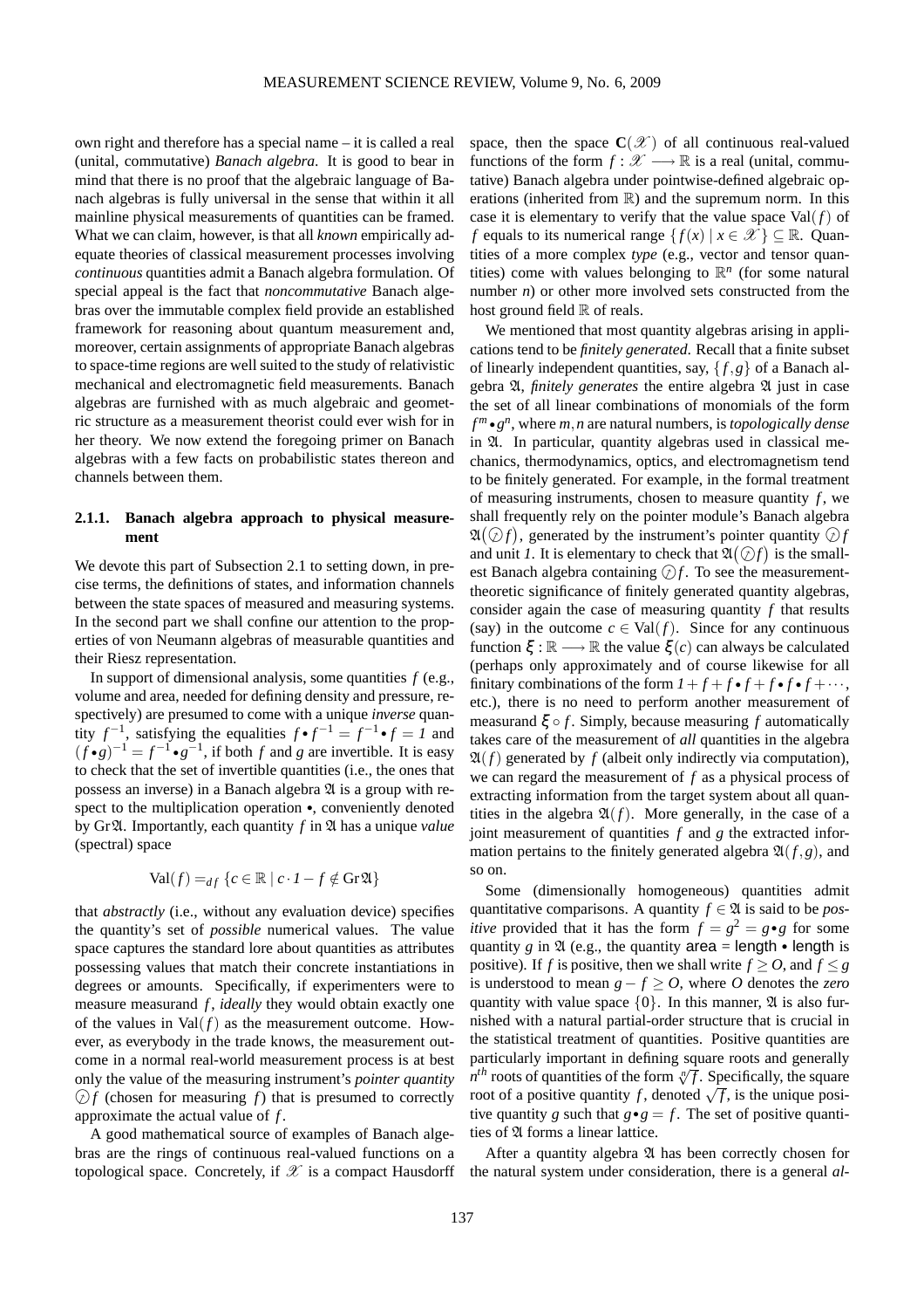own right and therefore has a special name – it is called a real (unital, commutative) *Banach algebra*. It is good to bear in mind that there is no proof that the algebraic language of Banach algebras is fully universal in the sense that within it all mainline physical measurements of quantities can be framed. What we can claim, however, is that all *known* empirically adequate theories of classical measurement processes involving *continuous* quantities admit a Banach algebra formulation. Of special appeal is the fact that *noncommutative* Banach algebras over the immutable complex field provide an established framework for reasoning about quantum measurement and, moreover, certain assignments of appropriate Banach algebras to space-time regions are well suited to the study of relativistic mechanical and electromagnetic field measurements. Banach algebras are furnished with as much algebraic and geometric structure as a measurement theorist could ever wish for in her theory. We now extend the foregoing primer on Banach algebras with a few facts on probabilistic states thereon and channels between them.

### 2.1.1. Banach algebra approach to physical measurement

We devote this part of Subsection 2.1 to setting down, in precise terms, the definitions of states, and information channels between the state spaces of measured and measuring systems. In the second part we shall confine our attention to the properties of von Neumann algebras of measurable quantities and their Riesz representation.

In support of dimensional analysis, some quantities $f$ (e.g., volume and area, needed for defining density and pressure, respectively) are presumed to come with a unique *inverse* quantity $f^{-1}$, satisfying the equalities $f \bullet f^{-1} = f^{-1} \bullet f = \mathit{1}$ and $(f \bullet g)^{-1} = f^{-1} \bullet g^{-1}$, if both $f$ and $g$ are invertible. It is easy to check that the set of invertible quantities (i.e., the ones that possess an inverse) in a Banach algebra $\mathfrak{A}$ is a group with respect to the multiplication operation $\bullet$, conveniently denoted by $\mathrm{Gr}\,\mathfrak{A}$. Importantly, each quantity $f$ in $\mathfrak{A}$ has a unique *value* (spectral) space

$$\mathrm{Val}(f) =_{df} \{c \in \mathbb{R} \mid c \cdot \mathit{1} - f \notin \mathrm{Gr}\,\mathfrak{A}\}$$

that *abstractly* (i.e., without any evaluation device) specifies the quantity's set of *possible* numerical values. The value space captures the standard lore about quantities as attributes possessing values that match their concrete instantiations in degrees or amounts. Specifically, if experimenters were to measure measurand $f$, *ideally* they would obtain exactly one of the values in $\mathrm{Val}(f)$ as the measurement outcome. However, as everybody in the trade knows, the measurement outcome in a normal real-world measurement process is at best only the value of the measuring instrument's *pointer quantity* $\oslash f$ (chosen for measuring $f$) that is presumed to correctly approximate the actual value of $f$.

A good mathematical source of examples of Banach algebras are the rings of continuous real-valued functions on a topological space. Concretely, if $\mathscr{X}$ is a compact Hausdorff space, then the space $\mathbf{C}(\mathscr{X})$ of all continuous real-valued functions of the form $f : \mathscr{X} \longrightarrow \mathbb{R}$ is a real (unital, commutative) Banach algebra under pointwise-defined algebraic operations (inherited from $\mathbb{R}$) and the supremum norm. In this case it is elementary to verify that the value space $\mathrm{Val}(f)$ of $f$ equals to its numerical range $\{f(x) \mid x \in \mathscr{X}\} \subseteq \mathbb{R}$. Quantities of a more complex *type* (e.g., vector and tensor quantities) come with values belonging to $\mathbb{R}^n$ (for some natural number $n$) or other more involved sets constructed from the host ground field $\mathbb{R}$ of reals.

We mentioned that most quantity algebras arising in applications tend to be *finitely generated*. Recall that a finite subset of linearly independent quantities, say, $\{f, g\}$ of a Banach algebra $\mathfrak{A}$, *finitely generates* the entire algebra $\mathfrak{A}$ just in case the set of all linear combinations of monomials of the form $f^m \bullet g^n$, where $m, n$ are natural numbers, is *topologically dense* in $\mathfrak{A}$. In particular, quantity algebras used in classical mechanics, thermodynamics, optics, and electromagnetism tend to be finitely generated. For example, in the formal treatment of measuring instruments, chosen to measure quantity $f$, we shall frequently rely on the pointer module's Banach algebra $\mathfrak{A}(\oslash f)$, generated by the instrument's pointer quantity $\oslash f$ and unit $\mathit{1}$. It is elementary to check that $\mathfrak{A}(\oslash f)$ is the smallest Banach algebra containing $\oslash f$. To see the measurement-theoretic significance of finitely generated quantity algebras, consider again the case of measuring quantity $f$ that results (say) in the outcome $c \in \mathrm{Val}(f)$. Since for any continuous function $\xi : \mathbb{R} \longrightarrow \mathbb{R}$ the value $\xi(c)$ can always be calculated (perhaps only approximately and of course likewise for all finitary combinations of the form $\mathit{1} + f + f \bullet f + f \bullet f \bullet f + \cdots$, etc.), there is no need to perform another measurement of measurand $\xi \circ f$. Simply, because measuring $f$ automatically takes care of the measurement of *all* quantities in the algebra $\mathfrak{A}(f)$ generated by $f$ (albeit only indirectly via computation), we can regard the measurement of $f$ as a physical process of extracting information from the target system about all quantities in the algebra $\mathfrak{A}(f)$. More generally, in the case of a joint measurement of quantities $f$ and $g$ the extracted information pertains to the finitely generated algebra $\mathfrak{A}(f, g)$, and so on.

Some (dimensionally homogeneous) quantities admit quantitative comparisons. A quantity $f \in \mathfrak{A}$ is said to be *positive* provided that it has the form $f = g^2 = g \bullet g$ for some quantity $g$ in $\mathfrak{A}$ (e.g., the quantity $\mathsf{area} = \mathsf{length} \bullet \mathsf{length}$ is positive). If $f$ is positive, then we shall write $f \geq O$, and $f \leq g$ is understood to mean $g - f \geq O$, where $O$ denotes the *zero* quantity with value space $\{0\}$. In this manner, $\mathfrak{A}$ is also furnished with a natural partial-order structure that is crucial in the statistical treatment of quantities. Positive quantities are particularly important in defining square roots and generally $n^{th}$ roots of quantities of the form $\sqrt[n]{f}$. Specifically, the square root of a positive quantity $f$, denoted $\sqrt{f}$, is the unique positive quantity $g$ such that $g \bullet g = f$. The set of positive quantities of $\mathfrak{A}$ forms a linear lattice.

After a quantity algebra $\mathfrak{A}$ has been correctly chosen for the natural system under consideration, there is a general *al-*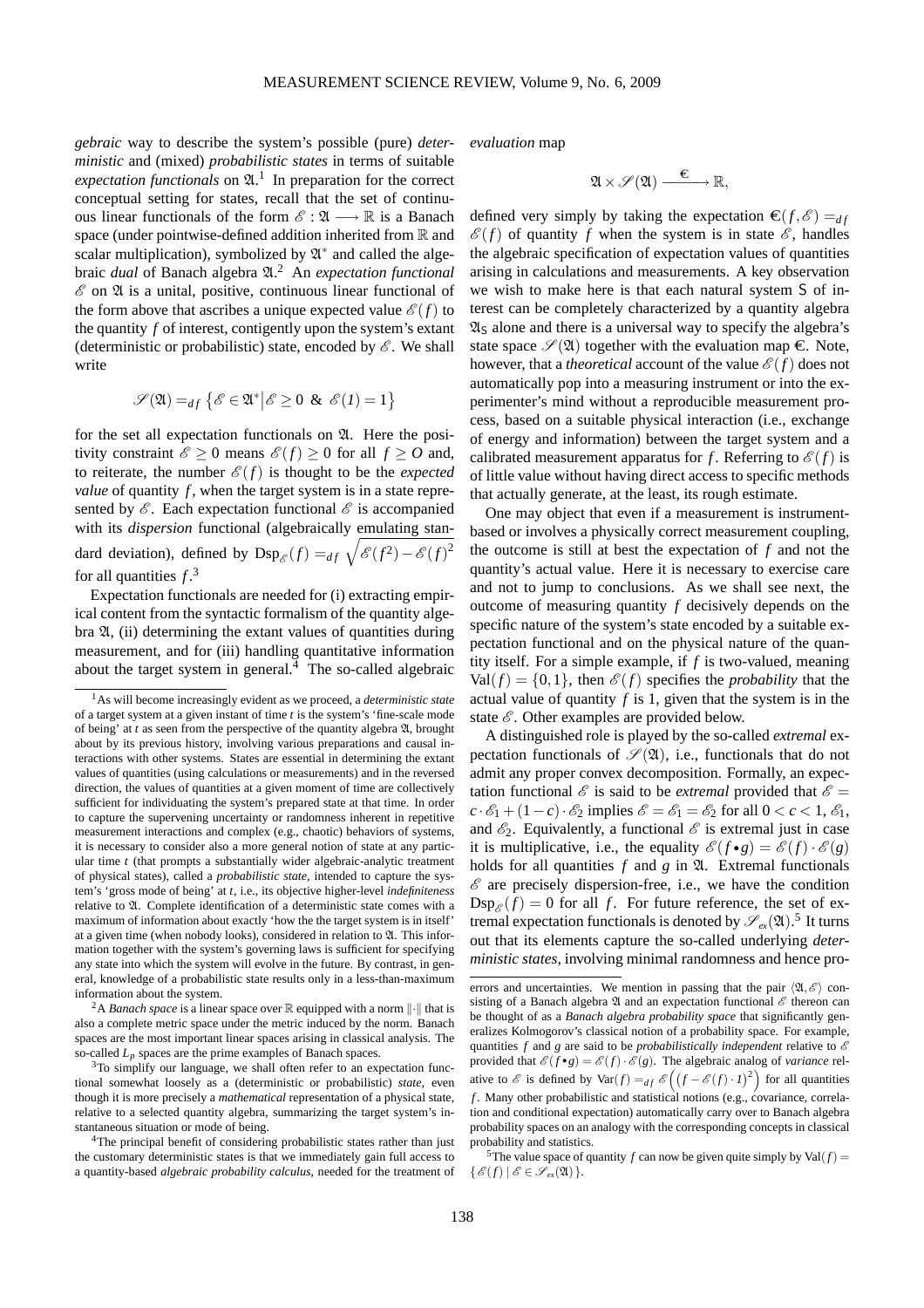*gebraic* way to describe the system's possible (pure) *deterministic* and (mixed) *probabilistic states* in terms of suitable *expectation functionals* on $\mathfrak{A}$.[1] In preparation for the correct conceptual setting for states, recall that the set of continuous linear functionals of the form $\mathscr{E}: \mathfrak{A} \longrightarrow \mathbb{R}$ is a Banach space (under pointwise-defined addition inherited from $\mathbb{R}$ and scalar multiplication), symbolized by $\mathfrak{A}^*$ and called the algebraic *dual* of Banach algebra $\mathfrak{A}$.[2] An *expectation functional* $\mathscr{E}$ on $\mathfrak{A}$ is a unital, positive, continuous linear functional of the form above that ascribes a unique expected value $\mathscr{E}(f)$ to the quantity $f$ of interest, contigently upon the system's extant (deterministic or probabilistic) state, encoded by $\mathscr{E}$. We shall write

$$\mathscr{S}(\mathfrak{A}) =_{df} \left\{ \mathscr{E} \in \mathfrak{A}^* \middle| \mathscr{E} \geq 0 \ \& \ \mathscr{E}(1) = 1 \right\}$$

for the set all expectation functionals on $\mathfrak{A}$. Here the positivity constraint $\mathscr{E} \geq 0$ means $\mathscr{E}(f) \geq 0$ for all $f \geq O$ and, to reiterate, the number $\mathscr{E}(f)$ is thought to be the *expected value* of quantity $f$, when the target system is in a state represented by $\mathscr{E}$. Each expectation functional $\mathscr{E}$ is accompanied with its *dispersion* functional (algebraically emulating standard deviation), defined by $\mathrm{Dsp}_{\mathscr{E}}(f) =_{df} \sqrt{\mathscr{E}(f^2) - \mathscr{E}(f)^2}$ for all quantities $f$.[3]

Expectation functionals are needed for (i) extracting empirical content from the syntactic formalism of the quantity algebra $\mathfrak{A}$, (ii) determining the extant values of quantities during measurement, and for (iii) handling quantitative information about the target system in general.[4] The so-called algebraic *evaluation* map

$$\mathfrak{A} \times \mathscr{S}(\mathfrak{A}) \xrightarrow{\ \ \text{€}\ \ } \mathbb{R},$$

defined very simply by taking the expectation $\text{€}(f, \mathscr{E}) =_{df} \mathscr{E}(f)$ of quantity $f$ when the system is in state $\mathscr{E}$, handles the algebraic specification of expectation values of quantities arising in calculations and measurements. A key observation we wish to make here is that each natural system S of interest can be completely characterized by a quantity algebra $\mathfrak{A}_{\mathsf{S}}$ alone and there is a universal way to specify the algebra's state space $\mathscr{S}(\mathfrak{A})$ together with the evaluation map €. Note, however, that a *theoretical* account of the value $\mathscr{E}(f)$ does not automatically pop into a measuring instrument or into the experimenter's mind without a reproducible measurement process, based on a suitable physical interaction (i.e., exchange of energy and information) between the target system and a calibrated measurement apparatus for $f$. Referring to $\mathscr{E}(f)$ is of little value without having direct access to specific methods that actually generate, at the least, its rough estimate.

One may object that even if a measurement is instrument-based or involves a physically correct measurement coupling, the outcome is still at best the expectation of $f$ and not the quantity's actual value. Here it is necessary to exercise care and not to jump to conclusions. As we shall see next, the outcome of measuring quantity $f$ decisively depends on the specific nature of the system's state encoded by a suitable expectation functional and on the physical nature of the quantity itself. For a simple example, if $f$ is two-valued, meaning $\mathrm{Val}(f) = \{0, 1\}$, then $\mathscr{E}(f)$ specifies the *probability* that the actual value of quantity $f$ is 1, given that the system is in the state $\mathscr{E}$. Other examples are provided below.

A distinguished role is played by the so-called *extremal* expectation functionals of $\mathscr{S}(\mathfrak{A})$, i.e., functionals that do not admit any proper convex decomposition. Formally, an expectation functional $\mathscr{E}$ is said to be *extremal* provided that $\mathscr{E} = c \cdot \mathscr{E}_1 + (1-c) \cdot \mathscr{E}_2$ implies $\mathscr{E} = \mathscr{E}_1 = \mathscr{E}_2$ for all $0 < c < 1$, $\mathscr{E}_1$, and $\mathscr{E}_2$. Equivalently, a functional $\mathscr{E}$ is extremal just in case it is multiplicative, i.e., the equality $\mathscr{E}(f \bullet g) = \mathscr{E}(f) \cdot \mathscr{E}(g)$ holds for all quantities $f$ and $g$ in $\mathfrak{A}$. Extremal functionals $\mathscr{E}$ are precisely dispersion-free, i.e., we have the condition $\mathrm{Dsp}_{\mathscr{E}}(f) = 0$ for all $f$. For future reference, the set of extremal expectation functionals is denoted by $\mathscr{S}_{ex}(\mathfrak{A})$.[5] It turns out that its elements capture the so-called underlying *deterministic states*, involving minimal randomness and hence pro-

---

[1] As will become increasingly evident as we proceed, a *deterministic state* of a target system at a given instant of time $t$ is the system's 'fine-scale mode of being' at $t$ as seen from the perspective of the quantity algebra $\mathfrak{A}$, brought about by its previous history, involving various preparations and causal interactions with other systems. States are essential in determining the extant values of quantities (using calculations or measurements) and in the reversed direction, the values of quantities at a given moment of time are collectively sufficient for individuating the system's prepared state at that time. In order to capture the supervening uncertainty or randomness inherent in repetitive measurement interactions and complex (e.g., chaotic) behaviors of systems, it is necessary to consider also a more general notion of state at any particular time $t$ (that prompts a substantially wider algebraic-analytic treatment of physical states), called a *probabilistic state*, intended to capture the system's 'gross mode of being' at $t$, i.e., its objective higher-level *indefiniteness* relative to $\mathfrak{A}$. Complete identification of a deterministic state comes with a maximum of information about exactly 'how the the target system is in itself' at a given time (when nobody looks), considered in relation to $\mathfrak{A}$. This information together with the system's governing laws is sufficient for specifying any state into which the system will evolve in the future. By contrast, in general, knowledge of a probabilistic state results only in a less-than-maximum information about the system.

[2] A *Banach space* is a linear space over $\mathbb{R}$ equipped with a norm $\|\cdot\|$ that is also a complete metric space under the metric induced by the norm. Banach spaces are the most important linear spaces arising in classical analysis. The so-called $L_p$ spaces are the prime examples of Banach spaces.

[3] To simplify our language, we shall often refer to an expectation functional somewhat loosely as a (deterministic or probabilistic) *state*, even though it is more precisely a *mathematical* representation of a physical state, relative to a selected quantity algebra, summarizing the target system's instantaneous situation or mode of being.

[4] The principal benefit of considering probabilistic states rather than just the customary deterministic states is that we immediately gain full access to a quantity-based *algebraic probability calculus*, needed for the treatment of errors and uncertainties. We mention in passing that the pair $\langle \mathfrak{A}, \mathscr{E} \rangle$ consisting of a Banach algebra $\mathfrak{A}$ and an expectation functional $\mathscr{E}$ thereon can be thought of as a *Banach algebra probability space* that significantly generalizes Kolmogorov's classical notion of a probability space. For example, quantities $f$ and $g$ are said to be *probabilistically independent* relative to $\mathscr{E}$ provided that $\mathscr{E}(f \bullet g) = \mathscr{E}(f) \cdot \mathscr{E}(g)$. The algebraic analog of *variance* relative to $\mathscr{E}$ is defined by $\mathrm{Var}(f) =_{df} \mathscr{E}\left( (f - \mathscr{E}(f) \cdot 1)^2 \right)$ for all quantities $f$. Many other probabilistic and statistical notions (e.g., covariance, correlation and conditional expectation) automatically carry over to Banach algebra probability spaces on an analogy with the corresponding concepts in classical probability and statistics.

[5] The value space of quantity $f$ can now be given quite simply by $\mathrm{Val}(f) = \{ \mathscr{E}(f) \mid \mathscr{E} \in \mathscr{S}_{ex}(\mathfrak{A}) \}$.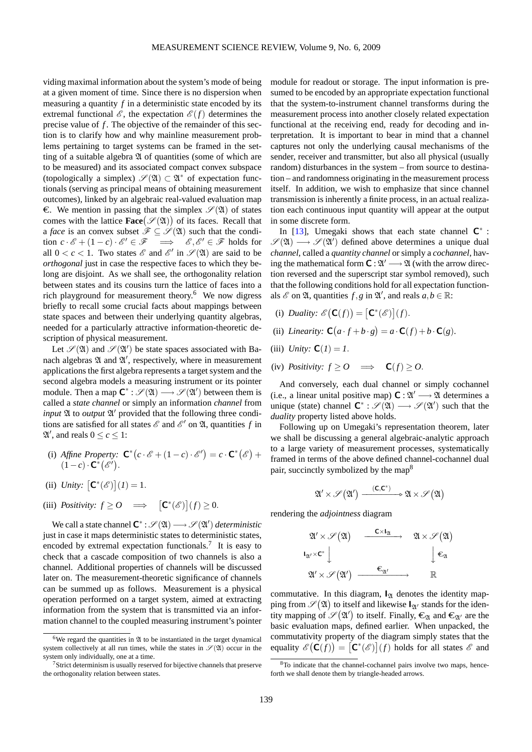viding maximal information about the system's mode of being at a given moment of time. Since there is no dispersion when measuring a quantity $f$ in a deterministic state encoded by its extremal functional $\mathscr{E}$, the expectation $\mathscr{E}(f)$ determines the precise value of $f$. The objective of the remainder of this section is to clarify how and why mainline measurement problems pertaining to target systems can be framed in the setting of a suitable algebra $\mathfrak{A}$ of quantities (some of which are to be measured) and its associated compact convex subspace (topologically a simplex) $\mathscr{S}(\mathfrak{A}) \subset \mathfrak{A}^*$ of expectation functionals (serving as principal means of obtaining measurement outcomes), linked by an algebraic real-valued evaluation map $\boldsymbol{\epsilon}$. We mention in passing that the simplex $\mathscr{S}(\mathfrak{A})$ of states comes with the lattice $\mathbf{Face}\big(\mathscr{S}(\mathfrak{A})\big)$ of its faces. Recall that a *face* is an convex subset $\mathscr{F} \subseteq \mathscr{S}(\mathfrak{A})$ such that the condition $c \cdot \mathscr{E} + (1-c) \cdot \mathscr{E}' \in \mathscr{F} \implies \mathscr{E}, \mathscr{E}' \in \mathscr{F}$ holds for all $0 < c < 1$. Two states $\mathscr{E}$ and $\mathscr{E}'$ in $\mathscr{S}(\mathfrak{A})$ are said to be *orthogonal* just in case the respective faces to which they belong are disjoint. As we shall see, the orthogonality relation between states and its cousins turn the lattice of faces into a rich playground for measurement theory.[6] We now digress briefly to recall some crucial facts about mappings between state spaces and between their underlying quantity algebras, needed for a particularly attractive information-theoretic description of physical measurement.

Let $\mathscr{S}(\mathfrak{A})$ and $\mathscr{S}(\mathfrak{A}')$ be state spaces associated with Banach algebras $\mathfrak{A}$ and $\mathfrak{A}'$, respectively, where in measurement applications the first algebra represents a target system and the second algebra models a measuring instrument or its pointer module. Then a map $\mathbf{C}^* : \mathscr{S}(\mathfrak{A}) \longrightarrow \mathscr{S}(\mathfrak{A}')$ between them is called a *state channel* or simply an information *channel* from *input* $\mathfrak{A}$ to *output* $\mathfrak{A}'$ provided that the following three conditions are satisfied for all states $\mathscr{E}$ and $\mathscr{E}'$ on $\mathfrak{A}$, quantities $f$ in $\mathfrak{A}'$, and reals $0 \leq c \leq 1$:

(i) *Affine Property:* $\mathbf{C}^*\big(c \cdot \mathscr{E} + (1-c) \cdot \mathscr{E}'\big) = c \cdot \mathbf{C}^*\big(\mathscr{E}\big) + (1-c) \cdot \mathbf{C}^*\big(\mathscr{E}'\big)$.

(ii) *Unity:* $\big[\mathbf{C}^*(\mathscr{E})\big](I) = 1$.

(iii) *Positivity:* $f \geq O \implies \big[\mathbf{C}^*(\mathscr{E})\big](f) \geq 0$.

We call a state channel $\mathbf{C}^* : \mathscr{S}(\mathfrak{A}) \longrightarrow \mathscr{S}(\mathfrak{A}')$ *deterministic* just in case it maps deterministic states to deterministic states, encoded by extremal expectation functionals.[7] It is easy to check that a cascade composition of two channels is also a channel. Additional properties of channels will be discussed later on. The measurement-theoretic significance of channels can be summed up as follows. Measurement is a physical operation performed on a target system, aimed at extracting information from the system that is transmitted via an information channel to the coupled measuring instrument's pointer module for readout or storage. The input information is presumed to be encoded by an appropriate expectation functional that the system-to-instrument channel transforms during the measurement process into another closely related expectation functional at the receiving end, ready for decoding and interpretation. It is important to bear in mind that a channel captures not only the underlying causal mechanisms of the sender, receiver and transmitter, but also all physical (usually random) disturbances in the system – from source to destination – and randomness originating in the measurement process itself. In addition, we wish to emphasize that since channel transmission is inherently a finite process, in an actual realization each continuous input quantity will appear at the output in some discrete form.

In [13], Umegaki shows that each state channel $\mathbf{C}^* : \mathscr{S}(\mathfrak{A}) \longrightarrow \mathscr{S}(\mathfrak{A}')$ defined above determines a unique dual *channel*, called a *quantity channel* or simply a *cochannel*, having the mathematical form $\mathbf{C} : \mathfrak{A}' \longrightarrow \mathfrak{A}$ (with the arrow direction reversed and the superscript star symbol removed), such that the following conditions hold for all expectation functionals $\mathscr{E}$ on $\mathfrak{A}$, quantities $f, g$ in $\mathfrak{A}'$, and reals $a, b \in \mathbb{R}$:

(i) *Duality:* $\mathscr{E}\big(\mathbf{C}(f)\big) = \big[\mathbf{C}^*(\mathscr{E})\big](f)$.

(ii) *Linearity:* $\mathbf{C}\big(a \cdot f + b \cdot g\big) = a \cdot \mathbf{C}(f) + b \cdot \mathbf{C}(g)$.

(iii) *Unity:* $\mathbf{C}(I) = I$.

(iv) *Positivity:* $f \geq O \implies \mathbf{C}(f) \geq O$.

And conversely, each dual channel or simply cochannel (i.e., a linear unital positive map) $\mathbf{C} : \mathfrak{A}' \longrightarrow \mathfrak{A}$ determines a unique (state) channel $\mathbf{C}^* : \mathscr{S}(\mathfrak{A}) \longrightarrow \mathscr{S}(\mathfrak{A}')$ such that the *duality* property listed above holds.

Following up on Umegaki's representation theorem, later we shall be discussing a general algebraic-analytic approach to a large variety of measurement processes, systematically framed in terms of the above defined channel-cochannel dual pair, succinctly symbolized by the map[8]

$$\mathfrak{A}' \times \mathscr{S}\big(\mathfrak{A}'\big) \xrightarrow{(\mathbf{C},\mathbf{C}^*)} \mathfrak{A} \times \mathscr{S}\big(\mathfrak{A}\big)$$

rendering the *adjointness* diagram

$$\begin{array}{ccc} \mathfrak{A}' \times \mathscr{S}\big(\mathfrak{A}\big) & \xrightarrow{\mathbf{C} \times \mathbf{I}_{\mathfrak{A}}} & \mathfrak{A} \times \mathscr{S}\big(\mathfrak{A}\big) \\ {\scriptstyle \mathbf{I}_{\mathfrak{A}'} \times \mathbf{C}^*} \big\downarrow & & \big\downarrow {\scriptstyle \boldsymbol{\epsilon}_{\mathfrak{A}}} \\ \mathfrak{A}' \times \mathscr{S}\big(\mathfrak{A}'\big) & \xrightarrow{\boldsymbol{\epsilon}_{\mathfrak{A}'}} & \mathbb{R} \end{array}$$

commutative. In this diagram, $\mathbf{I}_{\mathfrak{A}}$ denotes the identity mapping from $\mathscr{S}\big(\mathfrak{A}\big)$ to itself and likewise $\mathbf{I}_{\mathfrak{A}'}$ stands for the identity mapping of $\mathscr{S}\big(\mathfrak{A}'\big)$ to itself. Finally, $\boldsymbol{\epsilon}_{\mathfrak{A}}$ and $\boldsymbol{\epsilon}_{\mathfrak{A}'}$ are the basic evaluation maps, defined earlier. When unpacked, the commutativity property of the diagram simply states that the equality $\mathscr{E}\big(\mathbf{C}(f)\big) = \big[\mathbf{C}^*(\mathscr{E})\big](f)$ holds for all states $\mathscr{E}$ and

---

[6] We regard the quantities in $\mathfrak{A}$ to be instantiated in the target dynamical system collectively at all run times, while the states in $\mathscr{S}(\mathfrak{A})$ occur in the system only individually, one at a time.

[7] Strict determinism is usually reserved for bijective channels that preserve the orthogonality relation between states.

[8] To indicate that the channel-cochannel pairs involve two maps, henceforth we shall denote them by triangle-headed arrows.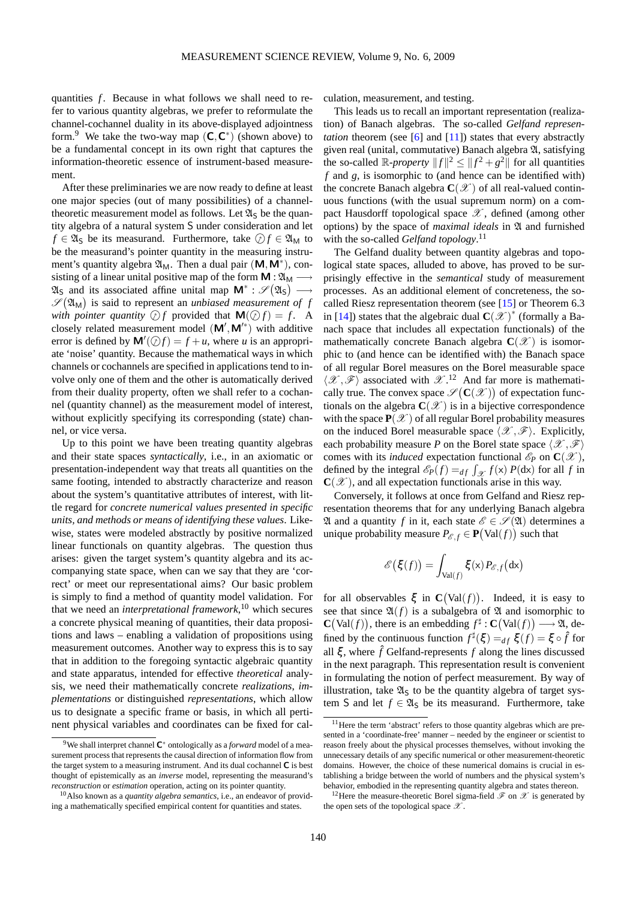quantities $f$. Because in what follows we shall need to refer to various quantity algebras, we prefer to reformulate the channel-cochannel duality in its above-displayed adjointness form.[9] We take the two-way map $(\mathsf{C}, \mathsf{C}^*)$ (shown above) to be a fundamental concept in its own right that captures the information-theoretic essence of instrument-based measurement.

After these preliminaries we are now ready to define at least one major species (out of many possibilities) of a channel-theoretic measurement model as follows. Let $\mathfrak{A}_\mathsf{S}$ be the quantity algebra of a natural system $\mathsf{S}$ under consideration and let $f \in \mathfrak{A}_\mathsf{S}$ be its measurand. Furthermore, take $\circledcirc f \in \mathfrak{A}_\mathsf{M}$ to be the measurand's pointer quantity in the measuring instrument's quantity algebra $\mathfrak{A}_\mathsf{M}$. Then a dual pair $(\mathsf{M}, \mathsf{M}^*)$, consisting of a linear unital positive map of the form $\mathsf{M} : \mathfrak{A}_\mathsf{M} \longrightarrow \mathfrak{A}_\mathsf{S}$ and its associated affine unital map $\mathsf{M}^* : \mathscr{S}(\mathfrak{A}_\mathsf{S}) \longrightarrow \mathscr{S}(\mathfrak{A}_\mathsf{M})$ is said to represent an *unbiased measurement of $f$ with pointer quantity $\circledcirc f$* provided that $\mathsf{M}(\circledcirc f) = f$. A closely related measurement model $(\mathsf{M}', \mathsf{M}'^*)$ with additive error is defined by $\mathsf{M}'(\circledcirc f) = f + u$, where $u$ is an appropriate 'noise' quantity. Because the mathematical ways in which channels or cochannels are specified in applications tend to involve only one of them and the other is automatically derived from their duality property, often we shall refer to a cochannel (quantity channel) as the measurement model of interest, without explicitly specifying its corresponding (state) channel, or vice versa.

Up to this point we have been treating quantity algebras and their state spaces *syntactically*, i.e., in an axiomatic or presentation-independent way that treats all quantities on the same footing, intended to abstractly characterize and reason about the system's quantitative attributes of interest, with little regard for *concrete numerical values presented in specific units, and methods or means of identifying these values*. Likewise, states were modeled abstractly by positive normalized linear functionals on quantity algebras. The question thus arises: given the target system's quantity algebra and its accompanying state space, when can we say that they are 'correct' or meet our representational aims? Our basic problem is simply to find a method of quantity model validation. For that we need an *interpretational framework*,[10] which secures a concrete physical meaning of quantities, their data propositions and laws – enabling a validation of propositions using measurement outcomes. Another way to express this is to say that in addition to the foregoing syntactic algebraic quantity and state apparatus, intended for effective *theoretical* analysis, we need their mathematically concrete *realizations*, *implementations* or distinguished *representations*, which allow us to designate a specific frame or basis, in which all pertinent physical variables and coordinates can be fixed for calculation, measurement, and testing.

This leads us to recall an important representation (realization) of Banach algebras. The so-called *Gelfand representation* theorem (see [6] and [11]) states that every abstractly given real (unital, commutative) Banach algebra $\mathfrak{A}$, satisfying the so-called $\mathbb{R}$-*property* $\|f\|^2 \leq \|f^2 + g^2\|$ for all quantities $f$ and $g$, is isomorphic to (and hence can be identified with) the concrete Banach algebra $\mathbf{C}(\mathscr{X})$ of all real-valued continuous functions (with the usual supremum norm) on a compact Hausdorff topological space $\mathscr{X}$, defined (among other options) by the space of *maximal ideals* in $\mathfrak{A}$ and furnished with the so-called *Gelfand topology*.[11]

The Gelfand duality between quantity algebras and topological state spaces, alluded to above, has proved to be surprisingly effective in the *semantical* study of measurement processes. As an additional element of concreteness, the so-called Riesz representation theorem (see [15] or Theorem 6.3 in [14]) states that the algebraic dual $\mathbf{C}(\mathscr{X})^*$ (formally a Banach space that includes all expectation functionals) of the mathematically concrete Banach algebra $\mathbf{C}(\mathscr{X})$ is isomorphic to (and hence can be identified with) the Banach space of all regular Borel measures on the Borel measurable space $\langle \mathscr{X}, \mathscr{F} \rangle$ associated with $\mathscr{X}$.[12] And far more is mathematically true. The convex space $\mathscr{S}(\mathbf{C}(\mathscr{X}))$ of expectation functionals on the algebra $\mathbf{C}(\mathscr{X})$ is in a bijective correspondence with the space $\mathbf{P}(\mathscr{X})$ of all regular Borel probability measures on the induced Borel measurable space $\langle \mathscr{X}, \mathscr{F} \rangle$. Explicitly, each probability measure $P$ on the Borel state space $\langle \mathscr{X}, \mathscr{F} \rangle$ comes with its *induced* expectation functional $\mathscr{E}_P$ on $\mathbf{C}(\mathscr{X})$, defined by the integral $\mathscr{E}_P(f) =_{df} \int_{\mathscr{X}} f(\mathsf{x})\, P(\mathsf{dx})$ for all $f$ in $\mathbf{C}(\mathscr{X})$, and all expectation functionals arise in this way.

Conversely, it follows at once from Gelfand and Riesz representation theorems that for any underlying Banach algebra $\mathfrak{A}$ and a quantity $f$ in it, each state $\mathscr{E} \in \mathscr{S}(\mathfrak{A})$ determines a unique probability measure $P_{\mathscr{E},f} \in \mathbf{P}(\mathrm{Val}(f))$ such that

$$\mathscr{E}(\xi(f)) = \int_{\mathrm{Val}(f)} \xi(\mathsf{x}) P_{\mathscr{E},f}(\mathsf{dx})$$

for all observables $\xi$ in $\mathbf{C}(\mathrm{Val}(f))$. Indeed, it is easy to see that since $\mathfrak{A}(f)$ is a subalgebra of $\mathfrak{A}$ and isomorphic to $\mathbf{C}(\mathrm{Val}(f))$, there is an embedding $f^\sharp : \mathbf{C}(\mathrm{Val}(f)) \longrightarrow \mathfrak{A}$, defined by the continuous function $f^\sharp(\xi) =_{df} \xi(f) = \xi \circ \hat{f}$ for all $\xi$, where $\hat{f}$ Gelfand-represents $f$ along the lines discussed in the next paragraph. This representation result is convenient in formulating the notion of perfect measurement. By way of illustration, take $\mathfrak{A}_\mathsf{S}$ to be the quantity algebra of target system $\mathsf{S}$ and let $f \in \mathfrak{A}_\mathsf{S}$ be its measurand. Furthermore, take

[9] We shall interpret channel $\mathsf{C}^*$ ontologically as a *forward* model of a measurement process that represents the causal direction of information flow from the target system to a measuring instrument. And its dual cochannel $\mathsf{C}$ is best thought of epistemically as an *inverse* model, representing the measurand's *reconstruction* or *estimation* operation, acting on its pointer quantity.

[10] Also known as a *quantity algebra semantics*, i.e., an endeavor of providing a mathematically specified empirical content for quantities and states.

[11] Here the term 'abstract' refers to those quantity algebras which are presented in a 'coordinate-free' manner – needed by the engineer or scientist to reason freely about the physical processes themselves, without invoking the unnecessary details of any specific numerical or other measurement-theoretic domains. However, the choice of these numerical domains is crucial in establishing a bridge between the world of numbers and the physical system's behavior, embodied in the representing quantity algebra and states thereon.

[12] Here the measure-theoretic Borel sigma-field $\mathscr{F}$ on $\mathscr{X}$ is generated by the open sets of the topological space $\mathscr{X}$.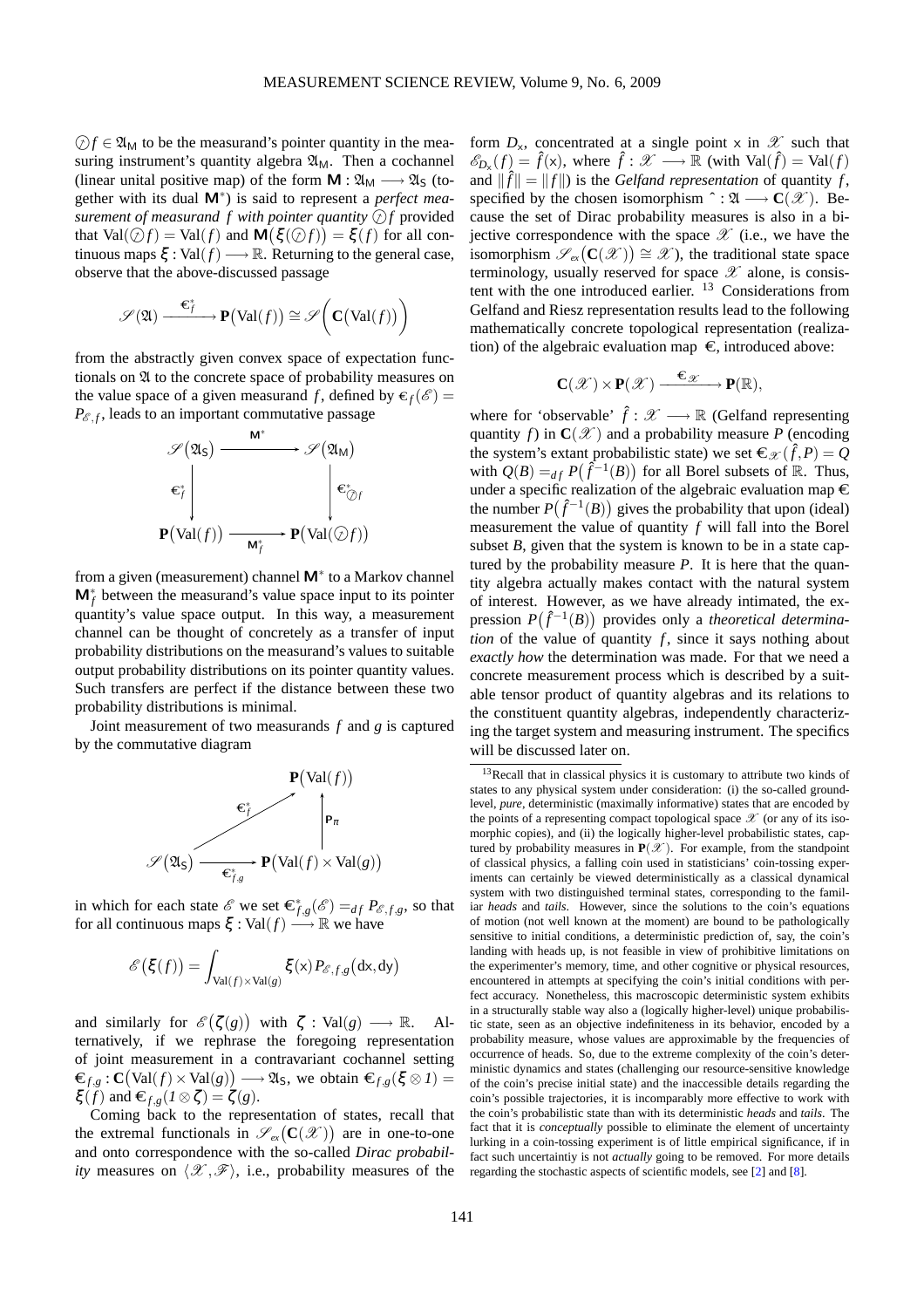$\textcircled{?}f \in \mathfrak{A}_{\mathsf{M}}$ to be the measurand's pointer quantity in the measuring instrument's quantity algebra $\mathfrak{A}_{\mathsf{M}}$. Then a cochannel (linear unital positive map) of the form $\mathsf{M} : \mathfrak{A}_{\mathsf{M}} \longrightarrow \mathfrak{A}_{\mathsf{S}}$ (together with its dual $\mathsf{M}^*$) is said to represent a *perfect measurement of measurand $f$ with pointer quantity* $\textcircled{?}f$ provided that $\mathrm{Val}(\textcircled{?}f) = \mathrm{Val}(f)$ and $\mathsf{M}\big(\xi(\textcircled{?}f)\big) = \xi(f)$ for all continuous maps $\xi : \mathrm{Val}(f) \longrightarrow \mathbb{R}$. Returning to the general case, observe that the above-discussed passage

$$\mathscr{S}(\mathfrak{A}) \xrightarrow{\;\boldsymbol{\epsilon}_f^*\;} \mathbf{P}\big(\mathrm{Val}(f)\big) \cong \mathscr{S}\bigg(\mathbf{C}\big(\mathrm{Val}(f)\big)\bigg)$$

from the abstractly given convex space of expectation functionals on $\mathfrak{A}$ to the concrete space of probability measures on the value space of a given measurand $f$, defined by $\boldsymbol{\epsilon}_f(\mathscr{E}) = P_{\mathscr{E},f}$, leads to an important commutative passage

$$\begin{array}{ccc}
\mathscr{S}(\mathfrak{A}_{\mathsf{S}}) & \xrightarrow{\quad \mathsf{M}^* \quad} & \mathscr{S}(\mathfrak{A}_{\mathsf{M}}) \\
\Big\downarrow \boldsymbol{\epsilon}_f^* & & \Big\downarrow \boldsymbol{\epsilon}_{\textcircled{?}f}^* \\
\mathbf{P}\big(\mathrm{Val}(f)\big) & \xrightarrow[\quad \mathsf{M}_f^* \quad]{} & \mathbf{P}\big(\mathrm{Val}(\textcircled{?}f)\big)
\end{array}$$

from a given (measurement) channel $\mathsf{M}^*$ to a Markov channel $\mathsf{M}_f^*$ between the measurand's value space input to its pointer quantity's value space output. In this way, a measurement channel can be thought of concretely as a transfer of input probability distributions on the measurand's values to suitable output probability distributions on its pointer quantity values. Such transfers are perfect if the distance between these two probability distributions is minimal.

Joint measurement of two measurands $f$ and $g$ is captured by the commutative diagram

$$\begin{array}{ccc}
 & & \mathbf{P}\big(\mathrm{Val}(f)\big) \\
 & \nearrow^{\boldsymbol{\epsilon}_f^*} & \Big\uparrow \mathsf{P}_\pi \\
\mathscr{S}(\mathfrak{A}_{\mathsf{S}}) & \xrightarrow[\quad \boldsymbol{\epsilon}_{f,g}^* \quad]{} & \mathbf{P}\big(\mathrm{Val}(f) \times \mathrm{Val}(g)\big)
\end{array}$$

in which for each state $\mathscr{E}$ we set $\boldsymbol{\epsilon}_{f,g}^*(\mathscr{E}) =_{df} P_{\mathscr{E},f,g}$, so that for all continuous maps $\xi : \mathrm{Val}(f) \longrightarrow \mathbb{R}$ we have

$$\mathscr{E}\big(\xi(f)\big) = \int_{\mathrm{Val}(f)\times\mathrm{Val}(g)} \xi(\mathsf{x})\, P_{\mathscr{E},f,g}\big(\mathrm{d}\mathsf{x},\mathrm{d}\mathsf{y}\big)$$

and similarly for $\mathscr{E}\big(\zeta(g)\big)$ with $\zeta : \mathrm{Val}(g) \longrightarrow \mathbb{R}$. Alternatively, if we rephrase the foregoing representation of joint measurement in a contravariant cochannel setting $\boldsymbol{\epsilon}_{f,g} : \mathbf{C}\big(\mathrm{Val}(f) \times \mathrm{Val}(g)\big) \longrightarrow \mathfrak{A}_{\mathsf{S}}$, we obtain $\boldsymbol{\epsilon}_{f,g}(\xi \otimes 1) = \xi(f)$ and $\boldsymbol{\epsilon}_{f,g}(1 \otimes \zeta) = \zeta(g)$.

Coming back to the representation of states, recall that the extremal functionals in $\mathscr{S}_{ex}\big(\mathbf{C}(\mathscr{X})\big)$ are in one-to-one and onto correspondence with the so-called *Dirac probability* measures on $\langle \mathscr{X}, \mathscr{F} \rangle$, i.e., probability measures of the form $D_{\mathsf{x}}$, concentrated at a single point $\mathsf{x}$ in $\mathscr{X}$ such that $\mathscr{E}_{D_{\mathsf{x}}}(f) = \hat{f}(\mathsf{x})$, where $\hat{f} : \mathscr{X} \longrightarrow \mathbb{R}$ (with $\mathrm{Val}(\hat{f}) = \mathrm{Val}(f)$ and $\|\hat{f}\| = \|f\|$) is the *Gelfand representation* of quantity $f$, specified by the chosen isomorphism $\hat{\ } : \mathfrak{A} \longrightarrow \mathbf{C}(\mathscr{X})$. Because the set of Dirac probability measures is also in a bijective correspondence with the space $\mathscr{X}$ (i.e., we have the isomorphism $\mathscr{S}_{ex}\big(\mathbf{C}(\mathscr{X})\big) \cong \mathscr{X}$), the traditional state space terminology, usually reserved for space $\mathscr{X}$ alone, is consistent with the one introduced earlier. [13] Considerations from Gelfand and Riesz representation results lead to the following mathematically concrete topological representation (realization) of the algebraic evaluation map $\boldsymbol{\epsilon}$, introduced above:

$$\mathbf{C}(\mathscr{X}) \times \mathbf{P}(\mathscr{X}) \xrightarrow{\;\boldsymbol{\epsilon}_{\mathscr{X}}\;} \mathbf{P}(\mathbb{R}),$$

where for 'observable' $\hat{f} : \mathscr{X} \longrightarrow \mathbb{R}$ (Gelfand representing quantity $f$) in $\mathbf{C}(\mathscr{X})$ and a probability measure $P$ (encoding the system's extant probabilistic state) we set $\boldsymbol{\epsilon}_{\mathscr{X}}(\hat{f}, P) = Q$ with $Q(B) =_{df} P\big(\hat{f}^{-1}(B)\big)$ for all Borel subsets of $\mathbb{R}$. Thus, under a specific realization of the algebraic evaluation map $\boldsymbol{\epsilon}$ the number $P\big(\hat{f}^{-1}(B)\big)$ gives the probability that upon (ideal) measurement the value of quantity $f$ will fall into the Borel subset $B$, given that the system is known to be in a state captured by the probability measure $P$. It is here that the quantity algebra actually makes contact with the natural system of interest. However, as we have already intimated, the expression $P\big(\hat{f}^{-1}(B)\big)$ provides only a *theoretical determination* of the value of quantity $f$, since it says nothing about *exactly how* the determination was made. For that we need a concrete measurement process which is described by a suitable tensor product of quantity algebras and its relations to the constituent quantity algebras, independently characterizing the target system and measuring instrument. The specifics will be discussed later on.

[13] Recall that in classical physics it is customary to attribute two kinds of states to any physical system under consideration: (i) the so-called ground-level, *pure*, deterministic (maximally informative) states that are encoded by the points of a representing compact topological space $\mathscr{X}$ (or any of its isomorphic copies), and (ii) the logically higher-level probabilistic states, captured by probability measures in $\mathbf{P}(\mathscr{X})$. For example, from the standpoint of classical physics, a falling coin used in statisticians' coin-tossing experiments can certainly be viewed deterministically as a classical dynamical system with two distinguished terminal states, corresponding to the familiar *heads* and *tails*. However, since the solutions to the coin's equations of motion (not well known at the moment) are bound to be pathologically sensitive to initial conditions, a deterministic prediction of, say, the coin's landing with heads up, is not feasible in view of prohibitive limitations on the experimenter's memory, time, and other cognitive or physical resources, encountered in attempts at specifying the coin's initial conditions with perfect accuracy. Nonetheless, this macroscopic deterministic system exhibits in a structurally stable way also a (logically higher-level) unique probabilistic state, seen as an objective indefiniteness in its behavior, encoded by a probability measure, whose values are approximable by the frequencies of occurrence of heads. So, due to the extreme complexity of the coin's deterministic dynamics and states (challenging our resource-sensitive knowledge of the coin's precise initial state) and the inaccessible details regarding the coin's possible trajectories, it is incomparably more effective to work with the coin's probabilistic state than with its deterministic *heads* and *tails*. The fact that it is *conceptually* possible to eliminate the element of uncertainty lurking in a coin-tossing experiment is of little empirical significance, if in fact such uncertaintiy is not *actually* going to be removed. For more details regarding the stochastic aspects of scientific models, see [2] and [8].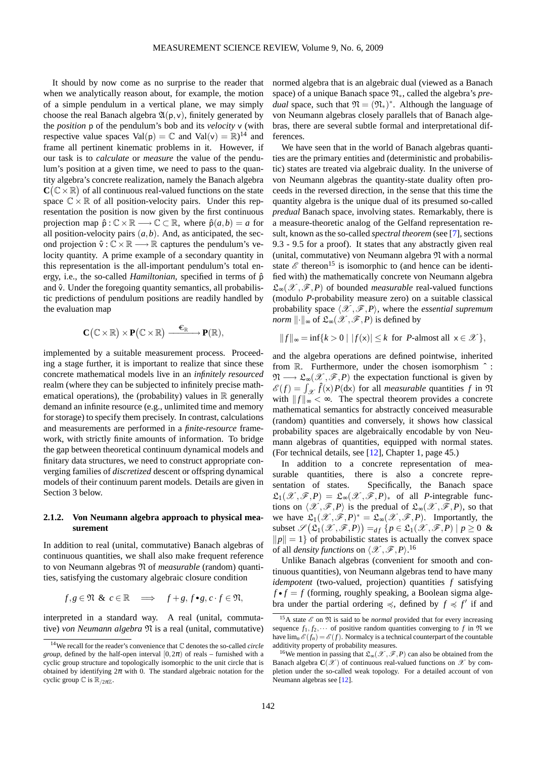It should by now come as no surprise to the reader that when we analytically reason about, for example, the motion of a simple pendulum in a vertical plane, we may simply choose the real Banach algebra $\mathfrak{A}(\mathsf{p},\mathsf{v})$, finitely generated by the *position* $\mathsf{p}$ of the pendulum's bob and its *velocity* $\mathsf{v}$ (with respective value spaces $\mathrm{Val}(\mathsf{p}) = \mathbb{C}$ and $\mathrm{Val}(\mathsf{v}) = \mathbb{R}$)[14] and frame all pertinent kinematic problems in it. However, if our task is to *calculate* or *measure* the value of the pendulum's position at a given time, we need to pass to the quantity algebra's concrete realization, namely the Banach algebra $\mathbf{C}(\mathbb{C}\times\mathbb{R})$ of all continuous real-valued functions on the state space $\mathbb{C}\times\mathbb{R}$ of all position-velocity pairs. Under this representation the position is now given by the first continuous projection map $\hat{\mathsf{p}} : \mathbb{C}\times\mathbb{R} \longrightarrow \mathbb{C} \subset \mathbb{R}$, where $\hat{\mathsf{p}}(a,b) = a$ for all position-velocity pairs $(a,b)$. And, as anticipated, the second projection $\hat{\mathsf{v}} : \mathbb{C}\times\mathbb{R} \longrightarrow \mathbb{R}$ captures the pendulum's velocity quantity. A prime example of a secondary quantity in this representation is the all-important pendulum's total energy, i.e., the so-called *Hamiltonian*, specified in terms of $\hat{\mathsf{p}}$ and $\hat{\mathsf{v}}$. Under the foregoing quantity semantics, all probabilistic predictions of pendulum positions are readily handled by the evaluation map

$$\mathbf{C}(\mathbb{C}\times\mathbb{R}) \times \mathbf{P}(\mathbb{C}\times\mathbb{R}) \xrightarrow{\;\mathfrak{E}_{\mathbb{R}}\;} \mathbf{P}(\mathbb{R}),$$

implemented by a suitable measurement process. Proceeding a stage further, it is important to realize that since these concrete mathematical models live in an *infinitely resourced* realm (where they can be subjected to infinitely precise mathematical operations), the (probability) values in $\mathbb{R}$ generally demand an infinite resource (e.g., unlimited time and memory for storage) to specify them precisely. In contrast, calculations and measurements are performed in a *finite-resource* framework, with strictly finite amounts of information. To bridge the gap between theoretical continuum dynamical models and finitary data structures, we need to construct appropriate converging families of *discretized* descent or offspring dynamical models of their continuum parent models. Details are given in Section 3 below.

#### 2.1.2. Von Neumann algebra approach to physical measurement

In addition to real (unital, commutative) Banach algebras of continuous quantities, we shall also make frequent reference to von Neumann algebras $\mathfrak{N}$ of *measurable* (random) quantities, satisfying the customary algebraic closure condition

$$f,g \in \mathfrak{N} \;\&\; c \in \mathbb{R} \quad\Longrightarrow\quad f+g,\, f\bullet g,\, c\cdot f \in \mathfrak{N},$$

interpreted in a standard way. A real (unital, commutative) *von Neumann algebra* $\mathfrak{N}$ is a real (unital, commutative) normed algebra that is an algebraic dual (viewed as a Banach space) of a unique Banach space $\mathfrak{N}_*$, called the algebra's *predual* space, such that $\mathfrak{N} = (\mathfrak{N}_*)^*$. Although the language of von Neumann algebras closely parallels that of Banach algebras, there are several subtle formal and interpretational differences.

We have seen that in the world of Banach algebras quantities are the primary entities and (deterministic and probabilistic) states are treated via algebraic duality. In the universe of von Neumann algebras the quantity-state duality often proceeds in the reversed direction, in the sense that this time the quantity algebra is the unique dual of its presumed so-called *predual* Banach space, involving states. Remarkably, there is a measure-theoretic analog of the Gelfand representation result, known as the so-called *spectral theorem* (see [7], sections 9.3 - 9.5 for a proof). It states that any abstractly given real (unital, commutative) von Neumann algebra $\mathfrak{N}$ with a normal state $\mathscr{E}$ thereon[15] is isomorphic to (and hence can be identified with) the mathematically concrete von Neumann algebra $\mathfrak{L}_\infty(\mathscr{X},\mathscr{F},P)$ of bounded *measurable* real-valued functions (modulo $P$-probability measure zero) on a suitable classical probability space $\langle\mathscr{X},\mathscr{F},P\rangle$, where the *essential supremum norm* $\|\cdot\|_\infty$ of $\mathfrak{L}_\infty(\mathscr{X},\mathscr{F},P)$ is defined by

$$\|f\|_\infty = \inf\{k>0 \mid |f(\mathsf{x})| \le k \;\text{ for } P\text{-almost all } \mathsf{x}\in\mathscr{X}\},$$

and the algebra operations are defined pointwise, inherited from $\mathbb{R}$. Furthermore, under the chosen isomorphism $\hat{\ } : \mathfrak{N} \longrightarrow \mathfrak{L}_\infty(\mathscr{X},\mathscr{F},P)$ the expectation functional is given by $\mathscr{E}(f) = \int_{\mathscr{X}} \hat{f}(\mathsf{x})P(\mathrm{d}\mathsf{x})$ for all *measurable* quantities $f$ in $\mathfrak{N}$ with $\|f\|_\infty < \infty$. The spectral theorem provides a concrete mathematical semantics for abstractly conceived measurable (random) quantities and conversely, it shows how classical probability spaces are algebraically encodable by von Neumann algebras of quantities, equipped with normal states. (For technical details, see [12], Chapter 1, page 45.)

In addition to a concrete representation of measurable quantities, there is also a concrete representation of states. Specifically, the Banach space $\mathfrak{L}_1(\mathscr{X},\mathscr{F},P) = \mathfrak{L}_\infty(\mathscr{X},\mathscr{F},P)_*$ of all $P$-integrable functions on $\langle\mathscr{X},\mathscr{F},P\rangle$ is the predual of $\mathfrak{L}_\infty(\mathscr{X},\mathscr{F},P)$, so that we have $\mathfrak{L}_1(\mathscr{X},\mathscr{F},P)^* = \mathfrak{L}_\infty(\mathscr{X},\mathscr{F},P)$. Importantly, the subset $\mathscr{S}\big(\mathfrak{L}_1(\mathscr{X},\mathscr{F},P)\big) =_{df} \{p \in \mathfrak{L}_1(\mathscr{X},\mathscr{F},P) \mid p \ge 0 \;\&\; \|p\| = 1\}$ of probabilistic states is actually the convex space of all *density functions* on $\langle\mathscr{X},\mathscr{F},P\rangle$.[16]

Unlike Banach algebras (convenient for smooth and continuous quantities), von Neumann algebras tend to have many *idempotent* (two-valued, projection) quantities $f$ satisfying $f\bullet f = f$ (forming, roughly speaking, a Boolean sigma algebra under the partial ordering $\preccurlyeq$, defined by $f \preccurlyeq f'$ if and

---

[14] We recall for the reader's convenience that $\mathbb{C}$ denotes the so-called *circle group*, defined by the half-open interval $[0,2\pi)$ of reals – furnished with a cyclic group structure and topologically isomorphic to the unit circle that is obtained by identifying $2\pi$ with 0. The standard algebraic notation for the cyclic group $\mathbb{C}$ is $\mathbb{R}_{/2\pi\mathbb{Z}}$.

[15] A state $\mathscr{E}$ on $\mathfrak{N}$ is said to be *normal* provided that for every increasing sequence $f_1, f_2, \cdots$ of positive random quantities converging to $f$ in $\mathfrak{N}$ we have $\lim_n \mathscr{E}(f_n) = \mathscr{E}(f)$. Normalcy is a technical counterpart of the countable additivity property of probability measures.

[16] We mention in passing that $\mathfrak{L}_\infty(\mathscr{X},\mathscr{F},P)$ can also be obtained from the Banach algebra $\mathbf{C}(\mathscr{X})$ of continuous real-valued functions on $\mathscr{X}$ by completion under the so-called weak topology. For a detailed account of von Neumann algebras see [12].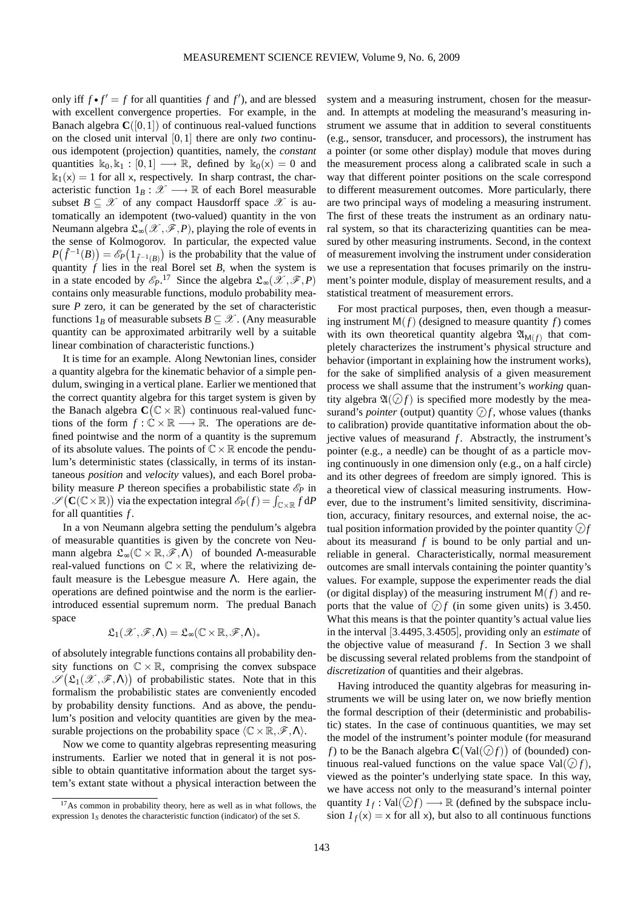only iff $f \bullet f' = f$ for all quantities $f$ and $f'$), and are blessed with excellent convergence properties. For example, in the Banach algebra $\mathbf{C}([0,1])$ of continuous real-valued functions on the closed unit interval $[0,1]$ there are only *two* continuous idempotent (projection) quantities, namely, the *constant* quantities $\Bbbk_0, \Bbbk_1 : [0,1] \longrightarrow \mathbb{R}$, defined by $\Bbbk_0(\mathsf{x}) = 0$ and $\Bbbk_1(\mathsf{x}) = 1$ for all $\mathsf{x}$, respectively. In sharp contrast, the characteristic function $1_B : \mathscr{X} \longrightarrow \mathbb{R}$ of each Borel measurable subset $B \subseteq \mathscr{X}$ of any compact Hausdorff space $\mathscr{X}$ is automatically an idempotent (two-valued) quantity in the von Neumann algebra $\mathfrak{L}_\infty(\mathscr{X}, \mathscr{F}, P)$, playing the role of events in the sense of Kolmogorov. In particular, the expected value $P\big(\hat{f}^{-1}(B)\big) = \mathscr{E}_P\big(1_{\hat{f}^{-1}(B)}\big)$ is the probability that the value of quantity $f$ lies in the real Borel set $B$, when the system is in a state encoded by $\mathscr{E}_P$.[17] Since the algebra $\mathfrak{L}_\infty(\mathscr{X}, \mathscr{F}, P)$ contains only measurable functions, modulo probability measure $P$ zero, it can be generated by the set of characteristic functions $1_B$ of measurable subsets $B \subseteq \mathscr{X}$. (Any measurable quantity can be approximated arbitrarily well by a suitable linear combination of characteristic functions.)

It is time for an example. Along Newtonian lines, consider a quantity algebra for the kinematic behavior of a simple pendulum, swinging in a vertical plane. Earlier we mentioned that the correct quantity algebra for this target system is given by the Banach algebra $\mathbf{C}\big(\mathbb{C} \times \mathbb{R}\big)$ continuous real-valued functions of the form $f : \mathbb{C} \times \mathbb{R} \longrightarrow \mathbb{R}$. The operations are defined pointwise and the norm of a quantity is the supremum of its absolute values. The points of $\mathbb{C} \times \mathbb{R}$ encode the pendulum's deterministic states (classically, in terms of its instantaneous *position* and *velocity* values), and each Borel probability measure $P$ thereon specifies a probabilistic state $\mathscr{E}_P$ in $\mathscr{S}\big(\mathbf{C}(\mathbb{C} \times \mathbb{R})\big)$ via the expectation integral $\mathscr{E}_P(f) = \int_{\mathbb{C} \times \mathbb{R}} f \, \mathrm{d}P$ for all quantities $f$.

In a von Neumann algebra setting the pendulum's algebra of measurable quantities is given by the concrete von Neumann algebra $\mathfrak{L}_\infty(\mathbb{C} \times \mathbb{R}, \mathscr{F}, \Lambda)$ of bounded $\Lambda$-measurable real-valued functions on $\mathbb{C} \times \mathbb{R}$, where the relativizing default measure is the Lebesgue measure $\Lambda$. Here again, the operations are defined pointwise and the norm is the earlier-introduced essential supremum norm. The predual Banach space

$$\mathfrak{L}_1(\mathscr{X}, \mathscr{F}, \Lambda) = \mathfrak{L}_\infty(\mathbb{C} \times \mathbb{R}, \mathscr{F}, \Lambda)_*$$

of absolutely integrable functions contains all probability density functions on $\mathbb{C} \times \mathbb{R}$, comprising the convex subspace $\mathscr{S}\big(\mathfrak{L}_1(\mathscr{X}, \mathscr{F}, \Lambda)\big)$ of probabilistic states. Note that in this formalism the probabilistic states are conveniently encoded by probability density functions. And as above, the pendulum's position and velocity quantities are given by the measurable projections on the probability space $\langle \mathbb{C} \times \mathbb{R}, \mathscr{F}, \Lambda \rangle$.

Now we come to quantity algebras representing measuring instruments. Earlier we noted that in general it is not possible to obtain quantitative information about the target system's extant state without a physical interaction between the system and a measuring instrument, chosen for the measurand. In attempts at modeling the measurand's measuring instrument we assume that in addition to several constituents (e.g., sensor, transducer, and processors), the instrument has a pointer (or some other display) module that moves during the measurement process along a calibrated scale in such a way that different pointer positions on the scale correspond to different measurement outcomes. More particularly, there are two principal ways of modeling a measuring instrument. The first of these treats the instrument as an ordinary natural system, so that its characterizing quantities can be measured by other measuring instruments. Second, in the context of measurement involving the instrument under consideration we use a representation that focuses primarily on the instrument's pointer module, display of measurement results, and a statistical treatment of measurement errors.

For most practical purposes, then, even though a measuring instrument $\mathsf{M}(f)$ (designed to measure quantity $f$) comes with its own theoretical quantity algebra $\mathfrak{A}_{\mathsf{M}(f)}$ that completely characterizes the instrument's physical structure and behavior (important in explaining how the instrument works), for the sake of simplified analysis of a given measurement process we shall assume that the instrument's *working* quantity algebra $\mathfrak{A}(\circledS f)$ is specified more modestly by the measurand's *pointer* (output) quantity $\circledS f$, whose values (thanks to calibration) provide quantitative information about the objective values of measurand $f$. Abstractly, the instrument's pointer (e.g., a needle) can be thought of as a particle moving continuously in one dimension only (e.g., on a half circle) and its other degrees of freedom are simply ignored. This is a theoretical view of classical measuring instruments. However, due to the instrument's limited sensitivity, discrimination, accuracy, finitary resources, and external noise, the actual position information provided by the pointer quantity $\circledS f$ about its measurand $f$ is bound to be only partial and unreliable in general. Characteristically, normal measurement outcomes are small intervals containing the pointer quantity's values. For example, suppose the experimenter reads the dial (or digital display) of the measuring instrument $\mathsf{M}(f)$ and reports that the value of $\circledS f$ (in some given units) is 3.450. What this means is that the pointer quantity's actual value lies in the interval $[3.4495, 3.4505]$, providing only an *estimate* of the objective value of measurand $f$. In Section 3 we shall be discussing several related problems from the standpoint of *discretization* of quantities and their algebras.

Having introduced the quantity algebras for measuring instruments we will be using later on, we now briefly mention the formal description of their (deterministic and probabilistic) states. In the case of continuous quantities, we may set the model of the instrument's pointer module (for measurand $f$) to be the Banach algebra $\mathbf{C}\big(\mathrm{Val}(\circledS f)\big)$ of (bounded) continuous real-valued functions on the value space $\mathrm{Val}(\circledS f)$, viewed as the pointer's underlying state space. In this way, we have access not only to the measurand's internal pointer quantity $1_f : \mathrm{Val}(\circledS f) \longrightarrow \mathbb{R}$ (defined by the subspace inclusion $1_f(\mathsf{x}) = \mathsf{x}$ for all $\mathsf{x}$), but also to all continuous functions

---

[17] As common in probability theory, here as well as in what follows, the expression $1_S$ denotes the characteristic function (indicator) of the set $S$.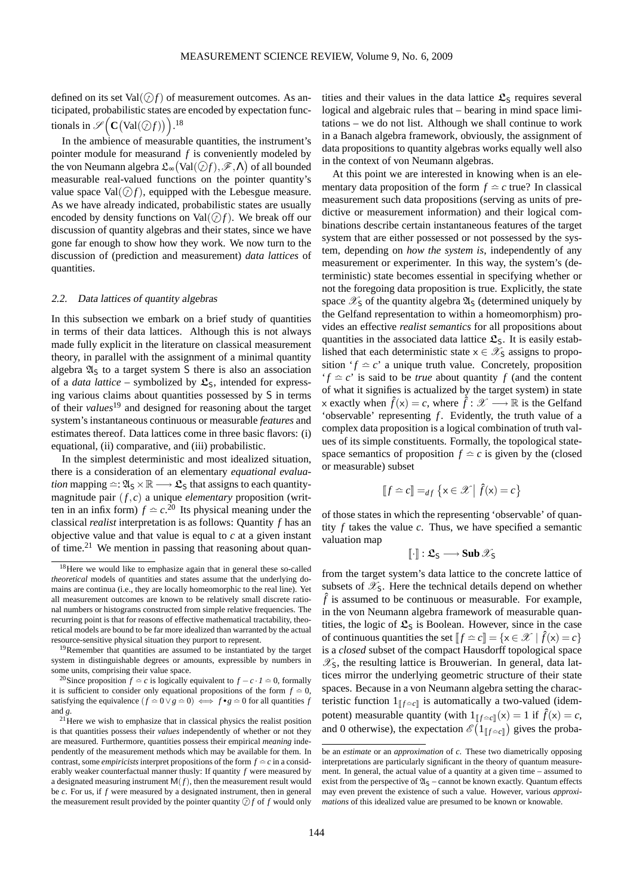defined on its set $\mathrm{Val}(\circledcirc f)$ of measurement outcomes. As anticipated, probabilistic states are encoded by expectation functionals in $\mathscr{S}\Big(\mathbf{C}\big(\mathrm{Val}(\circledcirc f)\big)\Big)$.[18]

In the ambience of measurable quantities, the instrument's pointer module for measurand $f$ is conveniently modeled by the von Neumann algebra $\mathfrak{L}_\infty\big(\mathrm{Val}(\circledcirc f), \mathscr{F}, \Lambda\big)$ of all bounded measurable real-valued functions on the pointer quantity's value space $\mathrm{Val}(\circledcirc f)$, equipped with the Lebesgue measure. As we have already indicated, probabilistic states are usually encoded by density functions on $\mathrm{Val}(\circledcirc f)$. We break off our discussion of quantity algebras and their states, since we have gone far enough to show how they work. We now turn to the discussion of (prediction and measurement) *data lattices* of quantities.

### 2.2. Data lattices of quantity algebras

In this subsection we embark on a brief study of quantities in terms of their data lattices. Although this is not always made fully explicit in the literature on classical measurement theory, in parallel with the assignment of a minimal quantity algebra $\mathfrak{A}_\mathsf{S}$ to a target system S there is also an association of a *data lattice* – symbolized by $\mathfrak{L}_\mathsf{S}$, intended for expressing various claims about quantities possessed by S in terms of their *values*[19] and designed for reasoning about the target system's instantaneous continuous or measurable *features* and estimates thereof. Data lattices come in three basic flavors: (i) equational, (ii) comparative, and (iii) probabilistic.

In the simplest deterministic and most idealized situation, there is a consideration of an elementary *equational evaluation* mapping $\doteq\colon \mathfrak{A}_\mathsf{S} \times \mathbb{R} \longrightarrow \mathfrak{L}_\mathsf{S}$ that assigns to each quantity-magnitude pair $(f, c)$ a unique *elementary* proposition (written in an infix form) $f \doteq c$.[20] Its physical meaning under the classical *realist* interpretation is as follows: Quantity $f$ has an objective value and that value is equal to $c$ at a given instant of time.[21] We mention in passing that reasoning about quantities and their values in the data lattice $\mathfrak{L}_\mathsf{S}$ requires several logical and algebraic rules that – bearing in mind space limitations – we do not list. Although we shall continue to work in a Banach algebra framework, obviously, the assignment of data propositions to quantity algebras works equally well also in the context of von Neumann algebras.

At this point we are interested in knowing when is an elementary data proposition of the form $f \doteq c$ true? In classical measurement such data propositions (serving as units of predictive or measurement information) and their logical combinations describe certain instantaneous features of the target system that are either possessed or not possessed by the system, depending on *how the system is*, independently of any measurement or experimenter. In this way, the system's (deterministic) state becomes essential in specifying whether or not the foregoing data proposition is true. Explicitly, the state space $\mathscr{X}_\mathsf{S}$ of the quantity algebra $\mathfrak{A}_\mathsf{S}$ (determined uniquely by the Gelfand representation to within a homeomorphism) provides an effective *realist semantics* for all propositions about quantities in the associated data lattice $\mathfrak{L}_\mathsf{S}$. It is easily established that each deterministic state $\mathsf{x} \in \mathscr{X}_\mathsf{S}$ assigns to proposition '$f \doteq c$' a unique truth value. Concretely, proposition '$f \doteq c$' is said to be *true* about quantity $f$ (and the content of what it signifies is actualized by the target system) in state $\mathsf{x}$ exactly when $\hat{f}(\mathsf{x}) = c$, where $\hat{f}\colon \mathscr{X} \longrightarrow \mathbb{R}$ is the Gelfand 'observable' representing $f$. Evidently, the truth value of a complex data proposition is a logical combination of truth values of its simple constituents. Formally, the topological state-space semantics of proposition $f \doteq c$ is given by the (closed or measurable) subset

$$[\![f \doteq c]\!] =_{df} \left\{\mathsf{x} \in \mathscr{X} \,\middle|\, \hat{f}(\mathsf{x}) = c\right\}$$

of those states in which the representing 'observable' of quantity $f$ takes the value $c$. Thus, we have specified a semantic valuation map

$$[\![\cdot]\!] : \mathfrak{L}_\mathsf{S} \longrightarrow \mathbf{Sub}\,\mathscr{X}_\mathsf{S}$$

from the target system's data lattice to the concrete lattice of subsets of $\mathscr{X}_\mathsf{S}$. Here the technical details depend on whether $\hat{f}$ is assumed to be continuous or measurable. For example, in the von Neumann algebra framework of measurable quantities, the logic of $\mathfrak{L}_\mathsf{S}$ is Boolean. However, since in the case of continuous quantities the set $[\![f \doteq c]\!] = \{\mathsf{x} \in \mathscr{X} \mid \hat{f}(\mathsf{x}) = c\}$ is a *closed* subset of the compact Hausdorff topological space $\mathscr{X}_\mathsf{S}$, the resulting lattice is Brouwerian. In general, data lattices mirror the underlying geometric structure of their state spaces. Because in a von Neumann algebra setting the characteristic function $1_{[\![f \doteq c]\!]}$ is automatically a two-valued (idempotent) measurable quantity (with $1_{[\![f \doteq c]\!]}(\mathsf{x}) = 1$ if $\hat{f}(\mathsf{x}) = c$, and 0 otherwise), the expectation $\mathscr{E}\big(1_{[\![f \doteq c]\!]}\big)$ gives the proba-

---

[18] Here we would like to emphasize again that in general these so-called *theoretical* models of quantities and states assume that the underlying domains are continua (i.e., they are locally homeomorphic to the real line). Yet all measurement outcomes are known to be relatively small discrete rational numbers or histograms constructed from simple relative frequencies. The recurring point is that for reasons of effective mathematical tractability, theoretical models are bound to be far more idealized than warranted by the actual resource-sensitive physical situation they purport to represent.

[19] Remember that quantities are assumed to be instantiated by the target system in distinguishable degrees or amounts, expressible by numbers in some units, comprising their value space.

[20] Since proposition $f \doteq c$ is logically equivalent to $f - c \cdot 1 \doteq 0$, formally it is sufficient to consider only equational propositions of the form $f \doteq 0$, satisfying the equivalence $(f \doteq 0 \vee g \doteq 0) \iff f \bullet g \doteq 0$ for all quantities $f$ and $g$.

[21] Here we wish to emphasize that in classical physics the realist position is that quantities possess their *values* independently of whether or not they are measured. Furthermore, quantities possess their empirical *meaning* independently of the measurement methods which may be available for them. In contrast, some *empiricists* interpret propositions of the form $f \doteq c$ in a considerably weaker counterfactual manner thusly: If quantity $f$ were measured by a designated measuring instrument $\mathsf{M}(f)$, then the measurement result would be $c$. For us, if $f$ were measured by a designated instrument, then in general the measurement result provided by the pointer quantity $\circledcirc f$ of $f$ would only be an *estimate* or an *approximation* of $c$. These two diametrically opposing interpretations are particularly significant in the theory of quantum measurement. In general, the actual value of a quantity at a given time – assumed to exist from the perspective of $\mathfrak{A}_\mathsf{S}$ – cannot be known exactly. Quantum effects may even prevent the existence of such a value. However, various *approximations* of this idealized value are presumed to be known or knowable.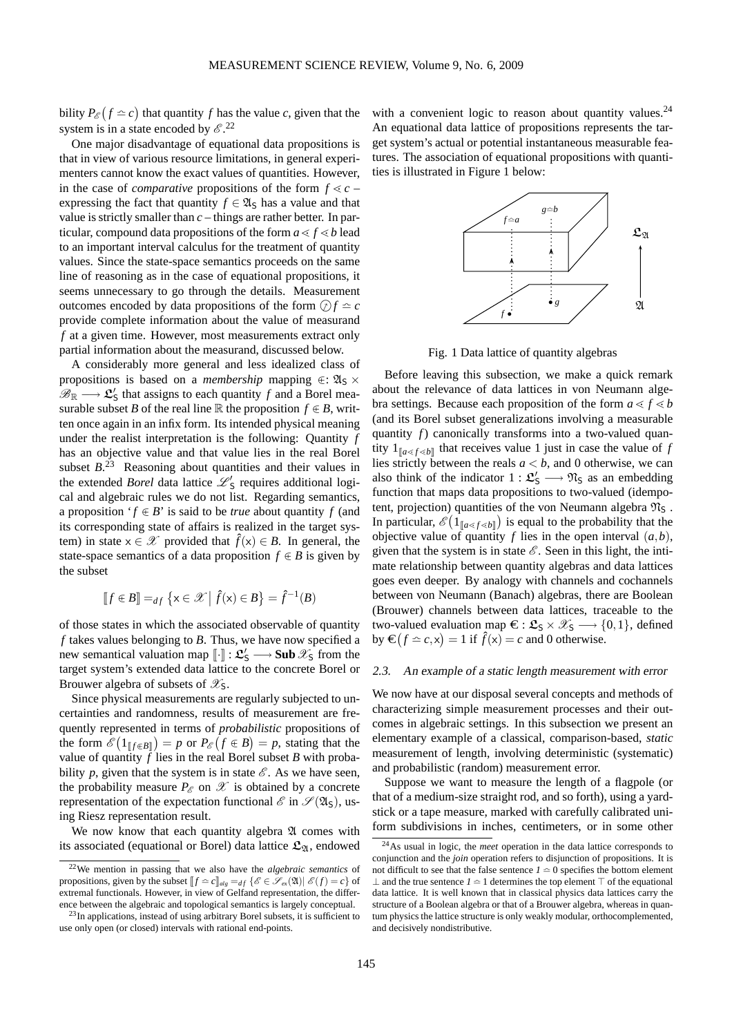bility $P_{\mathscr{E}}(f \doteq c)$ that quantity $f$ has the value $c$, given that the system is in a state encoded by $\mathscr{E}$.[22]

One major disadvantage of equational data propositions is that in view of various resource limitations, in general experimenters cannot know the exact values of quantities. However, in the case of *comparative* propositions of the form $f \lessdot c$ – expressing the fact that quantity $f \in \mathfrak{A}_{\mathsf{S}}$ has a value and that value is strictly smaller than $c$ – things are rather better. In particular, compound data propositions of the form $a \lessdot f \lessdot b$ lead to an important interval calculus for the treatment of quantity values. Since the state-space semantics proceeds on the same line of reasoning as in the case of equational propositions, it seems unnecessary to go through the details. Measurement outcomes encoded by data propositions of the form $\circledast f \doteq c$ provide complete information about the value of measurand $f$ at a given time. However, most measurements extract only partial information about the measurand, discussed below.

A considerably more general and less idealized class of propositions is based on a *membership* mapping $\Subset : \mathfrak{A}_{\mathsf{S}} \times \mathscr{B}_{\mathbb{R}} \longrightarrow \mathfrak{L}'_{\mathsf{S}}$ that assigns to each quantity $f$ and a Borel measurable subset $B$ of the real line $\mathbb{R}$ the proposition $f \Subset B$, written once again in an infix form. Its intended physical meaning under the realist interpretation is the following: Quantity $f$ has an objective value and that value lies in the real Borel subset $B$.[23] Reasoning about quantities and their values in the extended *Borel* data lattice $\mathscr{L}'_{\mathsf{S}}$ requires additional logical and algebraic rules we do not list. Regarding semantics, a proposition '$f \Subset B$' is said to be *true* about quantity $f$ (and its corresponding state of affairs is realized in the target system) in state $\mathsf{x} \in \mathscr{X}$ provided that $\hat{f}(\mathsf{x}) \in B$. In general, the state-space semantics of a data proposition $f \Subset B$ is given by the subset

$$[\![f \Subset B]\!] =_{df} \left\{\mathsf{x} \in \mathscr{X} \,\middle|\, \hat{f}(\mathsf{x}) \in B\right\} = \hat{f}^{-1}(B)$$

of those states in which the associated observable of quantity $f$ takes values belonging to $B$. Thus, we have now specified a new semantical valuation map $[\![\cdot]\!] : \mathfrak{L}'_{\mathsf{S}} \longrightarrow \mathbf{Sub}\,\mathscr{X}_{\mathsf{S}}$ from the target system's extended data lattice to the concrete Borel or Brouwer algebra of subsets of $\mathscr{X}_{\mathsf{S}}$.

Since physical measurements are regularly subjected to uncertainties and randomness, results of measurement are frequently represented in terms of *probabilistic* propositions of the form $\mathscr{E}(1_{[\![f \Subset B]\!]}) = p$ or $P_{\mathscr{E}}(f \Subset B) = p$, stating that the value of quantity $f$ lies in the real Borel subset $B$ with probability $p$, given that the system is in state $\mathscr{E}$. As we have seen, the probability measure $P_{\mathscr{E}}$ on $\mathscr{X}$ is obtained by a concrete representation of the expectation functional $\mathscr{E}$ in $\mathscr{S}(\mathfrak{A}_{\mathsf{S}})$, using Riesz representation result.

We now know that each quantity algebra $\mathfrak{A}$ comes with its associated (equational or Borel) data lattice $\mathfrak{L}_{\mathfrak{A}}$, endowed with a convenient logic to reason about quantity values.[24] An equational data lattice of propositions represents the target system's actual or potential instantaneous measurable features. The association of equational propositions with quantities is illustrated in Figure 1 below:

Fig. 1 Data lattice of quantity algebras

Before leaving this subsection, we make a quick remark about the relevance of data lattices in von Neumann algebra settings. Because each proposition of the form $a \lessdot f \lessdot b$ (and its Borel subset generalizations involving a measurable quantity $f$) canonically transforms into a two-valued quantity $1_{[\![a \lessdot f \lessdot b]\!]}$ that receives value 1 just in case the value of $f$ lies strictly between the reals $a < b$, and 0 otherwise, we can also think of the indicator $1 : \mathfrak{L}'_{\mathsf{S}} \longrightarrow \mathfrak{N}_{\mathsf{S}}$ as an embedding function that maps data propositions to two-valued (idempotent, projection) quantities of the von Neumann algebra $\mathfrak{N}_{\mathsf{S}}$. In particular, $\mathscr{E}(1_{[\![a \lessdot f \lessdot b]\!]})$ is equal to the probability that the objective value of quantity $f$ lies in the open interval $(a,b)$, given that the system is in state $\mathscr{E}$. Seen in this light, the intimate relationship between quantity algebras and data lattices goes even deeper. By analogy with channels and cochannels between von Neumann (Banach) algebras, there are Boolean (Brouwer) channels between data lattices, traceable to the two-valued evaluation map $\boldsymbol{\in} : \mathfrak{L}_{\mathsf{S}} \times \mathscr{X}_{\mathsf{S}} \longrightarrow \{0,1\}$, defined by $\boldsymbol{\in}(f \doteq c, \mathsf{x}) = 1$ if $\hat{f}(\mathsf{x}) = c$ and 0 otherwise.

### 2.3. An example of a static length measurement with error

We now have at our disposal several concepts and methods of characterizing simple measurement processes and their outcomes in algebraic settings. In this subsection we present an elementary example of a classical, comparison-based, *static* measurement of length, involving deterministic (systematic) and probabilistic (random) measurement error.

Suppose we want to measure the length of a flagpole (or that of a medium-size straight rod, and so forth), using a yardstick or a tape measure, marked with carefully calibrated uniform subdivisions in inches, centimeters, or in some other

---

[22] We mention in passing that we also have the *algebraic semantics* of propositions, given by the subset $[\![f \doteq c]\!]_{alg} =_{df} \{\mathscr{E} \in \mathscr{S}_{ex}(\mathfrak{A}) \mid \mathscr{E}(f) = c\}$ of extremal functionals. However, in view of Gelfand representation, the difference between the algebraic and topological semantics is largely conceptual.

[23] In applications, instead of using arbitrary Borel subsets, it is sufficient to use only open (or closed) intervals with rational end-points.

[24] As usual in logic, the *meet* operation in the data lattice corresponds to conjunction and the *join* operation refers to disjunction of propositions. It is not difficult to see that the false sentence $1 \doteq 0$ specifies the bottom element $\perp$ and the true sentence $1 \doteq 1$ determines the top element $\top$ of the equational data lattice. It is well known that in classical physics data lattices carry the structure of a Boolean algebra or that of a Brouwer algebra, whereas in quantum physics the lattice structure is only weakly modular, orthocomplemented, and decisively nondistributive.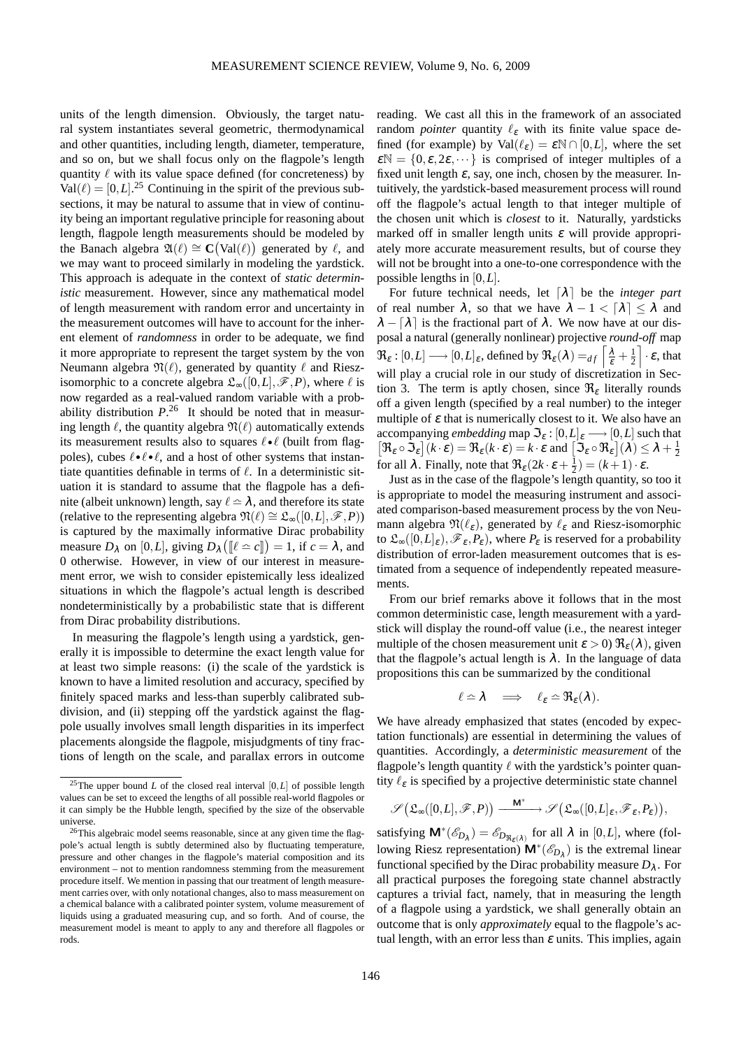units of the length dimension. Obviously, the target natural system instantiates several geometric, thermodynamical and other quantities, including length, diameter, temperature, and so on, but we shall focus only on the flagpole's length quantity $\ell$ with its value space defined (for concreteness) by $\mathrm{Val}(\ell) = [0,L]$.[25] Continuing in the spirit of the previous subsections, it may be natural to assume that in view of continuity being an important regulative principle for reasoning about length, flagpole length measurements should be modeled by the Banach algebra $\mathfrak{A}(\ell) \cong \mathbf{C}\big(\mathrm{Val}(\ell)\big)$ generated by $\ell$, and we may want to proceed similarly in modeling the yardstick. This approach is adequate in the context of *static deterministic* measurement. However, since any mathematical model of length measurement with random error and uncertainty in the measurement outcomes will have to account for the inherent element of *randomness* in order to be adequate, we find it more appropriate to represent the target system by the von Neumann algebra $\mathfrak{N}(\ell)$, generated by quantity $\ell$ and Riesz-isomorphic to a concrete algebra $\mathfrak{L}_\infty([0,L],\mathscr{F},P)$, where $\ell$ is now regarded as a real-valued random variable with a probability distribution $P$.[26] It should be noted that in measuring length $\ell$, the quantity algebra $\mathfrak{N}(\ell)$ automatically extends its measurement results also to squares $\ell \bullet \ell$ (built from flagpoles), cubes $\ell \bullet \ell \bullet \ell$, and a host of other systems that instantiate quantities definable in terms of $\ell$. In a deterministic situation it is standard to assume that the flagpole has a definite (albeit unknown) length, say $\ell \simeq \lambda$, and therefore its state (relative to the representing algebra $\mathfrak{N}(\ell) \cong \mathfrak{L}_\infty([0,L],\mathscr{F},P)$) is captured by the maximally informative Dirac probability measure $D_\lambda$ on $[0,L]$, giving $D_\lambda\big([\![\ell \simeq c]\!]\big) = 1$, if $c = \lambda$, and 0 otherwise. However, in view of our interest in measurement error, we wish to consider epistemically less idealized situations in which the flagpole's actual length is described nondeterministically by a probabilistic state that is different from Dirac probability distributions.

In measuring the flagpole's length using a yardstick, generally it is impossible to determine the exact length value for at least two simple reasons: (i) the scale of the yardstick is known to have a limited resolution and accuracy, specified by finitely spaced marks and less-than superbly calibrated subdivision, and (ii) stepping off the yardstick against the flagpole usually involves small length disparities in its imperfect placements alongside the flagpole, misjudgments of tiny fractions of length on the scale, and parallax errors in outcome reading. We cast all this in the framework of an associated random *pointer* quantity $\ell_\varepsilon$ with its finite value space defined (for example) by $\mathrm{Val}(\ell_\varepsilon) = \varepsilon\mathbb{N} \cap [0,L]$, where the set $\varepsilon\mathbb{N} = \{0, \varepsilon, 2\varepsilon, \cdots\}$ is comprised of integer multiples of a fixed unit length $\varepsilon$, say, one inch, chosen by the measurer. Intuitively, the yardstick-based measurement process will round off the flagpole's actual length to that integer multiple of the chosen unit which is *closest* to it. Naturally, yardsticks marked off in smaller length units $\varepsilon$ will provide appropriately more accurate measurement results, but of course they will not be brought into a one-to-one correspondence with the possible lengths in $[0,L]$.

For future technical needs, let $\lceil \lambda \rceil$ be the *integer part* of real number $\lambda$, so that we have $\lambda - 1 < \lceil \lambda \rceil \leq \lambda$ and $\lambda - \lceil \lambda \rceil$ is the fractional part of $\lambda$. We now have at our disposal a natural (generally nonlinear) projective *round-off* map $\mathfrak{R}_\varepsilon : [0,L] \longrightarrow [0,L]_\varepsilon$, defined by $\mathfrak{R}_\varepsilon(\lambda) =_{df} \left\lceil \frac{\lambda}{\varepsilon} + \frac{1}{2} \right\rceil \cdot \varepsilon$, that will play a crucial role in our study of discretization in Section 3. The term is aptly chosen, since $\mathfrak{R}_\varepsilon$ literally rounds off a given length (specified by a real number) to the integer multiple of $\varepsilon$ that is numerically closest to it. We also have an accompanying *embedding* map $\mathfrak{I}_\varepsilon : [0,L]_\varepsilon \longrightarrow [0,L]$ such that $\big[\mathfrak{R}_\varepsilon \circ \mathfrak{I}_\varepsilon\big](k \cdot \varepsilon) = \mathfrak{R}_\varepsilon(k \cdot \varepsilon) = k \cdot \varepsilon$ and $\big[\mathfrak{I}_\varepsilon \circ \mathfrak{R}_\varepsilon\big](\lambda) \leq \lambda + \frac{1}{2}$ for all $\lambda$. Finally, note that $\mathfrak{R}_\varepsilon(2k \cdot \varepsilon + \frac{1}{2}) = (k+1) \cdot \varepsilon$.

Just as in the case of the flagpole's length quantity, so too it is appropriate to model the measuring instrument and associated comparison-based measurement process by the von Neumann algebra $\mathfrak{N}(\ell_\varepsilon)$, generated by $\ell_\varepsilon$ and Riesz-isomorphic to $\mathfrak{L}_\infty([0,L]_\varepsilon), \mathscr{F}_\varepsilon, P_\varepsilon)$, where $P_\varepsilon$ is reserved for a probability distribution of error-laden measurement outcomes that is estimated from a sequence of independently repeated measurements.

From our brief remarks above it follows that in the most common deterministic case, length measurement with a yardstick will display the round-off value (i.e., the nearest integer multiple of the chosen measurement unit $\varepsilon > 0$) $\mathfrak{R}_\varepsilon(\lambda)$, given that the flagpole's actual length is $\lambda$. In the language of data propositions this can be summarized by the conditional

$$\ell \simeq \lambda \quad \Longrightarrow \quad \ell_\varepsilon \simeq \mathfrak{R}_\varepsilon(\lambda).$$

We have already emphasized that states (encoded by expectation functionals) are essential in determining the values of quantities. Accordingly, a *deterministic measurement* of the flagpole's length quantity $\ell$ with the yardstick's pointer quantity $\ell_\varepsilon$ is specified by a projective deterministic state channel

$$\mathscr{S}\big(\mathfrak{L}_\infty([0,L],\mathscr{F},P)\big) \xrightarrow{\;\mathsf{M}^*\;} \mathscr{S}\big(\mathfrak{L}_\infty([0,L]_\varepsilon,\mathscr{F}_\varepsilon,P_\varepsilon)\big),$$

satisfying $\mathsf{M}^*(\mathscr{E}_{D_\lambda}) = \mathscr{E}_{D_{\mathfrak{R}_\varepsilon(\lambda)}}$ for all $\lambda$ in $[0,L]$, where (following Riesz representation) $\mathsf{M}^*(\mathscr{E}_{D_\lambda})$ is the extremal linear functional specified by the Dirac probability measure $D_\lambda$. For all practical purposes the foregoing state channel abstractly captures a trivial fact, namely, that in measuring the length of a flagpole using a yardstick, we shall generally obtain an outcome that is only *approximately* equal to the flagpole's actual length, with an error less than $\varepsilon$ units. This implies, again

---

[25] The upper bound $L$ of the closed real interval $[0,L]$ of possible length values can be set to exceed the lengths of all possible real-world flagpoles or it can simply be the Hubble length, specified by the size of the observable universe.

[26] This algebraic model seems reasonable, since at any given time the flagpole's actual length is subtly determined also by fluctuating temperature, pressure and other changes in the flagpole's material composition and its environment – not to mention randomness stemming from the measurement procedure itself. We mention in passing that our treatment of length measurement carries over, with only notational changes, also to mass measurement on a chemical balance with a calibrated pointer system, volume measurement of liquids using a graduated measuring cup, and so forth. And of course, the measurement model is meant to apply to any and therefore all flagpoles or rods.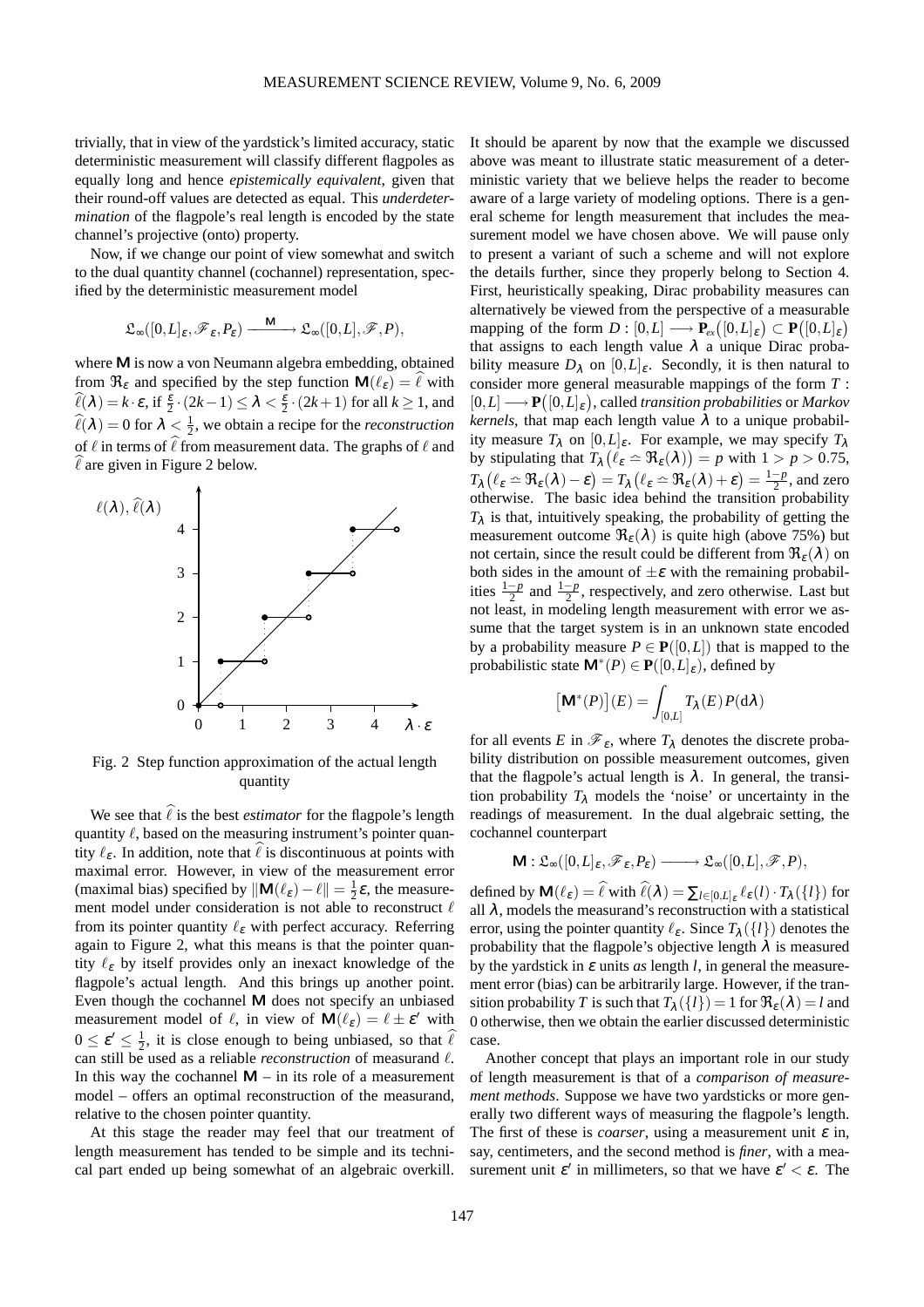trivially, that in view of the yardstick's limited accuracy, static deterministic measurement will classify different flagpoles as equally long and hence *epistemically equivalent*, given that their round-off values are detected as equal. This *underdetermination* of the flagpole's real length is encoded by the state channel's projective (onto) property.

Now, if we change our point of view somewhat and switch to the dual quantity channel (cochannel) representation, specified by the deterministic measurement model

$$\mathfrak{L}_\infty([0,L]_\varepsilon, \mathscr{F}_\varepsilon, P_\varepsilon) \xrightarrow{\ \mathsf{M}\ } \mathfrak{L}_\infty([0,L], \mathscr{F}, P),$$

where $\mathsf{M}$ is now a von Neumann algebra embedding, obtained from $\mathfrak{R}_\varepsilon$ and specified by the step function $\mathsf{M}(\ell_\varepsilon) = \widehat{\ell}$ with $\widehat{\ell}(\lambda) = k \cdot \varepsilon$, if $\frac{\varepsilon}{2} \cdot (2k-1) \leq \lambda < \frac{\varepsilon}{2} \cdot (2k+1)$ for all $k \geq 1$, and $\widehat{\ell}(\lambda) = 0$ for $\lambda < \frac{1}{2}$, we obtain a recipe for the *reconstruction* of $\ell$ in terms of $\widehat{\ell}$ from measurement data. The graphs of $\ell$ and $\widehat{\ell}$ are given in Figure 2 below.

Fig. 2 Step function approximation of the actual length quantity

We see that $\widehat{\ell}$ is the best *estimator* for the flagpole's length quantity $\ell$, based on the measuring instrument's pointer quantity $\ell_\varepsilon$. In addition, note that $\widehat{\ell}$ is discontinuous at points with maximal error. However, in view of the measurement error (maximal bias) specified by $\|\mathsf{M}(\ell_\varepsilon) - \ell\| = \frac{1}{2}\varepsilon$, the measurement model under consideration is not able to reconstruct $\ell$ from its pointer quantity $\ell_\varepsilon$ with perfect accuracy. Referring again to Figure 2, what this means is that the pointer quantity $\ell_\varepsilon$ by itself provides only an inexact knowledge of the flagpole's actual length. And this brings up another point. Even though the cochannel $\mathsf{M}$ does not specify an unbiased measurement model of $\ell$, in view of $\mathsf{M}(\ell_\varepsilon) = \ell \pm \varepsilon'$ with $0 \leq \varepsilon' \leq \frac{1}{2}$, it is close enough to being unbiased, so that $\widehat{\ell}$ can still be used as a reliable *reconstruction* of measurand $\ell$. In this way the cochannel $\mathsf{M}$ – in its role of a measurement model – offers an optimal reconstruction of the measurand, relative to the chosen pointer quantity.

At this stage the reader may feel that our treatment of length measurement has tended to be simple and its technical part ended up being somewhat of an algebraic overkill. It should be aparent by now that the example we discussed above was meant to illustrate static measurement of a deterministic variety that we believe helps the reader to become aware of a large variety of modeling options. There is a general scheme for length measurement that includes the measurement model we have chosen above. We will pause only to present a variant of such a scheme and will not explore the details further, since they properly belong to Section 4. First, heuristically speaking, Dirac probability measures can alternatively be viewed from the perspective of a measurable mapping of the form $D : [0,L] \longrightarrow \mathbf{P}_{ex}([0,L]_\varepsilon) \subset \mathbf{P}([0,L]_\varepsilon)$ that assigns to each length value $\lambda$ a unique Dirac probability measure $D_\lambda$ on $[0,L]_\varepsilon$. Secondly, it is then natural to consider more general measurable mappings of the form $T : [0,L] \longrightarrow \mathbf{P}([0,L]_\varepsilon)$, called *transition probabilities* or *Markov kernels*, that map each length value $\lambda$ to a unique probability measure $T_\lambda$ on $[0,L]_\varepsilon$. For example, we may specify $T_\lambda$ by stipulating that $T_\lambda(\ell_\varepsilon \doteq \mathfrak{R}_\varepsilon(\lambda)) = p$ with $1 > p > 0.75$, $T_\lambda(\ell_\varepsilon \doteq \mathfrak{R}_\varepsilon(\lambda) - \varepsilon) = T_\lambda(\ell_\varepsilon \doteq \mathfrak{R}_\varepsilon(\lambda) + \varepsilon) = \frac{1-p}{2}$, and zero otherwise. The basic idea behind the transition probability $T_\lambda$ is that, intuitively speaking, the probability of getting the measurement outcome $\mathfrak{R}_\varepsilon(\lambda)$ is quite high (above 75%) but not certain, since the result could be different from $\mathfrak{R}_\varepsilon(\lambda)$ on both sides in the amount of $\pm\varepsilon$ with the remaining probabilities $\frac{1-p}{2}$ and $\frac{1-p}{2}$, respectively, and zero otherwise. Last but not least, in modeling length measurement with error we assume that the target system is in an unknown state encoded by a probability measure $P \in \mathbf{P}([0,L])$ that is mapped to the probabilistic state $\mathsf{M}^*(P) \in \mathbf{P}([0,L]_\varepsilon)$, defined by

$$\big[\mathsf{M}^*(P)\big](E) = \int_{[0,L]} T_\lambda(E)\, P(\mathrm{d}\lambda)$$

for all events $E$ in $\mathscr{F}_\varepsilon$, where $T_\lambda$ denotes the discrete probability distribution on possible measurement outcomes, given that the flagpole's actual length is $\lambda$. In general, the transition probability $T_\lambda$ models the 'noise' or uncertainty in the readings of measurement. In the dual algebraic setting, the cochannel counterpart

$$\mathsf{M} : \mathfrak{L}_\infty([0,L]_\varepsilon, \mathscr{F}_\varepsilon, P_\varepsilon) \longrightarrow \mathfrak{L}_\infty([0,L], \mathscr{F}, P),$$

defined by $\mathsf{M}(\ell_\varepsilon) = \widehat{\ell}$ with $\widehat{\ell}(\lambda) = \sum_{l \in [0,L]_\varepsilon} \ell_\varepsilon(l) \cdot T_\lambda(\{l\})$ for all $\lambda$, models the measurand's reconstruction with a statistical error, using the pointer quantity $\ell_\varepsilon$. Since $T_\lambda(\{l\})$ denotes the probability that the flagpole's objective length $\lambda$ is measured by the yardstick in $\varepsilon$ units *as* length $l$, in general the measurement error (bias) can be arbitrarily large. However, if the transition probability $T$ is such that $T_\lambda(\{l\}) = 1$ for $\mathfrak{R}_\varepsilon(\lambda) = l$ and 0 otherwise, then we obtain the earlier discussed deterministic case.

Another concept that plays an important role in our study of length measurement is that of a *comparison of measurement methods*. Suppose we have two yardsticks or more generally two different ways of measuring the flagpole's length. The first of these is *coarser*, using a measurement unit $\varepsilon$ in, say, centimeters, and the second method is *finer*, with a measurement unit $\varepsilon'$ in millimeters, so that we have $\varepsilon' < \varepsilon$. The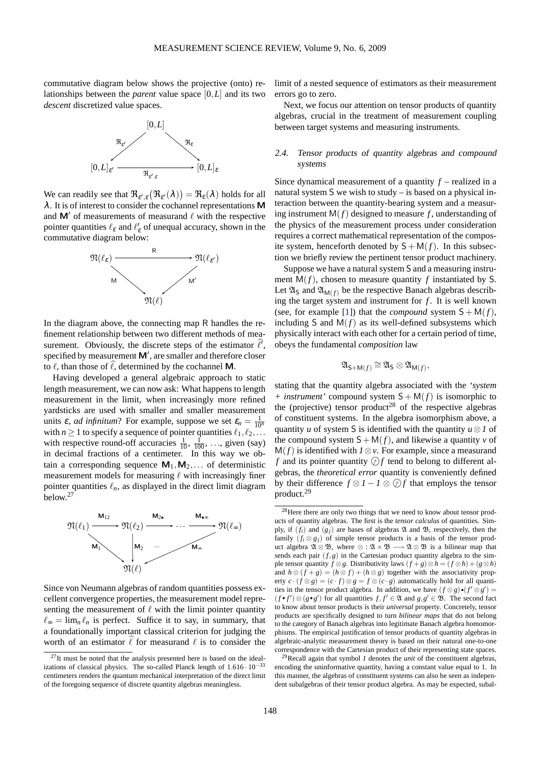commutative diagram below shows the projective (onto) relationships between the *parent* value space $[0,L]$ and its two *descent* discretized value spaces.

$$
\begin{array}{ccc}
 & [0,L] & \\
\swarrow \mathfrak{R}_{\varepsilon'} & & \mathfrak{R}_{\varepsilon} \searrow \\
[0,L]_{\varepsilon'} & \xrightarrow{\mathfrak{R}_{\varepsilon',\varepsilon}} & [0,L]_{\varepsilon}
\end{array}
$$

We can readily see that $\mathfrak{R}_{\varepsilon',\varepsilon}\big(\mathfrak{R}_{\varepsilon'}(\lambda)\big) = \mathfrak{R}_{\varepsilon}(\lambda)$ holds for all $\lambda$. It is of interest to consider the cochannel representations $\mathsf{M}$ and $\mathsf{M}'$ of measurements of measurand $\ell$ with the respective pointer quantities $\ell_\varepsilon$ and $\ell'_\varepsilon$ of unequal accuracy, shown in the commutative diagram below:

$$
\begin{array}{ccc}
\mathfrak{N}(\ell_\varepsilon) & \xrightarrow{\mathsf{R}} & \mathfrak{N}(\ell_{\varepsilon'}) \\
\mathsf{M} \searrow & & \swarrow \mathsf{M}' \\
 & \mathfrak{N}(\ell) &
\end{array}
$$

In the diagram above, the connecting map $\mathsf{R}$ handles the refinement relationship between two different methods of measurement. Obviously, the discrete steps of the estimator $\widehat{\ell}'$, specified by measurement $\mathsf{M}'$, are smaller and therefore closer to $\ell$, than those of $\widehat{\ell}$, determined by the cochannel $\mathsf{M}$.

Having developed a general algebraic approach to static length measurement, we can now ask: What happens to length measurement in the limit, when increasingly more refined yardsticks are used with smaller and smaller measurement units $\varepsilon$, *ad infinitum*? For example, suppose we set $\varepsilon_n = \frac{1}{10^n}$ with $n \geq 1$ to specify a sequence of pointer quantities $\ell_1, \ell_2, \ldots$ with respective round-off accuracies $\frac{1}{10}$, $\frac{1}{100}$, ..., given (say) in decimal fractions of a centimeter. In this way we obtain a corresponding sequence $\mathsf{M}_1, \mathsf{M}_2, \ldots$ of deterministic measurement models for measuring $\ell$ with increasingly finer pointer quantities $\ell_n$, as displayed in the direct limit diagram below.[27]

$$
\begin{array}{ccccccc}
\mathfrak{N}(\ell_1) & \xrightarrow{\mathsf{M}_{12}} & \mathfrak{N}(\ell_2) & \xrightarrow{\mathsf{M}_{2\bullet}} & \cdots & \xrightarrow{\mathsf{M}_{\bullet\infty}} & \mathfrak{N}(\ell_\infty) \\
 & \mathsf{M}_1 \searrow & \downarrow \mathsf{M}_2 & \cdots & & \swarrow \mathsf{M}_\infty & \\
 & & \mathfrak{N}(\ell) & & & &
\end{array}
$$

Since von Neumann algebras of random quantities possess excellent convergence properties, the measurement model representing the measurement of $\ell$ with the limit pointer quantity $\ell_\infty = \lim_n \ell_n$ is perfect. Suffice it to say, in summary, that a foundationally important classical criterion for judging the worth of an estimator $\widehat{\ell}$ for measurand $\ell$ is to consider the limit of a nested sequence of estimators as their measurement errors go to zero.

Next, we focus our attention on tensor products of quantity algebras, crucial in the treatment of measurement coupling between target systems and measuring instruments.

### 2.4. Tensor products of quantity algebras and compound systems

Since dynamical measurement of a quantity $f$ – realized in a natural system $\mathsf{S}$ we wish to study – is based on a physical interaction between the quantity-bearing system and a measuring instrument $\mathsf{M}(f)$ designed to measure $f$, understanding of the physics of the measurement process under consideration requires a correct mathematical representation of the composite system, henceforth denoted by $\mathsf{S} + \mathsf{M}(f)$. In this subsection we briefly review the pertinent tensor product machinery.

Suppose we have a natural system $\mathsf{S}$ and a measuring instrument $\mathsf{M}(f)$, chosen to measure quantity $f$ instantiated by $\mathsf{S}$. Let $\mathfrak{A}_\mathsf{S}$ and $\mathfrak{A}_{\mathsf{M}(f)}$ be the respective Banach algebras describing the target system and instrument for $f$. It is well known (see, for example [1]) that the *compound* system $\mathsf{S} + \mathsf{M}(f)$, including $\mathsf{S}$ and $\mathsf{M}(f)$ as its well-defined subsystems which physically interact with each other for a certain period of time, obeys the fundamental *composition* law

$$\mathfrak{A}_{\mathsf{S}+\mathsf{M}(f)} \cong \mathfrak{A}_\mathsf{S} \otimes \mathfrak{A}_{\mathsf{M}(f)},$$

stating that the quantity algebra associated with the *'system + instrument'* compound system $\mathsf{S} + \mathsf{M}(f)$ is isomorphic to the (projective) tensor product[28] of the respective algebras of constituent systems. In the algebra isomorphism above, a quantity $u$ of system $\mathsf{S}$ is identified with the quantity $u \otimes \mathit{1}$ of the compound system $\mathsf{S} + \mathsf{M}(f)$, and likewise a quantity $v$ of $\mathsf{M}(f)$ is identified with $\mathit{1} \otimes v$. For example, since a measurand $f$ and its pointer quantity $\mathcal{O}f$ tend to belong to different algebras, the *theoretical error* quantity is conveniently defined by their difference $f \otimes \mathit{1} - \mathit{1} \otimes \mathcal{O}f$ that employs the tensor product.[29]

---

[27] It must be noted that the analysis presented here is based on the idealizations of classical physics. The so-called Planck length of $1.616 \cdot 10^{-33}$ centimeters renders the quantum mechanical interpretation of the direct limit of the foregoing sequence of discrete quantity algebras meaningless.

[28] Here there are only two things that we need to know about tensor products of quantity algebras. The first is the *tensor calculus* of quantities. Simply, if $(f_i)$ and $(g_j)$ are bases of algebras $\mathfrak{A}$ and $\mathfrak{B}$, respectively, then the family $(f_i \otimes g_j)$ of simple tensor products is a basis of the tensor product algebra $\mathfrak{A} \otimes \mathfrak{B}$, where $\otimes : \mathfrak{A} \times \mathfrak{B} \longrightarrow \mathfrak{A} \otimes \mathfrak{B}$ is a bilinear map that sends each pair $(f,g)$ in the Cartesian product quantity algebra to the simple tensor quantity $f \otimes g$. Distributivity laws $(f+g) \otimes h = (f \otimes h) + (g \otimes h)$ and $h \otimes (f+g) = (h \otimes f) + (h \otimes g)$ together with the associativity property $c \cdot (f \otimes g) = (c \cdot f) \otimes g = f \otimes (c \cdot g)$ automatically hold for all quantities in the tensor product algebra. In addition, we have $(f \otimes g) \bullet (f' \otimes g') = (f \bullet f') \otimes (g \bullet g')$ for all quantities $f, f' \in \mathfrak{A}$ and $g, g' \in \mathfrak{B}$. The second fact to know about tensor products is their *universal* property. Concretely, tensor products are specifically designed to turn *bilinear maps* that do not belong to the category of Banach algebras into legitimate Banach algebra homomorphisms. The empirical justification of tensor products of quantity algebras in algebraic-analytic measurement theory is based on their natural one-to-one correspondence with the Cartesian product of their representing state spaces.

[29] Recall again that symbol $\mathit{1}$ denotes the *unit* of the constituent algebras, encoding the uninformative quantity, having a constant value equal to 1. In this manner, the algebras of constituent systems can also be seen as independent subalgebras of their tensor product algebra. As may be expected, subal-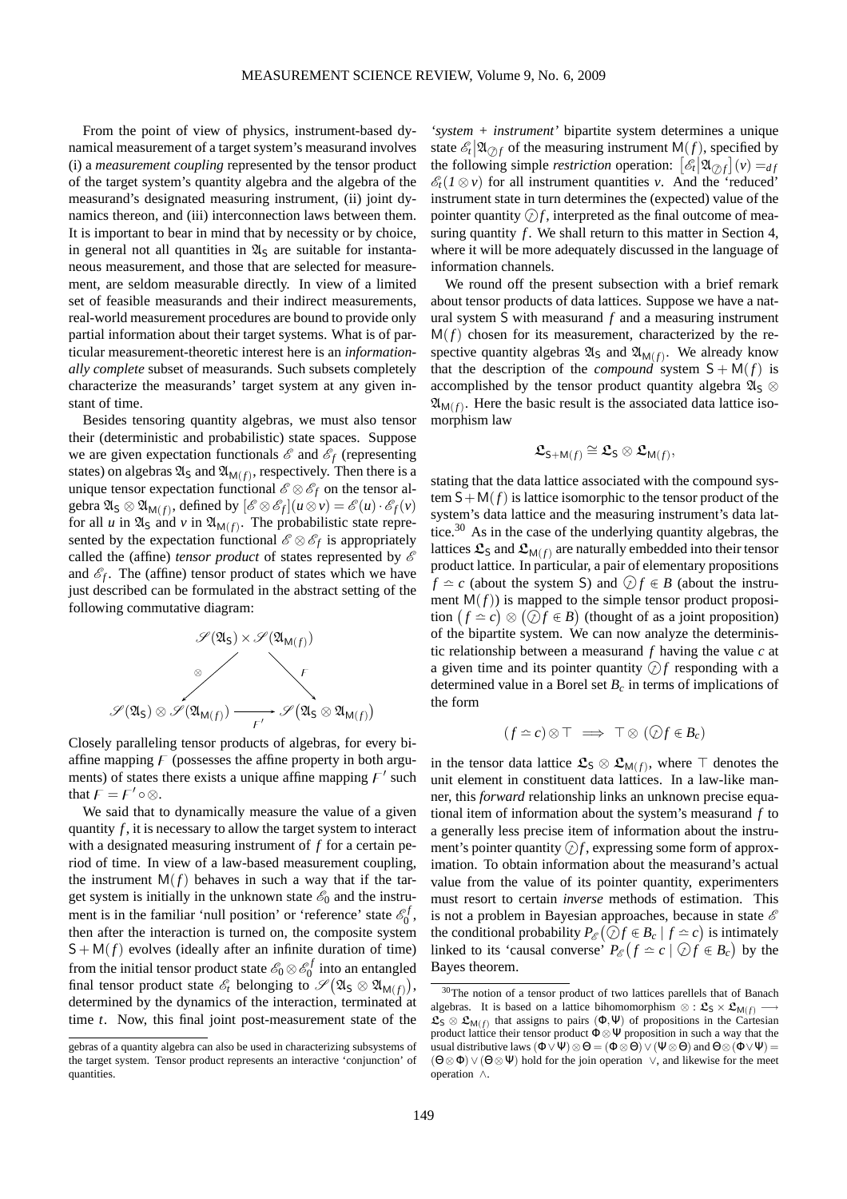From the point of view of physics, instrument-based dynamical measurement of a target system's measurand involves (i) a *measurement coupling* represented by the tensor product of the target system's quantity algebra and the algebra of the measurand's designated measuring instrument, (ii) joint dynamics thereon, and (iii) interconnection laws between them. It is important to bear in mind that by necessity or by choice, in general not all quantities in $\mathfrak{A}_{\mathsf{S}}$ are suitable for instantaneous measurement, and those that are selected for measurement, are seldom measurable directly. In view of a limited set of feasible measurands and their indirect measurements, real-world measurement procedures are bound to provide only partial information about their target systems. What is of particular measurement-theoretic interest here is an *informationally complete* subset of measurands. Such subsets completely characterize the measurands' target system at any given instant of time.

Besides tensoring quantity algebras, we must also tensor their (deterministic and probabilistic) state spaces. Suppose we are given expectation functionals $\mathscr{E}$ and $\mathscr{E}_f$ (representing states) on algebras $\mathfrak{A}_{\mathsf{S}}$ and $\mathfrak{A}_{\mathsf{M}(f)}$, respectively. Then there is a unique tensor expectation functional $\mathscr{E} \otimes \mathscr{E}_f$ on the tensor algebra $\mathfrak{A}_{\mathsf{S}} \otimes \mathfrak{A}_{\mathsf{M}(f)}$, defined by $[\mathscr{E} \otimes \mathscr{E}_f](u \otimes v) = \mathscr{E}(u) \cdot \mathscr{E}_f(v)$ for all $u$ in $\mathfrak{A}_{\mathsf{S}}$ and $v$ in $\mathfrak{A}_{\mathsf{M}(f)}$. The probabilistic state represented by the expectation functional $\mathscr{E} \otimes \mathscr{E}_f$ is appropriately called the (affine) *tensor product* of states represented by $\mathscr{E}$ and $\mathscr{E}_f$. The (affine) tensor product of states which we have just described can be formulated in the abstract setting of the following commutative diagram:

$$
\begin{array}{ccc}
 & \mathscr{S}(\mathfrak{A}_{\mathsf{S}}) \times \mathscr{S}(\mathfrak{A}_{\mathsf{M}(f)}) & \\
 \swarrow^{\otimes} & & \searrow^{F} \\
\mathscr{S}(\mathfrak{A}_{\mathsf{S}}) \otimes \mathscr{S}(\mathfrak{A}_{\mathsf{M}(f)}) & \xrightarrow[F']{} & \mathscr{S}\big(\mathfrak{A}_{\mathsf{S}} \otimes \mathfrak{A}_{\mathsf{M}(f)}\big)
\end{array}
$$

Closely paralleling tensor products of algebras, for every biaffine mapping $F$ (possesses the affine property in both arguments) of states there exists a unique affine mapping $F'$ such that $F = F' \circ \otimes$.

We said that to dynamically measure the value of a given quantity $f$, it is necessary to allow the target system to interact with a designated measuring instrument of $f$ for a certain period of time. In view of a law-based measurement coupling, the instrument $\mathsf{M}(f)$ behaves in such a way that if the target system is initially in the unknown state $\mathscr{E}_0$ and the instrument is in the familiar 'null position' or 'reference' state $\mathscr{E}_0^f$, then after the interaction is turned on, the composite system $\mathsf{S} + \mathsf{M}(f)$ evolves (ideally after an infinite duration of time) from the initial tensor product state $\mathscr{E}_0 \otimes \mathscr{E}_0^f$ into an entangled final tensor product state $\mathscr{E}_t$ belonging to $\mathscr{S}\big(\mathfrak{A}_{\mathsf{S}} \otimes \mathfrak{A}_{\mathsf{M}(f)}\big)$, determined by the dynamics of the interaction, terminated at time $t$. Now, this final joint post-measurement state of the *'system + instrument'* bipartite system determines a unique state $\mathscr{E}_t\big|\mathfrak{A}_{\oslash f}$ of the measuring instrument $\mathsf{M}(f)$, specified by the following simple *restriction* operation: $\big[\mathscr{E}_t\big|\mathfrak{A}_{\oslash f}\big](v) =_{df} \mathscr{E}_t(I \otimes v)$ for all instrument quantities $v$. And the 'reduced' instrument state in turn determines the (expected) value of the pointer quantity $\oslash f$, interpreted as the final outcome of measuring quantity $f$. We shall return to this matter in Section 4, where it will be more adequately discussed in the language of information channels.

We round off the present subsection with a brief remark about tensor products of data lattices. Suppose we have a natural system $\mathsf{S}$ with measurand $f$ and a measuring instrument $\mathsf{M}(f)$ chosen for its measurement, characterized by the respective quantity algebras $\mathfrak{A}_{\mathsf{S}}$ and $\mathfrak{A}_{\mathsf{M}(f)}$. We already know that the description of the *compound* system $\mathsf{S} + \mathsf{M}(f)$ is accomplished by the tensor product quantity algebra $\mathfrak{A}_{\mathsf{S}} \otimes \mathfrak{A}_{\mathsf{M}(f)}$. Here the basic result is the associated data lattice isomorphism law

$$
\mathfrak{L}_{\mathsf{S}+\mathsf{M}(f)} \cong \mathfrak{L}_{\mathsf{S}} \otimes \mathfrak{L}_{\mathsf{M}(f)},
$$

stating that the data lattice associated with the compound system $\mathsf{S} + \mathsf{M}(f)$ is lattice isomorphic to the tensor product of the system's data lattice and the measuring instrument's data lattice.[30] As in the case of the underlying quantity algebras, the lattices $\mathfrak{L}_{\mathsf{S}}$ and $\mathfrak{L}_{\mathsf{M}(f)}$ are naturally embedded into their tensor product lattice. In particular, a pair of elementary propositions $f \simeq c$ (about the system $\mathsf{S}$) and $\oslash f \in B$ (about the instrument $\mathsf{M}(f)$) is mapped to the simple tensor product proposition $\big(f \simeq c\big) \otimes \big(\oslash f \in B\big)$ (thought of as a joint proposition) of the bipartite system. We can now analyze the deterministic relationship between a measurand $f$ having the value $c$ at a given time and its pointer quantity $\oslash f$ responding with a determined value in a Borel set $B_c$ in terms of implications of the form

$$
(f \simeq c) \otimes \top \implies \top \otimes (\oslash f \in B_c)
$$

in the tensor data lattice $\mathfrak{L}_{\mathsf{S}} \otimes \mathfrak{L}_{\mathsf{M}(f)}$, where $\top$ denotes the unit element in constituent data lattices. In a law-like manner, this *forward* relationship links an unknown precise equational item of information about the system's measurand $f$ to a generally less precise item of information about the instrument's pointer quantity $\oslash f$, expressing some form of approximation. To obtain information about the measurand's actual value from the value of its pointer quantity, experimenters must resort to certain *inverse* methods of estimation. This is not a problem in Bayesian approaches, because in state $\mathscr{E}$ the conditional probability $P_{\mathscr{E}}\big(\oslash f \in B_c \mid f \simeq c\big)$ is intimately linked to its 'causal converse' $P_{\mathscr{E}}\big(f \simeq c \mid \oslash f \in B_c\big)$ by the Bayes theorem.

---

gebras of a quantity algebra can also be used in characterizing subsystems of the target system. Tensor product represents an interactive 'conjunction' of quantities.

[30] The notion of a tensor product of two lattices parellels that of Banach algebras. It is based on a lattice bihomomorphism $\otimes : \mathfrak{L}_{\mathsf{S}} \times \mathfrak{L}_{\mathsf{M}(f)} \longrightarrow \mathfrak{L}_{\mathsf{S}} \otimes \mathfrak{L}_{\mathsf{M}(f)}$ that assigns to pairs $(\Phi, \Psi)$ of propositions in the Cartesian product lattice their tensor product $\Phi \otimes \Psi$ proposition in such a way that the usual distributive laws $(\Phi \vee \Psi) \otimes \Theta = (\Phi \otimes \Theta) \vee (\Psi \otimes \Theta)$ and $\Theta \otimes (\Phi \vee \Psi) = (\Theta \otimes \Phi) \vee (\Theta \otimes \Psi)$ hold for the join operation $\vee$, and likewise for the meet operation $\wedge$.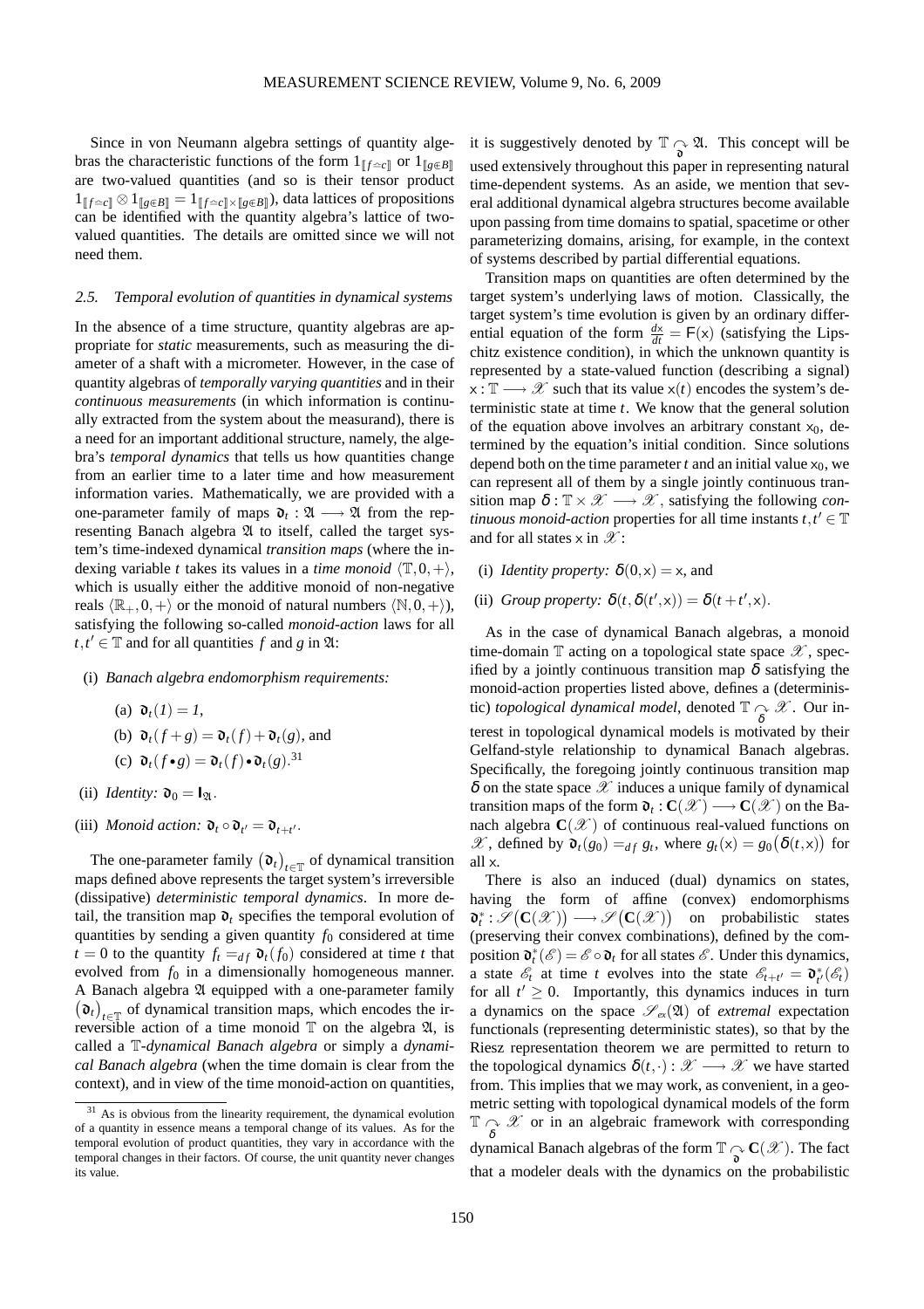Since in von Neumann algebra settings of quantity algebras the characteristic functions of the form $1_{[\![f \simeq c]\!]}$ or $1_{[\![g \in B]\!]}$ are two-valued quantities (and so is their tensor product $1_{[\![f \simeq c]\!]} \otimes 1_{[\![g \in B]\!]} = 1_{[\![f \simeq c]\!] \times [\![g \in B]\!]}$), data lattices of propositions can be identified with the quantity algebra's lattice of two-valued quantities. The details are omitted since we will not need them.

### 2.5. Temporal evolution of quantities in dynamical systems

In the absence of a time structure, quantity algebras are appropriate for *static* measurements, such as measuring the diameter of a shaft with a micrometer. However, in the case of quantity algebras of *temporally varying quantities* and in their *continuous measurements* (in which information is continually extracted from the system about the measurand), there is a need for an important additional structure, namely, the algebra's *temporal dynamics* that tells us how quantities change from an earlier time to a later time and how measurement information varies. Mathematically, we are provided with a one-parameter family of maps $\mathfrak{d}_t : \mathfrak{A} \longrightarrow \mathfrak{A}$ from the representing Banach algebra $\mathfrak{A}$ to itself, called the target system's time-indexed dynamical *transition maps* (where the indexing variable $t$ takes its values in a *time monoid* $\langle \mathbb{T}, 0, + \rangle$, which is usually either the additive monoid of non-negative reals $\langle \mathbb{R}_+, 0, + \rangle$ or the monoid of natural numbers $\langle \mathbb{N}, 0, + \rangle$), satisfying the following so-called *monoid-action* laws for all $t, t' \in \mathbb{T}$ and for all quantities $f$ and $g$ in $\mathfrak{A}$:

(i) *Banach algebra endomorphism requirements:*

  (a) $\mathfrak{d}_t(1) = 1$,

  (b) $\mathfrak{d}_t(f + g) = \mathfrak{d}_t(f) + \mathfrak{d}_t(g)$, and

  (c) $\mathfrak{d}_t(f \bullet g) = \mathfrak{d}_t(f) \bullet \mathfrak{d}_t(g)$.[31]

(ii) *Identity:* $\mathfrak{d}_0 = \mathbf{1}_{\mathfrak{A}}$.

(iii) *Monoid action:* $\mathfrak{d}_t \circ \mathfrak{d}_{t'} = \mathfrak{d}_{t+t'}$.

The one-parameter family $(\mathfrak{d}_t)_{t \in \mathbb{T}}$ of dynamical transition maps defined above represents the target system's irreversible (dissipative) *deterministic temporal dynamics*. In more detail, the transition map $\mathfrak{d}_t$ specifies the temporal evolution of quantities by sending a given quantity $f_0$ considered at time $t = 0$ to the quantity $f_t =_{df} \mathfrak{d}_t(f_0)$ considered at time $t$ that evolved from $f_0$ in a dimensionally homogeneous manner. A Banach algebra $\mathfrak{A}$ equipped with a one-parameter family $(\mathfrak{d}_t)_{t \in \mathbb{T}}$ of dynamical transition maps, which encodes the irreversible action of a time monoid $\mathbb{T}$ on the algebra $\mathfrak{A}$, is called a $\mathbb{T}$*-dynamical Banach algebra* or simply a *dynamical Banach algebra* (when the time domain is clear from the context), and in view of the time monoid-action on quantities, it is suggestively denoted by $\mathbb{T} \curvearrowright_{\mathfrak{d}} \mathfrak{A}$. This concept will be used extensively throughout this paper in representing natural time-dependent systems. As an aside, we mention that several additional dynamical algebra structures become available upon passing from time domains to spatial, spacetime or other parameterizing domains, arising, for example, in the context of systems described by partial differential equations.

Transition maps on quantities are often determined by the target system's underlying laws of motion. Classically, the target system's time evolution is given by an ordinary differential equation of the form $\frac{d\mathsf{x}}{dt} = \mathsf{F}(\mathsf{x})$ (satisfying the Lipschitz existence condition), in which the unknown quantity is represented by a state-valued function (describing a signal) $\mathsf{x} : \mathbb{T} \longrightarrow \mathscr{X}$ such that its value $\mathsf{x}(t)$ encodes the system's deterministic state at time $t$. We know that the general solution of the equation above involves an arbitrary constant $\mathsf{x}_0$, determined by the equation's initial condition. Since solutions depend both on the time parameter $t$ and an initial value $\mathsf{x}_0$, we can represent all of them by a single jointly continuous transition map $\delta : \mathbb{T} \times \mathscr{X} \longrightarrow \mathscr{X}$, satisfying the following *continuous monoid-action* properties for all time instants $t, t' \in \mathbb{T}$ and for all states $\mathsf{x}$ in $\mathscr{X}$:

(i) *Identity property:* $\delta(0, \mathsf{x}) = \mathsf{x}$, and

(ii) *Group property:* $\delta(t, \delta(t', \mathsf{x})) = \delta(t + t', \mathsf{x})$.

As in the case of dynamical Banach algebras, a monoid time-domain $\mathbb{T}$ acting on a topological state space $\mathscr{X}$, specified by a jointly continuous transition map $\delta$ satisfying the monoid-action properties listed above, defines a (deterministic) *topological dynamical model*, denoted $\mathbb{T} \curvearrowright_{\delta} \mathscr{X}$. Our interest in topological dynamical models is motivated by their Gelfand-style relationship to dynamical Banach algebras. Specifically, the foregoing jointly continuous transition map $\delta$ on the state space $\mathscr{X}$ induces a unique family of dynamical transition maps of the form $\mathfrak{d}_t : \mathbf{C}(\mathscr{X}) \longrightarrow \mathbf{C}(\mathscr{X})$ on the Banach algebra $\mathbf{C}(\mathscr{X})$ of continuous real-valued functions on $\mathscr{X}$, defined by $\mathfrak{d}_t(g_0) =_{df} g_t$, where $g_t(\mathsf{x}) = g_0(\delta(t, \mathsf{x}))$ for all $\mathsf{x}$.

There is also an induced (dual) dynamics on states, having the form of affine (convex) endomorphisms $\mathfrak{d}_t^* : \mathscr{S}(\mathbf{C}(\mathscr{X})) \longrightarrow \mathscr{S}(\mathbf{C}(\mathscr{X}))$ on probabilistic states (preserving their convex combinations), defined by the composition $\mathfrak{d}_t^*(\mathscr{E}) = \mathscr{E} \circ \mathfrak{d}_t$ for all states $\mathscr{E}$. Under this dynamics, a state $\mathscr{E}_t$ at time $t$ evolves into the state $\mathscr{E}_{t+t'} = \mathfrak{d}_{t'}^*(\mathscr{E}_t)$ for all $t' \geq 0$. Importantly, this dynamics induces in turn a dynamics on the space $\mathscr{S}_{ex}(\mathfrak{A})$ of *extremal* expectation functionals (representing deterministic states), so that by the Riesz representation theorem we are permitted to return to the topological dynamics $\delta(t, \cdot) : \mathscr{X} \longrightarrow \mathscr{X}$ we have started from. This implies that we may work, as convenient, in a geometric setting with topological dynamical models of the form $\mathbb{T} \curvearrowright_{\delta} \mathscr{X}$ or in an algebraic framework with corresponding dynamical Banach algebras of the form $\mathbb{T} \curvearrowright_{\mathfrak{d}} \mathbf{C}(\mathscr{X})$. The fact that a modeler deals with the dynamics on the probabilistic

[31] As is obvious from the linearity requirement, the dynamical evolution of a quantity in essence means a temporal change of its values. As for the temporal evolution of product quantities, they vary in accordance with the temporal changes in their factors. Of course, the unit quantity never changes its value.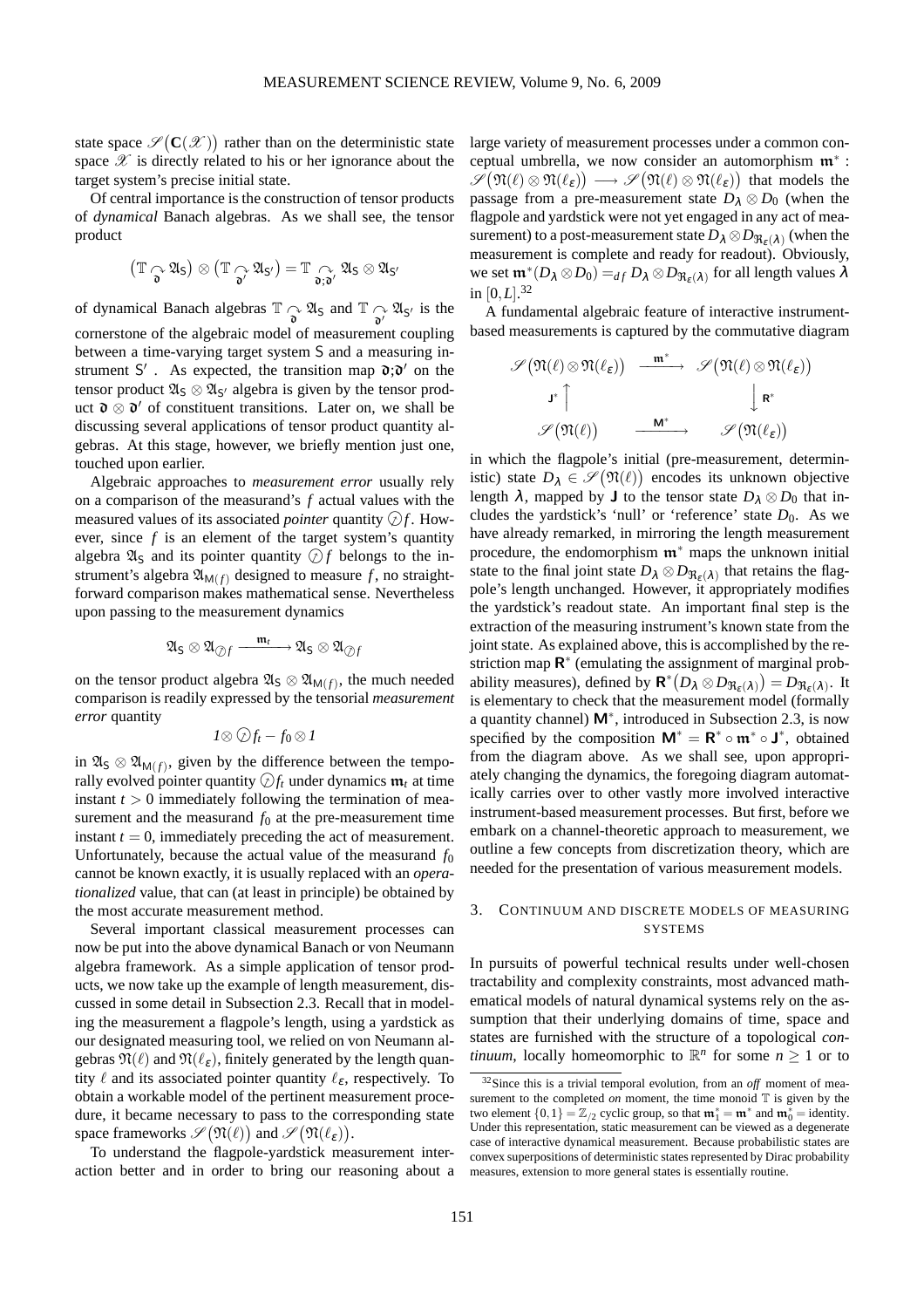state space $\mathscr{S}(\mathbf{C}(\mathscr{X}))$ rather than on the deterministic state space $\mathscr{X}$ is directly related to his or her ignorance about the target system's precise initial state.

Of central importance is the construction of tensor products of *dynamical* Banach algebras. As we shall see, the tensor product

$$(\mathbb{T} \underset{\mathfrak{d}}{\curvearrowright} \mathfrak{A}_{\mathsf{S}}) \otimes (\mathbb{T} \underset{\mathfrak{d}'}{\curvearrowright} \mathfrak{A}_{\mathsf{S}'}) = \mathbb{T} \underset{\mathfrak{d};\mathfrak{d}'}{\curvearrowright} \mathfrak{A}_{\mathsf{S}} \otimes \mathfrak{A}_{\mathsf{S}'}$$

of dynamical Banach algebras $\mathbb{T} \underset{\mathfrak{d}}{\curvearrowright} \mathfrak{A}_{\mathsf{S}}$ and $\mathbb{T} \underset{\mathfrak{d}'}{\curvearrowright} \mathfrak{A}_{\mathsf{S}'}$ is the cornerstone of the algebraic model of measurement coupling between a time-varying target system $\mathsf{S}$ and a measuring instrument $\mathsf{S}'$. As expected, the transition map $\mathfrak{d};\mathfrak{d}'$ on the tensor product $\mathfrak{A}_{\mathsf{S}} \otimes \mathfrak{A}_{\mathsf{S}'}$ algebra is given by the tensor product $\mathfrak{d} \otimes \mathfrak{d}'$ of constituent transitions. Later on, we shall be discussing several applications of tensor product quantity algebras. At this stage, however, we briefly mention just one, touched upon earlier.

Algebraic approaches to *measurement error* usually rely on a comparison of the measurand's $f$ actual values with the measured values of its associated *pointer* quantity $\oslash f$. However, since $f$ is an element of the target system's quantity algebra $\mathfrak{A}_{\mathsf{S}}$ and its pointer quantity $\oslash f$ belongs to the instrument's algebra $\mathfrak{A}_{\mathsf{M}(f)}$ designed to measure $f$, no straightforward comparison makes mathematical sense. Nevertheless upon passing to the measurement dynamics

$$\mathfrak{A}_{\mathsf{S}} \otimes \mathfrak{A}_{\oslash f} \xrightarrow{\mathfrak{m}_t} \mathfrak{A}_{\mathsf{S}} \otimes \mathfrak{A}_{\oslash f}$$

on the tensor product algebra $\mathfrak{A}_{\mathsf{S}} \otimes \mathfrak{A}_{\mathsf{M}(f)}$, the much needed comparison is readily expressed by the tensorial *measurement error* quantity

$$\mathit{1} \otimes \oslash f_t - f_0 \otimes \mathit{1}$$

in $\mathfrak{A}_{\mathsf{S}} \otimes \mathfrak{A}_{\mathsf{M}(f)}$, given by the difference between the temporally evolved pointer quantity $\oslash f_t$ under dynamics $\mathfrak{m}_t$ at time instant $t > 0$ immediately following the termination of measurement and the measurand $f_0$ at the pre-measurement time instant $t = 0$, immediately preceding the act of measurement. Unfortunately, because the actual value of the measurand $f_0$ cannot be known exactly, it is usually replaced with an *operationalized* value, that can (at least in principle) be obtained by the most accurate measurement method.

Several important classical measurement processes can now be put into the above dynamical Banach or von Neumann algebra framework. As a simple application of tensor products, we now take up the example of length measurement, discussed in some detail in Subsection 2.3. Recall that in modeling the measurement a flagpole's length, using a yardstick as our designated measuring tool, we relied on von Neumann algebras $\mathfrak{N}(\ell)$ and $\mathfrak{N}(\ell_\varepsilon)$, finitely generated by the length quantity $\ell$ and its associated pointer quantity $\ell_\varepsilon$, respectively. To obtain a workable model of the pertinent measurement procedure, it became necessary to pass to the corresponding state space frameworks $\mathscr{S}(\mathfrak{N}(\ell))$ and $\mathscr{S}(\mathfrak{N}(\ell_\varepsilon))$.

To understand the flagpole-yardstick measurement interaction better and in order to bring our reasoning about a large variety of measurement processes under a common conceptual umbrella, we now consider an automorphism $\mathfrak{m}^* : \mathscr{S}(\mathfrak{N}(\ell) \otimes \mathfrak{N}(\ell_\varepsilon)) \longrightarrow \mathscr{S}(\mathfrak{N}(\ell) \otimes \mathfrak{N}(\ell_\varepsilon))$ that models the passage from a pre-measurement state $D_\lambda \otimes D_0$ (when the flagpole and yardstick were not yet engaged in any act of measurement) to a post-measurement state $D_\lambda \otimes D_{\mathfrak{R}_\varepsilon(\lambda)}$ (when the measurement is complete and ready for readout). Obviously, we set $\mathfrak{m}^*(D_\lambda \otimes D_0) =_{df} D_\lambda \otimes D_{\mathfrak{R}_\varepsilon(\lambda)}$ for all length values $\lambda$ in $[0, L]$.[32]

A fundamental algebraic feature of interactive instrument-based measurements is captured by the commutative diagram

$$\begin{array}{ccc}
\mathscr{S}(\mathfrak{N}(\ell) \otimes \mathfrak{N}(\ell_\varepsilon)) & \xrightarrow{\mathfrak{m}^*} & \mathscr{S}(\mathfrak{N}(\ell) \otimes \mathfrak{N}(\ell_\varepsilon)) \\
\mathsf{J}^* \uparrow & & \downarrow \mathsf{R}^* \\
\mathscr{S}(\mathfrak{N}(\ell)) & \xrightarrow{\mathsf{M}^*} & \mathscr{S}(\mathfrak{N}(\ell_\varepsilon))
\end{array}$$

in which the flagpole's initial (pre-measurement, deterministic) state $D_\lambda \in \mathscr{S}(\mathfrak{N}(\ell))$ encodes its unknown objective length $\lambda$, mapped by $\mathsf{J}$ to the tensor state $D_\lambda \otimes D_0$ that includes the yardstick's 'null' or 'reference' state $D_0$. As we have already remarked, in mirroring the length measurement procedure, the endomorphism $\mathfrak{m}^*$ maps the unknown initial state to the final joint state $D_\lambda \otimes D_{\mathfrak{R}_\varepsilon(\lambda)}$ that retains the flagpole's length unchanged. However, it appropriately modifies the yardstick's readout state. An important final step is the extraction of the measuring instrument's known state from the joint state. As explained above, this is accomplished by the restriction map $\mathsf{R}^*$ (emulating the assignment of marginal probability measures), defined by $\mathsf{R}^*(D_\lambda \otimes D_{\mathfrak{R}_\varepsilon(\lambda)}) = D_{\mathfrak{R}_\varepsilon(\lambda)}$. It is elementary to check that the measurement model (formally a quantity channel) $\mathsf{M}^*$, introduced in Subsection 2.3, is now specified by the composition $\mathsf{M}^* = \mathsf{R}^* \circ \mathfrak{m}^* \circ \mathsf{J}^*$, obtained from the diagram above. As we shall see, upon appropriately changing the dynamics, the foregoing diagram automatically carries over to other vastly more involved interactive instrument-based measurement processes. But first, before we embark on a channel-theoretic approach to measurement, we outline a few concepts from discretization theory, which are needed for the presentation of various measurement models.

## 3. Continuum and Discrete Models of Measuring Systems

In pursuits of powerful technical results under well-chosen tractability and complexity constraints, most advanced mathematical models of natural dynamical systems rely on the assumption that their underlying domains of time, space and states are furnished with the structure of a topological *continuum*, locally homeomorphic to $\mathbb{R}^n$ for some $n \geq 1$ or to

[32] Since this is a trivial temporal evolution, from an *off* moment of measurement to the completed *on* moment, the time monoid $\mathbb{T}$ is given by the two element $\{0, 1\} = \mathbb{Z}_{/2}$ cyclic group, so that $\mathfrak{m}_1^* = \mathfrak{m}^*$ and $\mathfrak{m}_0^* =$ identity. Under this representation, static measurement can be viewed as a degenerate case of interactive dynamical measurement. Because probabilistic states are convex superpositions of deterministic states represented by Dirac probability measures, extension to more general states is essentially routine.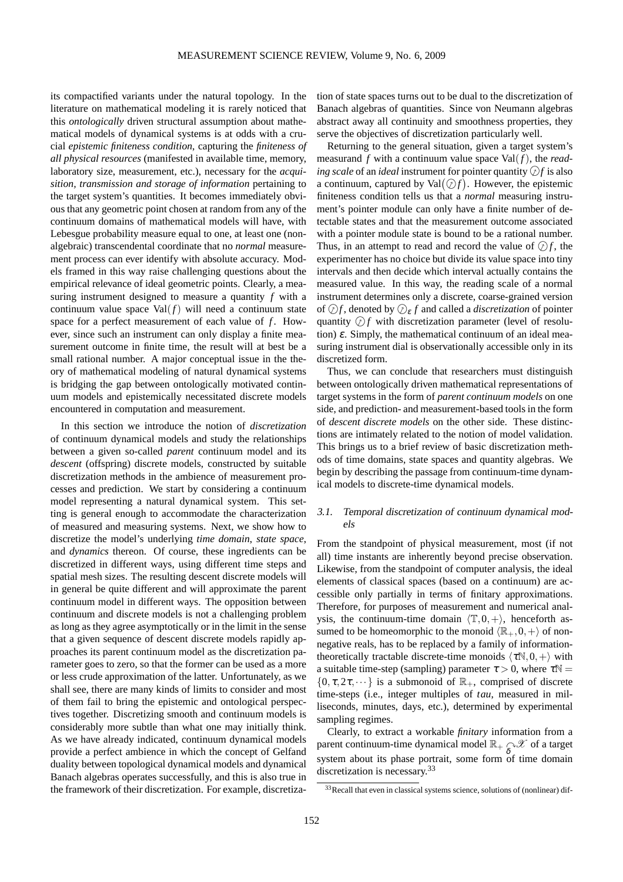its compactified variants under the natural topology. In the literature on mathematical modeling it is rarely noticed that this *ontologically* driven structural assumption about mathematical models of dynamical systems is at odds with a crucial *epistemic finiteness condition*, capturing the *finiteness of all physical resources* (manifested in available time, memory, laboratory size, measurement, etc.), necessary for the *acquisition, transmission and storage of information* pertaining to the target system's quantities. It becomes immediately obvious that any geometric point chosen at random from any of the continuum domains of mathematical models will have, with Lebesgue probability measure equal to one, at least one (nonalgebraic) transcendental coordinate that no *normal* measurement process can ever identify with absolute accuracy. Models framed in this way raise challenging questions about the empirical relevance of ideal geometric points. Clearly, a measuring instrument designed to measure a quantity $f$ with a continuum value space $\mathrm{Val}(f)$ will need a continuum state space for a perfect measurement of each value of $f$. However, since such an instrument can only display a finite measurement outcome in finite time, the result will at best be a small rational number. A major conceptual issue in the theory of mathematical modeling of natural dynamical systems is bridging the gap between ontologically motivated continuum models and epistemically necessitated discrete models encountered in computation and measurement.

In this section we introduce the notion of *discretization* of continuum dynamical models and study the relationships between a given so-called *parent* continuum model and its *descent* (offspring) discrete models, constructed by suitable discretization methods in the ambience of measurement processes and prediction. We start by considering a continuum model representing a natural dynamical system. This setting is general enough to accommodate the characterization of measured and measuring systems. Next, we show how to discretize the model's underlying *time domain, state space*, and *dynamics* thereon. Of course, these ingredients can be discretized in different ways, using different time steps and spatial mesh sizes. The resulting descent discrete models will in general be quite different and will approximate the parent continuum model in different ways. The opposition between continuum and discrete models is not a challenging problem as long as they agree asymptotically or in the limit in the sense that a given sequence of descent discrete models rapidly approaches its parent continuum model as the discretization parameter goes to zero, so that the former can be used as a more or less crude approximation of the latter. Unfortunately, as we shall see, there are many kinds of limits to consider and most of them fail to bring the epistemic and ontological perspectives together. Discretizing smooth and continuum models is considerably more subtle than what one may initially think. As we have already indicated, continuum dynamical models provide a perfect ambience in which the concept of Gelfand duality between topological dynamical models and dynamical Banach algebras operates successfully, and this is also true in the framework of their discretization. For example, discretization of state spaces turns out to be dual to the discretization of Banach algebras of quantities. Since von Neumann algebras abstract away all continuity and smoothness properties, they serve the objectives of discretization particularly well.

Returning to the general situation, given a target system's measurand $f$ with a continuum value space $\mathrm{Val}(f)$, the *reading scale* of an *ideal* instrument for pointer quantity $\oslash f$ is also a continuum, captured by $\mathrm{Val}(\oslash f)$. However, the epistemic finiteness condition tells us that a *normal* measuring instrument's pointer module can only have a finite number of detectable states and that the measurement outcome associated with a pointer module state is bound to be a rational number. Thus, in an attempt to read and record the value of $\oslash f$, the experimenter has no choice but divide its value space into tiny intervals and then decide which interval actually contains the measured value. In this way, the reading scale of a normal instrument determines only a discrete, coarse-grained version of $\oslash f$, denoted by $\oslash_\varepsilon f$ and called a *discretization* of pointer quantity $\oslash f$ with discretization parameter (level of resolution) $\varepsilon$. Simply, the mathematical continuum of an ideal measuring instrument dial is observationally accessible only in its discretized form.

Thus, we can conclude that researchers must distinguish between ontologically driven mathematical representations of target systems in the form of *parent continuum models* on one side, and prediction- and measurement-based tools in the form of *descent discrete models* on the other side. These distinctions are intimately related to the notion of model validation. This brings us to a brief review of basic discretization methods of time domains, state spaces and quantity algebras. We begin by describing the passage from continuum-time dynamical models to discrete-time dynamical models.

### 3.1. Temporal discretization of continuum dynamical models

From the standpoint of physical measurement, most (if not all) time instants are inherently beyond precise observation. Likewise, from the standpoint of computer analysis, the ideal elements of classical spaces (based on a continuum) are accessible only partially in terms of finitary approximations. Therefore, for purposes of measurement and numerical analysis, the continuum-time domain $\langle \mathbb{T}, 0, + \rangle$, henceforth assumed to be homeomorphic to the monoid $\langle \mathbb{R}_+, 0, + \rangle$ of nonnegative reals, has to be replaced by a family of information-theoretically tractable discrete-time monoids $\langle \tau\mathbb{N}, 0, + \rangle$ with a suitable time-step (sampling) parameter $\tau > 0$, where $\tau\mathbb{N} = \{0, \tau, 2\tau, \cdots\}$ is a submonoid of $\mathbb{R}_+$, comprised of discrete time-steps (i.e., integer multiples of *tau*, measured in milliseconds, minutes, days, etc.), determined by experimental sampling regimes.

Clearly, to extract a workable *finitary* information from a parent continuum-time dynamical model $\mathbb{R}_+ \underset{\delta}{\curvearrowright} \mathscr{X}$ of a target system about its phase portrait, some form of time domain discretization is necessary.[33]

[33] Recall that even in classical systems science, solutions of (nonlinear) dif-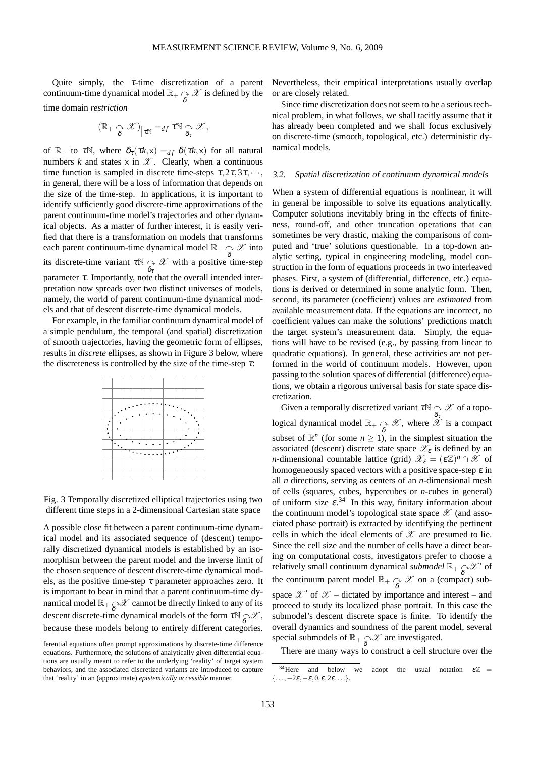Quite simply, the $\tau$-time discretization of a parent continuum-time dynamical model $\mathbb{R}_+ \underset{\delta}{\curvearrowright} \mathscr{X}$ is defined by the time domain *restriction*

$$(\mathbb{R}_+ \underset{\delta}{\curvearrowright} \mathscr{X})\big|_{\tau\mathbb{N}} =_{df} \tau\mathbb{N} \underset{\delta_\tau}{\curvearrowright} \mathscr{X},$$

of $\mathbb{R}_+$ to $\tau\mathbb{N}$, where $\delta_\tau(\tau k, x) =_{df} \delta(\tau k, x)$ for all natural numbers $k$ and states $x$ in $\mathscr{X}$. Clearly, when a continuous time function is sampled in discrete time-steps $\tau, 2\tau, 3\tau, \cdots$, in general, there will be a loss of information that depends on the size of the time-step. In applications, it is important to identify sufficiently good discrete-time approximations of the parent continuum-time model's trajectories and other dynamical objects. As a matter of further interest, it is easily verified that there is a transformation on models that transforms each parent continuum-time dynamical model $\mathbb{R}_+ \underset{\delta}{\curvearrowright} \mathscr{X}$ into its discrete-time variant $\tau\mathbb{N} \underset{\delta_\tau}{\curvearrowright} \mathscr{X}$ with a positive time-step parameter $\tau$. Importantly, note that the overall intended interpretation now spreads over two distinct universes of models, namely, the world of parent continuum-time dynamical models and that of descent discrete-time dynamical models.

For example, in the familiar continuum dynamical model of a simple pendulum, the temporal (and spatial) discretization of smooth trajectories, having the geometric form of ellipses, results in *discrete* ellipses, as shown in Figure 3 below, where the discreteness is controlled by the size of the time-step $\tau$:

Fig. 3 Temporally discretized elliptical trajectories using two different time steps in a 2-dimensional Cartesian state space

A possible close fit between a parent continuum-time dynamical model and its associated sequence of (descent) temporally discretized dynamical models is established by an isomorphism between the parent model and the inverse limit of the chosen sequence of descent discrete-time dynamical models, as the positive time-step $\tau$ parameter approaches zero. It is important to bear in mind that a parent continuum-time dynamical model $\mathbb{R}_+ \underset{\delta}{\curvearrowright} \mathscr{X}$ cannot be directly linked to any of its descent discrete-time dynamical models of the form $\tau\mathbb{N} \underset{\delta}{\curvearrowright} \mathscr{X}$, because these models belong to entirely different categories. Nevertheless, their empirical interpretations usually overlap or are closely related.

Since time discretization does not seem to be a serious technical problem, in what follows, we shall tacitly assume that it has already been completed and we shall focus exclusively on discrete-time (smooth, topological, etc.) deterministic dynamical models.

### 3.2. Spatial discretization of continuum dynamical models

When a system of differential equations is nonlinear, it will in general be impossible to solve its equations analytically. Computer solutions inevitably bring in the effects of finiteness, round-off, and other truncation operations that can sometimes be very drastic, making the comparisons of computed and 'true' solutions questionable. In a top-down analytic setting, typical in engineering modeling, model construction in the form of equations proceeds in two interleaved phases. First, a system of (differential, difference, etc.) equations is derived or determined in some analytic form. Then, second, its parameter (coefficient) values are *estimated* from available measurement data. If the equations are incorrect, no coefficient values can make the solutions' predictions match the target system's measurement data. Simply, the equations will have to be revised (e.g., by passing from linear to quadratic equations). In general, these activities are not performed in the world of continuum models. However, upon passing to the solution spaces of differential (difference) equations, we obtain a rigorous universal basis for state space discretization.

Given a temporally discretized variant $\tau\mathbb{N} \underset{\delta_\tau}{\curvearrowright} \mathscr{X}$ of a topological dynamical model $\mathbb{R}_+ \underset{\delta}{\curvearrowright} \mathscr{X}$, where $\mathscr{X}$ is a compact subset of $\mathbb{R}^n$ (for some $n \geq 1$), in the simplest situation the associated (descent) discrete state space $\mathscr{X}_\varepsilon$ is defined by an $n$-dimensional countable lattice (grid) $\mathscr{X}_\varepsilon = (\varepsilon\mathbb{Z})^n \cap \mathscr{X}$ of homogeneously spaced vectors with a positive space-step $\varepsilon$ in all $n$ directions, serving as centers of an $n$-dimensional mesh of cells (squares, cubes, hypercubes or $n$-cubes in general) of uniform size $\varepsilon$.[34] In this way, finitary information about the continuum model's topological state space $\mathscr{X}$ (and associated phase portrait) is extracted by identifying the pertinent cells in which the ideal elements of $\mathscr{X}$ are presumed to lie. Since the cell size and the number of cells have a direct bearing on computational costs, investigators prefer to choose a relatively small continuum dynamical *submodel* $\mathbb{R}_+ \underset{\delta}{\curvearrowright} \mathscr{X}'$ of the continuum parent model $\mathbb{R}_+ \underset{\delta}{\curvearrowright} \mathscr{X}$ on a (compact) subspace $\mathscr{X}'$ of $\mathscr{X}$ – dictated by importance and interest – and proceed to study its localized phase portrait. In this case the submodel's descent discrete space is finite. To identify the overall dynamics and soundness of the parent model, several special submodels of $\mathbb{R}_+ \underset{\delta}{\curvearrowright} \mathscr{X}$ are investigated.

There are many ways to construct a cell structure over the

---

ferential equations often prompt approximations by discrete-time difference equations. Furthermore, the solutions of analytically given differential equations are usually meant to refer to the underlying 'reality' of target system behaviors, and the associated discretized variants are introduced to capture that 'reality' in an (approximate) *epistemically accessible* manner.

[34] Here and below we adopt the usual notation $\varepsilon\mathbb{Z} = \{\ldots, -2\varepsilon, -\varepsilon, 0, \varepsilon, 2\varepsilon, \ldots\}$.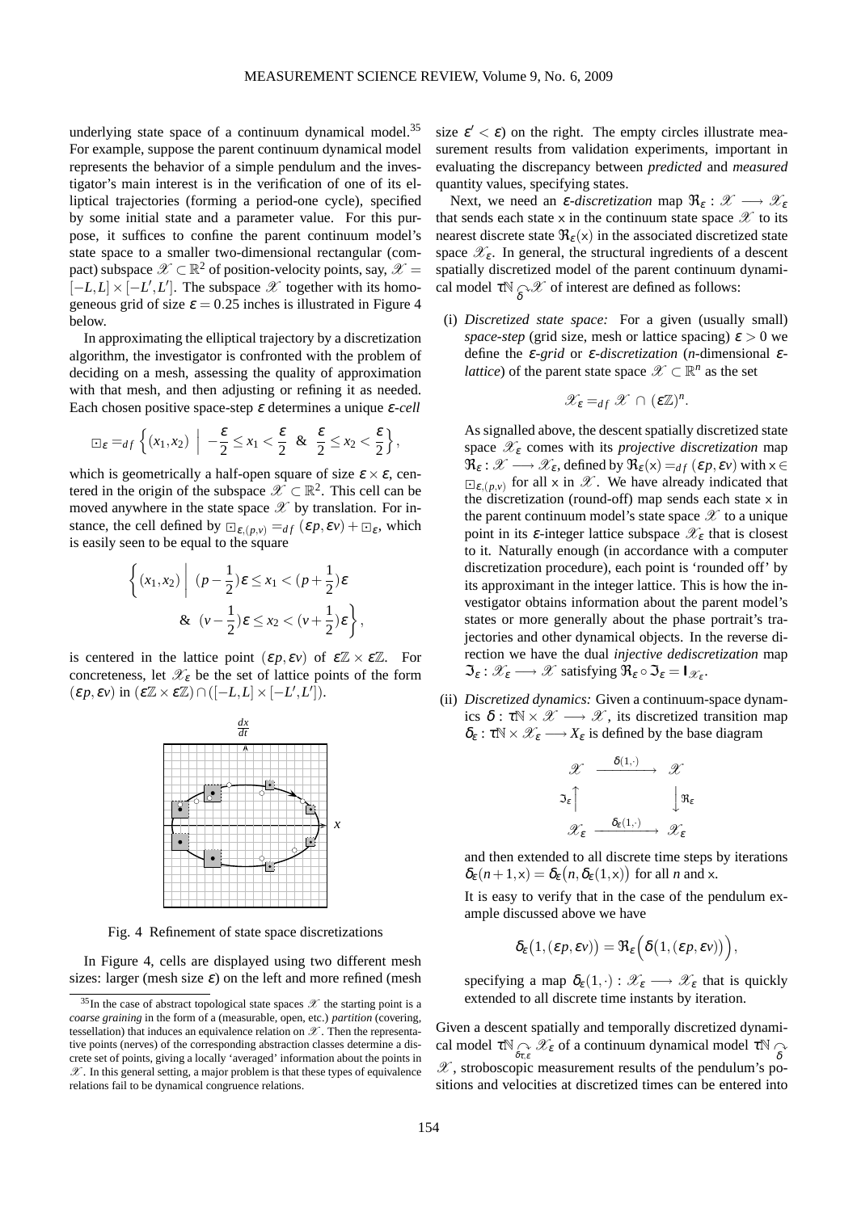underlying state space of a continuum dynamical model.[35] For example, suppose the parent continuum dynamical model represents the behavior of a simple pendulum and the investigator's main interest is in the verification of one of its elliptical trajectories (forming a period-one cycle), specified by some initial state and a parameter value. For this purpose, it suffices to confine the parent continuum model's state space to a smaller two-dimensional rectangular (compact) subspace $\mathscr{X} \subset \mathbb{R}^2$ of position-velocity points, say, $\mathscr{X} = [-L, L] \times [-L', L']$. The subspace $\mathscr{X}$ together with its homogeneous grid of size $\varepsilon = 0.25$ inches is illustrated in Figure 4 below.

In approximating the elliptical trajectory by a discretization algorithm, the investigator is confronted with the problem of deciding on a mesh, assessing the quality of approximation with that mesh, and then adjusting or refining it as needed. Each chosen positive space-step $\varepsilon$ determines a unique *$\varepsilon$-cell*

$$\boxdot_\varepsilon =_{df} \left\{ (x_1, x_2) \;\middle|\; -\frac{\varepsilon}{2} \leq x_1 < \frac{\varepsilon}{2} \;\;\&\;\; \frac{\varepsilon}{2} \leq x_2 < \frac{\varepsilon}{2} \right\},$$

which is geometrically a half-open square of size $\varepsilon \times \varepsilon$, centered in the origin of the subspace $\mathscr{X} \subset \mathbb{R}^2$. This cell can be moved anywhere in the state space $\mathscr{X}$ by translation. For instance, the cell defined by $\boxdot_{\varepsilon,(p,v)} =_{df} (\varepsilon p, \varepsilon v) + \boxdot_\varepsilon$, which is easily seen to be equal to the square

$$\left\{ (x_1, x_2) \;\middle|\; (p - \frac{1}{2})\varepsilon \leq x_1 < (p + \frac{1}{2})\varepsilon \right.$$
$$\left. \& \;\; (v - \frac{1}{2})\varepsilon \leq x_2 < (v + \frac{1}{2})\varepsilon \right\},$$

is centered in the lattice point $(\varepsilon p, \varepsilon v)$ of $\varepsilon\mathbb{Z} \times \varepsilon\mathbb{Z}$. For concreteness, let $\mathscr{X}_\varepsilon$ be the set of lattice points of the form $(\varepsilon p, \varepsilon v)$ in $(\varepsilon\mathbb{Z} \times \varepsilon\mathbb{Z}) \cap ([-L, L] \times [-L', L'])$.

Fig. 4 Refinement of state space discretizations

In Figure 4, cells are displayed using two different mesh sizes: larger (mesh size $\varepsilon$) on the left and more refined (mesh size $\varepsilon' < \varepsilon$) on the right. The empty circles illustrate measurement results from validation experiments, important in evaluating the discrepancy between *predicted* and *measured* quantity values, specifying states.

Next, we need an *$\varepsilon$-discretization* map $\mathfrak{R}_\varepsilon : \mathscr{X} \longrightarrow \mathscr{X}_\varepsilon$ that sends each state $\mathsf{x}$ in the continuum state space $\mathscr{X}$ to its nearest discrete state $\mathfrak{R}_\varepsilon(\mathsf{x})$ in the associated discretized state space $\mathscr{X}_\varepsilon$. In general, the structural ingredients of a descent spatially discretized model of the parent continuum dynamical model $\tau\mathbb{N} \underset{\delta}{\curvearrowright} \mathscr{X}$ of interest are defined as follows:

(i) *Discretized state space:* For a given (usually small) *space-step* (grid size, mesh or lattice spacing) $\varepsilon > 0$ we define the *$\varepsilon$-grid* or *$\varepsilon$-discretization* (*n*-dimensional *$\varepsilon$-lattice*) of the parent state space $\mathscr{X} \subset \mathbb{R}^n$ as the set

$$\mathscr{X}_\varepsilon =_{df} \mathscr{X} \cap (\varepsilon\mathbb{Z})^n.$$

As signalled above, the descent spatially discretized state space $\mathscr{X}_\varepsilon$ comes with its *projective discretization* map $\mathfrak{R}_\varepsilon : \mathscr{X} \longrightarrow \mathscr{X}_\varepsilon$, defined by $\mathfrak{R}_\varepsilon(\mathsf{x}) =_{df} (\varepsilon p, \varepsilon v)$ with $\mathsf{x} \in \boxdot_{\varepsilon,(p,v)}$ for all $\mathsf{x}$ in $\mathscr{X}$. We have already indicated that the discretization (round-off) map sends each state $\mathsf{x}$ in the parent continuum model's state space $\mathscr{X}$ to a unique point in its $\varepsilon$-integer lattice subspace $\mathscr{X}_\varepsilon$ that is closest to it. Naturally enough (in accordance with a computer discretization procedure), each point is 'rounded off' by its approximant in the integer lattice. This is how the investigator obtains information about the parent model's states or more generally about the phase portrait's trajectories and other dynamical objects. In the reverse direction we have the dual *injective dediscretization* map $\mathfrak{I}_\varepsilon : \mathscr{X}_\varepsilon \longrightarrow \mathscr{X}$ satisfying $\mathfrak{R}_\varepsilon \circ \mathfrak{I}_\varepsilon = \mathsf{I}_{\mathscr{X}_\varepsilon}$.

(ii) *Discretized dynamics:* Given a continuum-space dynamics $\delta : \tau\mathbb{N} \times \mathscr{X} \longrightarrow \mathscr{X}$, its discretized transition map $\delta_\varepsilon : \tau\mathbb{N} \times \mathscr{X}_\varepsilon \longrightarrow X_\varepsilon$ is defined by the base diagram

$$\begin{array}{ccc} \mathscr{X} & \xrightarrow{\;\delta(1,\cdot)\;} & \mathscr{X} \\ \mathfrak{I}_\varepsilon \big\uparrow & & \big\downarrow \mathfrak{R}_\varepsilon \\ \mathscr{X}_\varepsilon & \xrightarrow{\;\delta_\varepsilon(1,\cdot)\;} & \mathscr{X}_\varepsilon \end{array}$$

and then extended to all discrete time steps by iterations $\delta_\varepsilon(n+1, \mathsf{x}) = \delta_\varepsilon\big(n, \delta_\varepsilon(1, \mathsf{x})\big)$ for all $n$ and $\mathsf{x}$.

It is easy to verify that in the case of the pendulum example discussed above we have

$$\delta_\varepsilon\big(1, (\varepsilon p, \varepsilon v)\big) = \mathfrak{R}_\varepsilon\Big(\delta\big(1, (\varepsilon p, \varepsilon v)\big)\Big),$$

specifying a map $\delta_\varepsilon(1, \cdot) : \mathscr{X}_\varepsilon \longrightarrow \mathscr{X}_\varepsilon$ that is quickly extended to all discrete time instants by iteration.

Given a descent spatially and temporally discretized dynamical model $\tau\mathbb{N} \underset{\delta_{\tau,\varepsilon}}{\curvearrowright} \mathscr{X}_\varepsilon$ of a continuum dynamical model $\tau\mathbb{N} \underset{\delta}{\curvearrowright} \mathscr{X}$, stroboscopic measurement results of the pendulum's positions and velocities at discretized times can be entered into

[35] In the case of abstract topological state spaces $\mathscr{X}$ the starting point is a *coarse graining* in the form of a (measurable, open, etc.) *partition* (covering, tessellation) that induces an equivalence relation on $\mathscr{X}$. Then the representative points (nerves) of the corresponding abstraction classes determine a discrete set of points, giving a locally 'averaged' information about the points in $\mathscr{X}$. In this general setting, a major problem is that these types of equivalence relations fail to be dynamical congruence relations.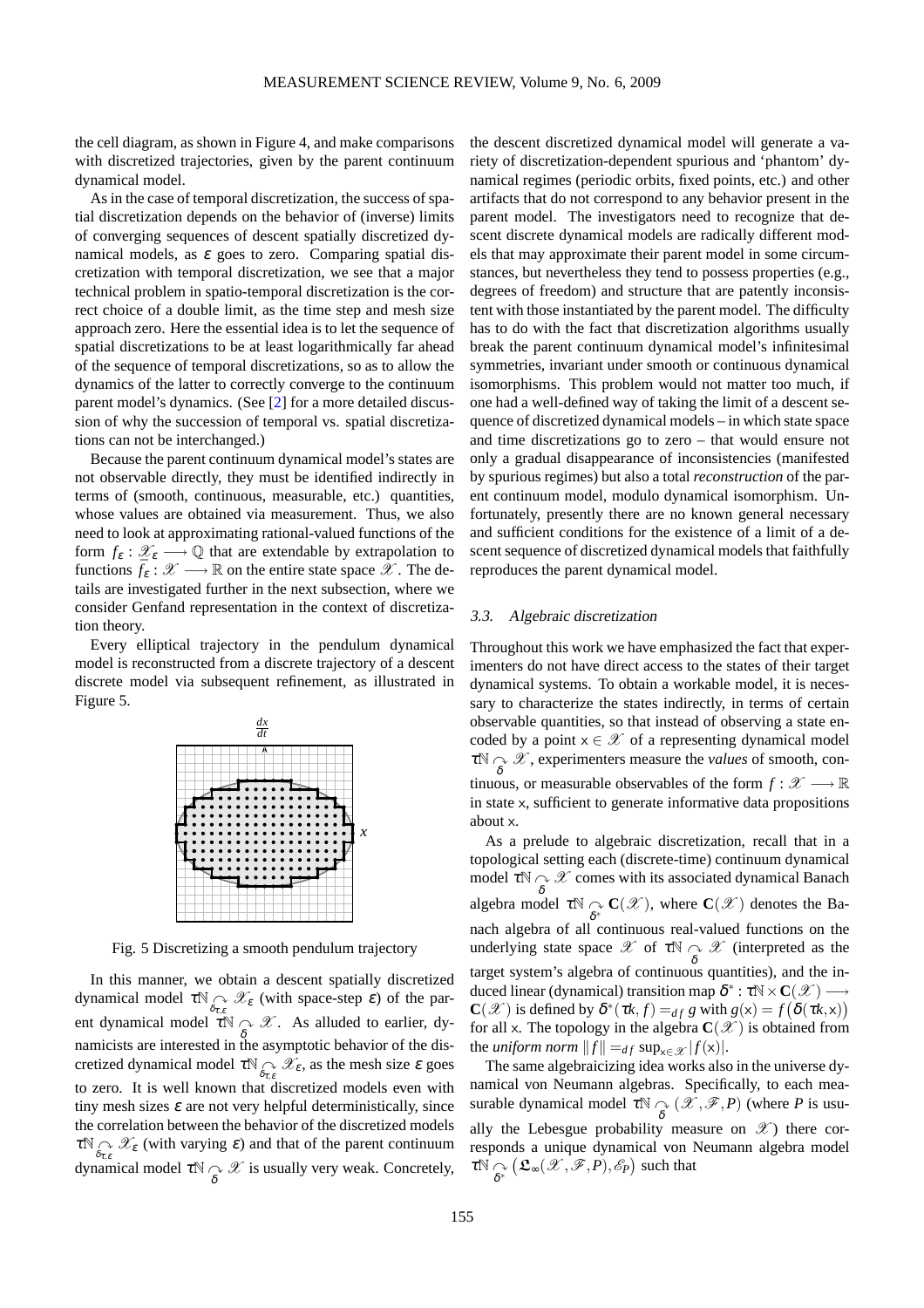the cell diagram, as shown in Figure 4, and make comparisons with discretized trajectories, given by the parent continuum dynamical model.

As in the case of temporal discretization, the success of spatial discretization depends on the behavior of (inverse) limits of converging sequences of descent spatially discretized dynamical models, as $\varepsilon$ goes to zero. Comparing spatial discretization with temporal discretization, we see that a major technical problem in spatio-temporal discretization is the correct choice of a double limit, as the time step and mesh size approach zero. Here the essential idea is to let the sequence of spatial discretizations to be at least logarithmically far ahead of the sequence of temporal discretizations, so as to allow the dynamics of the latter to correctly converge to the continuum parent model's dynamics. (See [2] for a more detailed discussion of why the succession of temporal vs. spatial discretizations can not be interchanged.)

Because the parent continuum dynamical model's states are not observable directly, they must be identified indirectly in terms of (smooth, continuous, measurable, etc.) quantities, whose values are obtained via measurement. Thus, we also need to look at approximating rational-valued functions of the form $f_\varepsilon : \mathscr{X}_\varepsilon \longrightarrow \mathbb{Q}$ that are extendable by extrapolation to functions $\bar{f}_\varepsilon : \mathscr{X} \longrightarrow \mathbb{R}$ on the entire state space $\mathscr{X}$. The details are investigated further in the next subsection, where we consider Genfand representation in the context of discretization theory.

Every elliptical trajectory in the pendulum dynamical model is reconstructed from a discrete trajectory of a descent discrete model via subsequent refinement, as illustrated in Figure 5.

Fig. 5 Discretizing a smooth pendulum trajectory

In this manner, we obtain a descent spatially discretized dynamical model $\tau\mathbb{N} \underset{\delta_{\tau,\varepsilon}}{\curvearrowright} \mathscr{X}_\varepsilon$ (with space-step $\varepsilon$) of the parent dynamical model $\tau\mathbb{N} \underset{\delta}{\curvearrowright} \mathscr{X}$. As alluded to earlier, dynamicists are interested in the asymptotic behavior of the discretized dynamical model $\tau\mathbb{N} \underset{\delta_{\tau,\varepsilon}}{\curvearrowright} \mathscr{X}_\varepsilon$, as the mesh size $\varepsilon$ goes to zero. It is well known that discretized models even with tiny mesh sizes $\varepsilon$ are not very helpful deterministically, since the correlation between the behavior of the discretized models $\tau\mathbb{N} \underset{\delta_{\tau,\varepsilon}}{\curvearrowright} \mathscr{X}_\varepsilon$ (with varying $\varepsilon$) and that of the parent continuum dynamical model $\tau\mathbb{N} \underset{\delta}{\curvearrowright} \mathscr{X}$ is usually very weak. Concretely, the descent discretized dynamical model will generate a variety of discretization-dependent spurious and 'phantom' dynamical regimes (periodic orbits, fixed points, etc.) and other artifacts that do not correspond to any behavior present in the parent model. The investigators need to recognize that descent discrete dynamical models are radically different models that may approximate their parent model in some circumstances, but nevertheless they tend to possess properties (e.g., degrees of freedom) and structure that are patently inconsistent with those instantiated by the parent model. The difficulty has to do with the fact that discretization algorithms usually break the parent continuum dynamical model's infinitesimal symmetries, invariant under smooth or continuous dynamical isomorphisms. This problem would not matter too much, if one had a well-defined way of taking the limit of a descent sequence of discretized dynamical models – in which state space and time discretizations go to zero – that would ensure not only a gradual disappearance of inconsistencies (manifested by spurious regimes) but also a total *reconstruction* of the parent continuum model, modulo dynamical isomorphism. Unfortunately, presently there are no known general necessary and sufficient conditions for the existence of a limit of a descent sequence of discretized dynamical models that faithfully reproduces the parent dynamical model.

### 3.3. Algebraic discretization

Throughout this work we have emphasized the fact that experimenters do not have direct access to the states of their target dynamical systems. To obtain a workable model, it is necessary to characterize the states indirectly, in terms of certain observable quantities, so that instead of observing a state encoded by a point $x \in \mathscr{X}$ of a representing dynamical model $\tau\mathbb{N} \underset{\delta}{\curvearrowright} \mathscr{X}$, experimenters measure the *values* of smooth, continuous, or measurable observables of the form $f : \mathscr{X} \longrightarrow \mathbb{R}$ in state $x$, sufficient to generate informative data propositions about $x$.

As a prelude to algebraic discretization, recall that in a topological setting each (discrete-time) continuum dynamical model $\tau\mathbb{N} \underset{\delta}{\curvearrowright} \mathscr{X}$ comes with its associated dynamical Banach algebra model $\tau\mathbb{N} \underset{\delta^*}{\curvearrowright} \mathbf{C}(\mathscr{X})$, where $\mathbf{C}(\mathscr{X})$ denotes the Banach algebra of all continuous real-valued functions on the underlying state space $\mathscr{X}$ of $\tau\mathbb{N} \underset{\delta}{\curvearrowright} \mathscr{X}$ (interpreted as the target system's algebra of continuous quantities), and the induced linear (dynamical) transition map $\delta^* : \tau\mathbb{N} \times \mathbf{C}(\mathscr{X}) \longrightarrow \mathbf{C}(\mathscr{X})$ is defined by $\delta^*(\tau k, f) =_{df} g$ with $g(x) = f\big(\delta(\tau k, x)\big)$ for all $x$. The topology in the algebra $\mathbf{C}(\mathscr{X})$ is obtained from the *uniform norm* $\|f\| =_{df} \sup_{x \in \mathscr{X}} |f(x)|$.

The same algebraicizing idea works also in the universe dynamical von Neumann algebras. Specifically, to each measurable dynamical model $\tau\mathbb{N} \underset{\delta}{\curvearrowright} (\mathscr{X}, \mathscr{F}, P)$ (where $P$ is usually the Lebesgue probability measure on $\mathscr{X}$) there corresponds a unique dynamical von Neumann algebra model $\tau\mathbb{N} \underset{\delta^*}{\curvearrowright} \big(\mathfrak{L}_\infty(\mathscr{X}, \mathscr{F}, P), \mathscr{E}_P\big)$ such that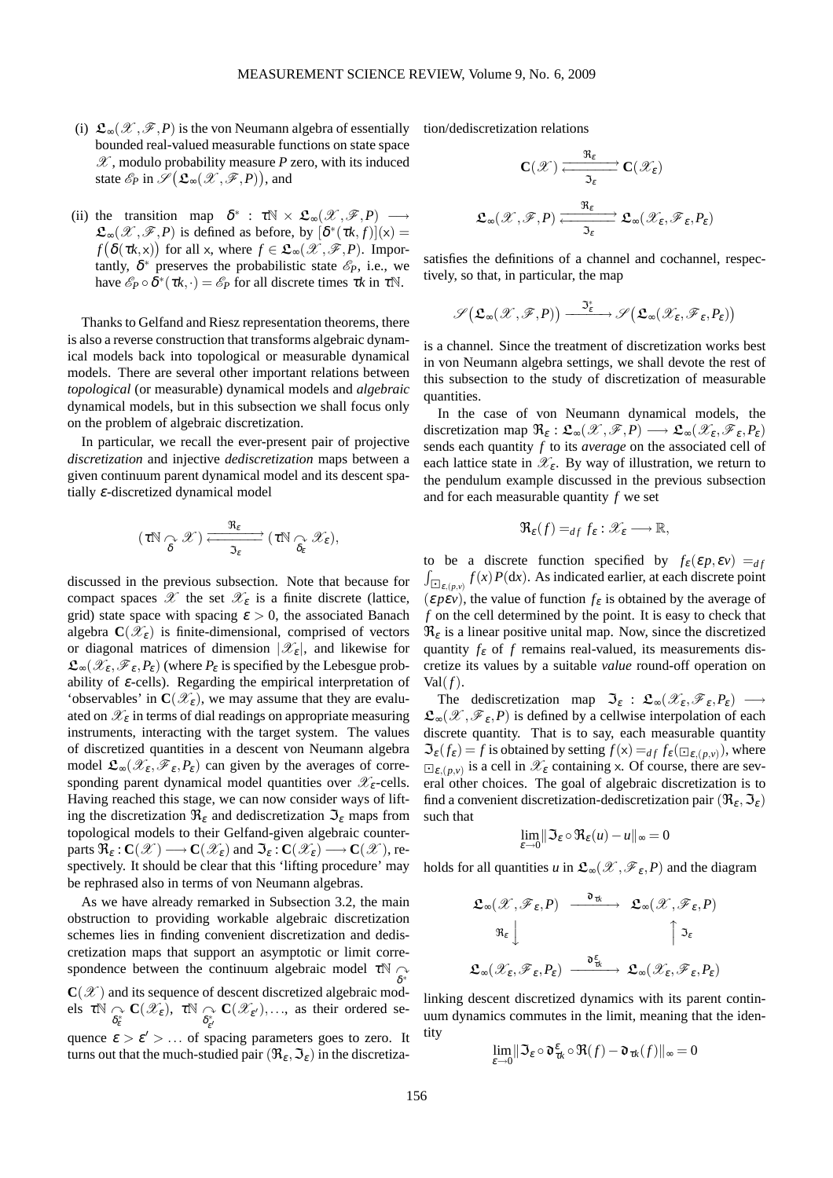(i) $\mathfrak{L}_\infty(\mathscr{X},\mathscr{F},P)$ is the von Neumann algebra of essentially bounded real-valued measurable functions on state space $\mathscr{X}$, modulo probability measure $P$ zero, with its induced state $\mathscr{E}_P$ in $\mathscr{S}\big(\mathfrak{L}_\infty(\mathscr{X},\mathscr{F},P)\big)$, and

(ii) the transition map $\delta^* : \tau\mathbb{N} \times \mathfrak{L}_\infty(\mathscr{X},\mathscr{F},P) \longrightarrow \mathfrak{L}_\infty(\mathscr{X},\mathscr{F},P)$ is defined as before, by $[\delta^*(\tau k, f)](\mathsf{x}) = f\big(\delta(\tau k,\mathsf{x})\big)$ for all $\mathsf{x}$, where $f \in \mathfrak{L}_\infty(\mathscr{X},\mathscr{F},P)$. Importantly, $\delta^*$ preserves the probabilistic state $\mathscr{E}_P$, i.e., we have $\mathscr{E}_P \circ \delta^*(\tau k,\cdot) = \mathscr{E}_P$ for all discrete times $\tau k$ in $\tau\mathbb{N}$.

Thanks to Gelfand and Riesz representation theorems, there is also a reverse construction that transforms algebraic dynamical models back into topological or measurable dynamical models. There are several other important relations between *topological* (or measurable) dynamical models and *algebraic* dynamical models, but in this subsection we shall focus only on the problem of algebraic discretization.

In particular, we recall the ever-present pair of projective *discretization* and injective *dediscretization* maps between a given continuum parent dynamical model and its descent spatially $\varepsilon$-discretized dynamical model

$$(\tau\mathbb{N} \underset{\delta}{\curvearrowright} \mathscr{X}) \underset{\mathfrak{I}_\varepsilon}{\overset{\mathfrak{R}_\varepsilon}{\rightleftarrows}} (\tau\mathbb{N} \underset{\delta_\varepsilon}{\curvearrowright} \mathscr{X}_\varepsilon),$$

discussed in the previous subsection. Note that because for compact spaces $\mathscr{X}$ the set $\mathscr{X}_\varepsilon$ is a finite discrete (lattice, grid) state space with spacing $\varepsilon > 0$, the associated Banach algebra $\mathbf{C}(\mathscr{X}_\varepsilon)$ is finite-dimensional, comprised of vectors or diagonal matrices of dimension $|\mathscr{X}_\varepsilon|$, and likewise for $\mathfrak{L}_\infty(\mathscr{X}_\varepsilon,\mathscr{F}_\varepsilon,P_\varepsilon)$ (where $P_\varepsilon$ is specified by the Lebesgue probability of $\varepsilon$-cells). Regarding the empirical interpretation of 'observables' in $\mathbf{C}(\mathscr{X}_\varepsilon)$, we may assume that they are evaluated on $\mathscr{X}_\varepsilon$ in terms of dial readings on appropriate measuring instruments, interacting with the target system. The values of discretized quantities in a descent von Neumann algebra model $\mathfrak{L}_\infty(\mathscr{X}_\varepsilon,\mathscr{F}_\varepsilon,P_\varepsilon)$ can given by the averages of corresponding parent dynamical model quantities over $\mathscr{X}_\varepsilon$-cells. Having reached this stage, we can now consider ways of lifting the discretization $\mathfrak{R}_\varepsilon$ and dediscretization $\mathfrak{I}_\varepsilon$ maps from topological models to their Gelfand-given algebraic counterparts $\mathfrak{R}_\varepsilon : \mathbf{C}(\mathscr{X}) \longrightarrow \mathbf{C}(\mathscr{X}_\varepsilon)$ and $\mathfrak{I}_\varepsilon : \mathbf{C}(\mathscr{X}_\varepsilon) \longrightarrow \mathbf{C}(\mathscr{X})$, respectively. It should be clear that this 'lifting procedure' may be rephrased also in terms of von Neumann algebras.

As we have already remarked in Subsection 3.2, the main obstruction to providing workable algebraic discretization schemes lies in finding convenient discretization and dediscretization maps that support an asymptotic or limit correspondence between the continuum algebraic model $\tau\mathbb{N} \underset{\delta^*}{\curvearrowright} \mathbf{C}(\mathscr{X})$ and its sequence of descent discretized algebraic models $\tau\mathbb{N} \underset{\delta_\varepsilon^*}{\curvearrowright} \mathbf{C}(\mathscr{X}_\varepsilon)$, $\tau\mathbb{N} \underset{\delta_{\varepsilon'}^*}{\curvearrowright} \mathbf{C}(\mathscr{X}_{\varepsilon'}),\ldots$, as their ordered sequence $\varepsilon > \varepsilon' > \ldots$ of spacing parameters goes to zero. It turns out that the much-studied pair $(\mathfrak{R}_\varepsilon,\mathfrak{I}_\varepsilon)$ in the discretization/dediscretization relations

$$\mathbf{C}(\mathscr{X}) \underset{\mathfrak{I}_\varepsilon}{\overset{\mathfrak{R}_\varepsilon}{\rightleftarrows}} \mathbf{C}(\mathscr{X}_\varepsilon)$$

$$\mathfrak{L}_\infty(\mathscr{X},\mathscr{F},P) \underset{\mathfrak{I}_\varepsilon}{\overset{\mathfrak{R}_\varepsilon}{\rightleftarrows}} \mathfrak{L}_\infty(\mathscr{X}_\varepsilon,\mathscr{F}_\varepsilon,P_\varepsilon)$$

satisfies the definitions of a channel and cochannel, respectively, so that, in particular, the map

$$\mathscr{S}\big(\mathfrak{L}_\infty(\mathscr{X},\mathscr{F},P)\big) \xrightarrow{\ \mathfrak{I}_\varepsilon^*\ } \mathscr{S}\big(\mathfrak{L}_\infty(\mathscr{X}_\varepsilon,\mathscr{F}_\varepsilon,P_\varepsilon)\big)$$

is a channel. Since the treatment of discretization works best in von Neumann algebra settings, we shall devote the rest of this subsection to the study of discretization of measurable quantities.

In the case of von Neumann dynamical models, the discretization map $\mathfrak{R}_\varepsilon : \mathfrak{L}_\infty(\mathscr{X},\mathscr{F},P) \longrightarrow \mathfrak{L}_\infty(\mathscr{X}_\varepsilon,\mathscr{F}_\varepsilon,P_\varepsilon)$ sends each quantity $f$ to its *average* on the associated cell of each lattice state in $\mathscr{X}_\varepsilon$. By way of illustration, we return to the pendulum example discussed in the previous subsection and for each measurable quantity $f$ we set

$$\mathfrak{R}_\varepsilon(f) =_{df} f_\varepsilon : \mathscr{X}_\varepsilon \longrightarrow \mathbb{R},$$

to be a discrete function specified by $f_\varepsilon(\varepsilon p,\varepsilon v) =_{df} \int_{\boxdot_{\varepsilon,(p,v)}} f(x)P(\mathrm{d}x)$. As indicated earlier, at each discrete point $(\varepsilon p \varepsilon v)$, the value of function $f_\varepsilon$ is obtained by the average of $f$ on the cell determined by the point. It is easy to check that $\mathfrak{R}_\varepsilon$ is a linear positive unital map. Now, since the discretized quantity $f_\varepsilon$ of $f$ remains real-valued, its measurements discretize its values by a suitable *value* round-off operation on $\mathrm{Val}(f)$.

The dediscretization map $\mathfrak{I}_\varepsilon : \mathfrak{L}_\infty(\mathscr{X}_\varepsilon,\mathscr{F}_\varepsilon,P_\varepsilon) \longrightarrow \mathfrak{L}_\infty(\mathscr{X},\mathscr{F}_\varepsilon,P)$ is defined by a cellwise interpolation of each discrete quantity. That is to say, each measurable quantity $\mathfrak{I}_\varepsilon(f_\varepsilon) = f$ is obtained by setting $f(\mathsf{x}) =_{df} f_\varepsilon(\boxdot_{\varepsilon,(p,v)})$, where $\boxdot_{\varepsilon,(p,v)}$ is a cell in $\mathscr{X}_\varepsilon$ containing $\mathsf{x}$. Of course, there are several other choices. The goal of algebraic discretization is to find a convenient discretization-dediscretization pair $(\mathfrak{R}_\varepsilon,\mathfrak{I}_\varepsilon)$ such that

$$\lim_{\varepsilon\to 0}\|\mathfrak{I}_\varepsilon \circ \mathfrak{R}_\varepsilon(u) - u\|_\infty = 0$$

holds for all quantities $u$ in $\mathfrak{L}_\infty(\mathscr{X},\mathscr{F}_\varepsilon,P)$ and the diagram

$$\begin{array}{ccc}
\mathfrak{L}_\infty(\mathscr{X},\mathscr{F}_\varepsilon,P) & \xrightarrow{\ \mathfrak{d}_{\tau k}\ } & \mathfrak{L}_\infty(\mathscr{X},\mathscr{F}_\varepsilon,P) \\
\mathfrak{R}_\varepsilon \big\downarrow & & \big\uparrow \mathfrak{I}_\varepsilon \\
\mathfrak{L}_\infty(\mathscr{X}_\varepsilon,\mathscr{F}_\varepsilon,P_\varepsilon) & \xrightarrow{\ \mathfrak{d}^\varepsilon_{\tau k}\ } & \mathfrak{L}_\infty(\mathscr{X}_\varepsilon,\mathscr{F}_\varepsilon,P_\varepsilon)
\end{array}$$

linking descent discretized dynamics with its parent continuum dynamics commutes in the limit, meaning that the identity

$$\lim_{\varepsilon\to 0}\|\mathfrak{I}_\varepsilon \circ \mathfrak{d}^\varepsilon_{\tau k} \circ \mathfrak{R}(f) - \mathfrak{d}_{\tau k}(f)\|_\infty = 0$$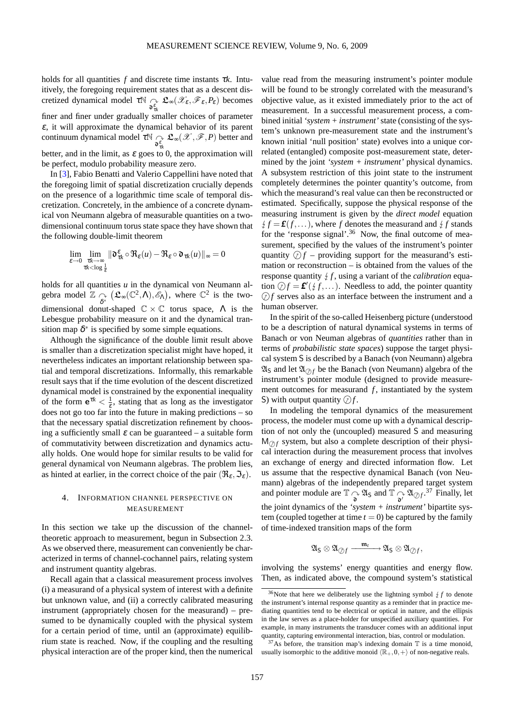holds for all quantities $f$ and discrete time instants $\tau k$. Intuitively, the foregoing requirement states that as a descent discretized dynamical model $\tau\mathbb{N} \underset{\mathfrak{d}^{\varepsilon}_{\tau k}}{\curvearrowright} \mathfrak{L}_\infty(\mathscr{X}_\varepsilon, \mathscr{F}_\varepsilon, P_\varepsilon)$ becomes finer and finer under gradually smaller choices of parameter $\varepsilon$, it will approximate the dynamical behavior of its parent continuum dynamical model $\tau\mathbb{N} \underset{\mathfrak{d}^{\varepsilon}_{\tau k}}{\curvearrowright} \mathfrak{L}_\infty(\mathscr{X}, \mathscr{F}, P)$ better and better, and in the limit, as $\varepsilon$ goes to 0, the approximation will be perfect, modulo probability measure zero.

In [3], Fabio Benatti and Valerio Cappellini have noted that the foregoing limit of spatial discretization crucially depends on the presence of a logarithmic time scale of temporal discretization. Concretely, in the ambience of a concrete dynamical von Neumann algebra of measurable quantities on a two-dimensional continuum torus state space they have shown that the following double-limit theorem

$$\lim_{\varepsilon \to 0} \lim_{\substack{\tau k \to \infty \\ \tau k < \log \frac{1}{\varepsilon}}} \|\mathfrak{d}^{\varepsilon}_{\tau k} \circ \mathfrak{R}_\varepsilon(u) - \mathfrak{R}_\varepsilon \circ \mathfrak{d}_{\tau k}(u)\|_\infty = 0$$

holds for all quantities $u$ in the dynamical von Neumann algebra model $\mathbb{Z} \underset{\delta^*}{\curvearrowright} \left(\mathfrak{L}_\infty(\mathbb{C}^2, \Lambda), \mathscr{E}_\Lambda\right)$, where $\mathbb{C}^2$ is the two-dimensional donut-shaped $\mathbb{C} \times \mathbb{C}$ torus space, $\Lambda$ is the Lebesgue probability measure on it and the dynamical transition map $\delta^*$ is specified by some simple equations.

Although the significance of the double limit result above is smaller than a discretization specialist might have hoped, it nevertheless indicates an important relationship between spatial and temporal discretizations. Informally, this remarkable result says that if the time evolution of the descent discretized dynamical model is constrained by the exponential inequality of the form $\mathbf{e}^{\tau k} < \frac{1}{\varepsilon}$, stating that as long as the investigator does not go too far into the future in making predictions – so that the necessary spatial discretization refinement by choosing a sufficiently small $\varepsilon$ can be guaranteed – a suitable form of commutativity between discretization and dynamics actually holds. One would hope for similar results to be valid for general dynamical von Neumann algebras. The problem lies, as hinted at earlier, in the correct choice of the pair $(\mathfrak{R}_\varepsilon, \mathfrak{I}_\varepsilon)$.

## 4. Information channel perspective on measurement

In this section we take up the discussion of the channel-theoretic approach to measurement, begun in Subsection 2.3. As we observed there, measurement can conveniently be characterized in terms of channel-cochannel pairs, relating system and instrument quantity algebras.

Recall again that a classical measurement process involves (i) a measurand of a physical system of interest with a definite but unknown value, and (ii) a correctly calibrated measuring instrument (appropriately chosen for the measurand) – presumed to be dynamically coupled with the physical system for a certain period of time, until an (approximate) equilibrium state is reached. Now, if the coupling and the resulting physical interaction are of the proper kind, then the numerical value read from the measuring instrument's pointer module will be found to be strongly correlated with the measurand's objective value, as it existed immediately prior to the act of measurement. In a successful measurement process, a combined initial *'system + instrument'* state (consisting of the system's unknown pre-measurement state and the instrument's known initial 'null position' state) evolves into a unique correlated (entangled) composite post-measurement state, determined by the joint *'system + instrument'* physical dynamics. A subsystem restriction of this joint state to the instrument completely determines the pointer quantity's outcome, from which the measurand's real value can then be reconstructed or estimated. Specifically, suppose the physical response of the measuring instrument is given by the *direct model* equation $\lightning f = \mathbf{\pounds}(f, \dots)$, where $f$ denotes the measurand and $\lightning f$ stands for the 'response signal'.[36] Now, the final outcome of measurement, specified by the values of the instrument's pointer quantity $\oslash f$ – providing support for the measurand's estimation or reconstruction – is obtained from the values of the response quantity $\lightning f$, using a variant of the *calibration* equation $\oslash f = \mathbf{\pounds}'(\lightning f, \dots)$. Needless to add, the pointer quantity $\oslash f$ serves also as an interface between the instrument and a human observer.

In the spirit of the so-called Heisenberg picture (understood to be a description of natural dynamical systems in terms of Banach or von Neuman algebras of *quantities* rather than in terms of *probabilistic state spaces*) suppose the target physical system $\mathsf{S}$ is described by a Banach (von Neumann) algebra $\mathfrak{A}_\mathsf{S}$ and let $\mathfrak{A}_{\oslash f}$ be the Banach (von Neumann) algebra of the instrument's pointer module (designed to provide measurement outcomes for measurand $f$, instantiated by the system $\mathsf{S}$) with output quantity $\oslash f$.

In modeling the temporal dynamics of the measurement process, the modeler must come up with a dynamical description of not only the (uncoupled) measured $\mathsf{S}$ and measuring $\mathsf{M}_{\oslash f}$ system, but also a complete description of their physical interaction during the measurement process that involves an exchange of energy and directed information flow. Let us assume that the respective dynamical Banach (von Neumann) algebras of the independently prepared target system and pointer module are $\mathbb{T} \underset{\mathfrak{d}}{\curvearrowright} \mathfrak{A}_\mathsf{S}$ and $\mathbb{T} \underset{\mathfrak{d}'}{\curvearrowright} \mathfrak{A}_{\oslash f}$.[37] Finally, let the joint dynamics of the *'system + instrument'* bipartite system (coupled together at time $t = 0$) be captured by the family of time-indexed transition maps of the form

$$\mathfrak{A}_\mathsf{S} \otimes \mathfrak{A}_{\oslash f} \xrightarrow{\ \mathfrak{m}_t\ } \mathfrak{A}_\mathsf{S} \otimes \mathfrak{A}_{\oslash f},$$

involving the systems' energy quantities and energy flow. Then, as indicated above, the compound system's statistical

---

[36] Note that here we deliberately use the lightning symbol $\lightning f$ to denote the instrument's internal response quantity as a reminder that in practice mediating quantities tend to be electrical or optical in nature, and the ellipsis in the law serves as a place-holder for unspecified auxiliary quantities. For example, in many instruments the transducer comes with an additional input quantity, capturing environmental interaction, bias, control or modulation.

[37] As before, the transition map's indexing domain $\mathbb{T}$ is a time monoid, usually isomorphic to the additive monoid $\langle \mathbb{R}_+, 0, + \rangle$ of non-negative reals.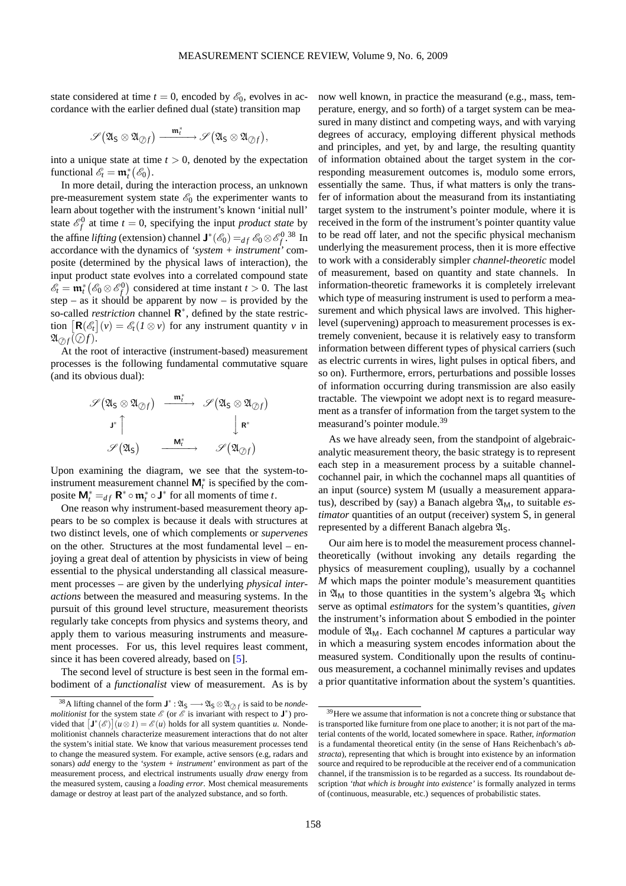state considered at time $t = 0$, encoded by $\mathscr{E}_0$, evolves in accordance with the earlier defined dual (state) transition map

$$\mathscr{S}\big(\mathfrak{A}_\mathsf{S} \otimes \mathfrak{A}_{\oslash f}\big) \xrightarrow{\ \mathfrak{m}_t^*\ } \mathscr{S}\big(\mathfrak{A}_\mathsf{S} \otimes \mathfrak{A}_{\oslash f}\big),$$

into a unique state at time $t > 0$, denoted by the expectation functional $\mathscr{E}_t = \mathfrak{m}_t^*\big(\mathscr{E}_0\big)$.

In more detail, during the interaction process, an unknown pre-measurement system state $\mathscr{E}_0$ the experimenter wants to learn about together with the instrument's known 'initial null' state $\mathscr{E}_f^0$ at time $t = 0$, specifying the input *product state* by the affine *lifting* (extension) channel $\mathbf{J}^*(\mathscr{E}_0) =_{df} \mathscr{E}_0 \otimes \mathscr{E}_f^0$.[38] In accordance with the dynamics of *'system + instrument'* composite (determined by the physical laws of interaction), the input product state evolves into a correlated compound state $\mathscr{E}_t = \mathfrak{m}_t^*\big(\mathscr{E}_0 \otimes \mathscr{E}_f^0\big)$ considered at time instant $t > 0$. The last step – as it should be apparent by now – is provided by the so-called *restriction* channel $\mathbf{R}^*$, defined by the state restriction $\big[\mathbf{R}(\mathscr{E}_t)\big](v) = \mathscr{E}_t(1 \otimes v)$ for any instrument quantity $v$ in $\mathfrak{A}_{\oslash f}(\oslash f)$.

At the root of interactive (instrument-based) measurement processes is the following fundamental commutative square (and its obvious dual):

$$\begin{array}{ccc}
\mathscr{S}\big(\mathfrak{A}_\mathsf{S} \otimes \mathfrak{A}_{\oslash f}\big) & \xrightarrow{\ \mathfrak{m}_t^*\ } & \mathscr{S}\big(\mathfrak{A}_\mathsf{S} \otimes \mathfrak{A}_{\oslash f}\big) \\
\mathbf{J}^* \big\uparrow & & \big\downarrow \mathbf{R}^* \\
\mathscr{S}\big(\mathfrak{A}_\mathsf{S}\big) & \xrightarrow{\ \mathbf{M}_t^*\ } & \mathscr{S}\big(\mathfrak{A}_{\oslash f}\big)
\end{array}$$

Upon examining the diagram, we see that the system-to-instrument measurement channel $\mathbf{M}_t^*$ is specified by the composite $\mathbf{M}_t^* =_{df} \mathbf{R}^* \circ \mathfrak{m}_t^* \circ \mathbf{J}^*$ for all moments of time $t$.

One reason why instrument-based measurement theory appears to be so complex is because it deals with structures at two distinct levels, one of which complements or *supervenes* on the other. Structures at the most fundamental level – enjoying a great deal of attention by physicists in view of being essential to the physical understanding all classical measurement processes – are given by the underlying *physical interactions* between the measured and measuring systems. In the pursuit of this ground level structure, measurement theorists regularly take concepts from physics and systems theory, and apply them to various measuring instruments and measurement processes. For us, this level requires least comment, since it has been covered already, based on [5].

The second level of structure is best seen in the formal embodiment of a *functionalist* view of measurement. As is by now well known, in practice the measurand (e.g., mass, temperature, energy, and so forth) of a target system can be measured in many distinct and competing ways, and with varying degrees of accuracy, employing different physical methods and principles, and yet, by and large, the resulting quantity of information obtained about the target system in the corresponding measurement outcomes is, modulo some errors, essentially the same. Thus, if what matters is only the transfer of information about the measurand from its instantiating target system to the instrument's pointer module, where it is received in the form of the instrument's pointer quantity value to be read off later, and not the specific physical mechanism underlying the measurement process, then it is more effective to work with a considerably simpler *channel-theoretic* model of measurement, based on quantity and state channels. In information-theoretic frameworks it is completely irrelevant which type of measuring instrument is used to perform a measurement and which physical laws are involved. This higher-level (supervening) approach to measurement processes is extremely convenient, because it is relatively easy to transform information between different types of physical carriers (such as electric currents in wires, light pulses in optical fibers, and so on). Furthermore, errors, perturbations and possible losses of information occurring during transmission are also easily tractable. The viewpoint we adopt next is to regard measurement as a transfer of information from the target system to the measurand's pointer module.[39]

As we have already seen, from the standpoint of algebraic-analytic measurement theory, the basic strategy is to represent each step in a measurement process by a suitable channel-cochannel pair, in which the cochannel maps all quantities of an input (source) system $\mathsf{M}$ (usually a measurement apparatus), described by (say) a Banach algebra $\mathfrak{A}_\mathsf{M}$, to suitable *estimator* quantities of an output (receiver) system $\mathsf{S}$, in general represented by a different Banach algebra $\mathfrak{A}_\mathsf{S}$.

Our aim here is to model the measurement process channel-theoretically (without invoking any details regarding the physics of measurement coupling), usually by a cochannel $M$ which maps the pointer module's measurement quantities in $\mathfrak{A}_\mathsf{M}$ to those quantities in the system's algebra $\mathfrak{A}_\mathsf{S}$ which serve as optimal *estimators* for the system's quantities, *given* the instrument's information about $\mathsf{S}$ embodied in the pointer module of $\mathfrak{A}_\mathsf{M}$. Each cochannel $M$ captures a particular way in which a measuring system encodes information about the measured system. Conditionally upon the results of continuous measurement, a cochannel minimally revises and updates a prior quantitative information about the system's quantities.

---

[38] A lifting channel of the form $\mathbf{J}^* : \mathfrak{A}_\mathsf{S} \longrightarrow \mathfrak{A}_\mathsf{S} \otimes \mathfrak{A}_{\oslash f}$ is said to be *nondemolitionist* for the system state $\mathscr{E}$ (or $\mathscr{E}$ is invariant with respect to $\mathbf{J}^*$) provided that $\big[\mathbf{J}^*(\mathscr{E})\big](u \otimes 1) = \mathscr{E}(u)$ holds for all system quantities $u$. Nondemolitionist channels characterize measurement interactions that do not alter the system's initial state. We know that various measurement processes tend to change the measured system. For example, active sensors (e.g, radars and sonars) *add* energy to the *'system + instrument'* environment as part of the measurement process, and electrical instruments usually *draw* energy from the measured system, causing a *loading error*. Most chemical measurements damage or destroy at least part of the analyzed substance, and so forth.

[39] Here we assume that information is not a concrete thing or substance that is transported like furniture from one place to another; it is not part of the material contents of the world, located somewhere in space. Rather, *information* is a fundamental theoretical entity (in the sense of Hans Reichenbach's *abstracta*), representing that which is brought into existence by an information source and required to be reproducible at the receiver end of a communication channel, if the transmission is to be regarded as a success. Its roundabout description *'that which is brought into existence'* is formally analyzed in terms of (continuous, measurable, etc.) sequences of probabilistic states.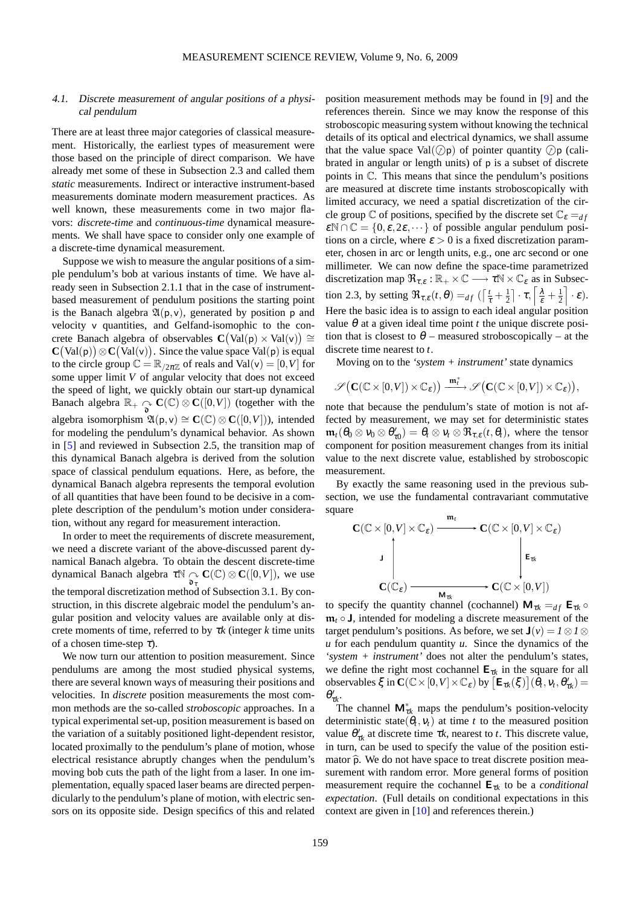### 4.1. Discrete measurement of angular positions of a physical pendulum

There are at least three major categories of classical measurement. Historically, the earliest types of measurement were those based on the principle of direct comparison. We have already met some of these in Subsection 2.3 and called them *static* measurements. Indirect or interactive instrument-based measurements dominate modern measurement practices. As well known, these measurements come in two major flavors: *discrete-time* and *continuous-time* dynamical measurements. We shall have space to consider only one example of a discrete-time dynamical measurement.

Suppose we wish to measure the angular positions of a simple pendulum's bob at various instants of time. We have already seen in Subsection 2.1.1 that in the case of instrument-based measurement of pendulum positions the starting point is the Banach algebra $\mathfrak{A}(\mathsf{p},\mathsf{v})$, generated by position $\mathsf{p}$ and velocity $\mathsf{v}$ quantities, and Gelfand-isomophic to the concrete Banach algebra of observables $\mathbf{C}\big(\mathrm{Val}(\mathsf{p}) \times \mathrm{Val}(\mathsf{v})\big) \cong \mathbf{C}\big(\mathrm{Val}(\mathsf{p})\big) \otimes \mathbf{C}\big(\mathrm{Val}(\mathsf{v})\big)$. Since the value space $\mathrm{Val}(\mathsf{p})$ is equal to the circle group $\mathbb{C} = \mathbb{R}_{/2\pi\mathbb{Z}}$ of reals and $\mathrm{Val}(\mathsf{v}) = [0,V]$ for some upper limit $V$ of angular velocity that does not exceed the speed of light, we quickly obtain our start-up dynamical Banach algebra $\mathbb{R}_+ \underset{\mathfrak{d}}{\curvearrowright} \mathbf{C}(\mathbb{C}) \otimes \mathbf{C}([0,V])$ (together with the algebra isomorphism $\mathfrak{A}(\mathsf{p},\mathsf{v}) \cong \mathbf{C}(\mathbb{C}) \otimes \mathbf{C}([0,V])$), intended for modeling the pendulum's dynamical behavior. As shown in [5] and reviewed in Subsection 2.5, the transition map of this dynamical Banach algebra is derived from the solution space of classical pendulum equations. Here, as before, the dynamical Banach algebra represents the temporal evolution of all quantities that have been found to be decisive in a complete description of the pendulum's motion under consideration, without any regard for measurement interaction.

In order to meet the requirements of discrete measurement, we need a discrete variant of the above-discussed parent dynamical Banach algebra. To obtain the descent discrete-time dynamical Banach algebra $\tau\mathbb{N} \underset{\mathfrak{d}_\tau}{\curvearrowright} \mathbf{C}(\mathbb{C}) \otimes \mathbf{C}([0,V])$, we use the temporal discretization method of Subsection 3.1. By construction, in this discrete algebraic model the pendulum's angular position and velocity values are available only at discrete moments of time, referred to by $\tau k$ (integer $k$ time units of a chosen time-step $\tau$).

We now turn our attention to position measurement. Since pendulums are among the most studied physical systems, there are several known ways of measuring their positions and velocities. In *discrete* position measurements the most common methods are the so-called *stroboscopic* approaches. In a typical experimental set-up, position measurement is based on the variation of a suitably positioned light-dependent resistor, located proximally to the pendulum's plane of motion, whose electrical resistance abruptly changes when the pendulum's moving bob cuts the path of the light from a laser. In one implementation, equally spaced laser beams are directed perpendicularly to the pendulum's plane of motion, with electric sensors on its opposite side. Design specifics of this and related position measurement methods may be found in [9] and the references therein. Since we may know the response of this stroboscopic measuring system without knowing the technical details of its optical and electrical dynamics, we shall assume that the value space $\mathrm{Val}(\textcircled{?}\mathsf{p})$ of pointer quantity $\textcircled{?}\mathsf{p}$ (calibrated in angular or length units) of $\mathsf{p}$ is a subset of discrete points in $\mathbb{C}$. This means that since the pendulum's positions are measured at discrete time instants stroboscopically with limited accuracy, we need a spatial discretization of the circle group $\mathbb{C}$ of positions, specified by the discrete set $\mathbb{C}_\varepsilon =_{df} \varepsilon\mathbb{N} \cap \mathbb{C} = \{0, \varepsilon, 2\varepsilon, \cdots\}$ of possible angular pendulum positions on a circle, where $\varepsilon > 0$ is a fixed discretization parameter, chosen in arc or length units, e.g., one arc second or one millimeter. We can now define the space-time parametrized discretization map $\mathfrak{R}_{\tau,\varepsilon} : \mathbb{R}_+ \times \mathbb{C} \longrightarrow \tau\mathbb{N} \times \mathbb{C}_\varepsilon$ as in Subsection 2.3, by setting $\mathfrak{R}_{\tau,\varepsilon}(t,\theta) =_{df} (\left\lceil \frac{t}{\tau} + \frac{1}{2} \right\rceil \cdot \tau, \left\lceil \frac{\lambda}{\varepsilon} + \frac{1}{2} \right\rceil \cdot \varepsilon)$. Here the basic idea is to assign to each ideal angular position value $\theta$ at a given ideal time point $t$ the unique discrete position that is closest to $\theta$ – measured stroboscopically – at the discrete time nearest to $t$.

Moving on to the *'system + instrument'* state dynamics

$$\mathscr{S}\big(\mathbf{C}(\mathbb{C} \times [0,V]) \times \mathbb{C}_\varepsilon)\big) \xrightarrow{\mathfrak{m}_t^*} \mathscr{S}\big(\mathbf{C}(\mathbb{C} \times [0,V]) \times \mathbb{C}_\varepsilon)\big),$$

note that because the pendulum's state of motion is not affected by measurement, we may set for deterministic states $\mathfrak{m}_t(\theta_0 \otimes \nu_0 \otimes \theta'_{\tau 0}) = \theta_t \otimes \nu_t \otimes \mathfrak{R}_{\tau,\varepsilon}(t,\theta_t)$, where the tensor component for position measurement changes from its initial value to the next discrete value, established by stroboscopic measurement.

By exactly the same reasoning used in the previous subsection, we use the fundamental contravariant commutative square

$$\begin{array}{ccc} \mathbf{C}(\mathbb{C} \times [0,V] \times \mathbb{C}_\varepsilon) & \xrightarrow{\ \mathfrak{m}_t\ } & \mathbf{C}(\mathbb{C} \times [0,V] \times \mathbb{C}_\varepsilon) \\ \Big\uparrow \mathbf{J} & & \Big\downarrow \mathbf{E}_{\tau k} \\ \mathbf{C}(\mathbb{C}_\varepsilon) & \xrightarrow[\ \mathbf{M}_{\tau k}\ ]{} & \mathbf{C}(\mathbb{C} \times [0,V]) \end{array}$$

to specify the quantity channel (cochannel) $\mathbf{M}_{\tau k} =_{df} \mathbf{E}_{\tau k} \circ \mathfrak{m}_t \circ \mathbf{J}$, intended for modeling a discrete measurement of the target pendulum's positions. As before, we set $\mathbf{J}(v) = 1 \otimes 1 \otimes u$ for each pendulum quantity $u$. Since the dynamics of the *'system + instrument'* does not alter the pendulum's states, we define the right most cochannel $\mathbf{E}_{\tau k}$ in the square for all observables $\xi$ in $\mathbf{C}(\mathbb{C} \times [0,V] \times \mathbb{C}_\varepsilon)$ by $\big[\mathbf{E}_{\tau k}(\xi)\big](\theta_t, \nu_t, \theta'_{\tau k}) = \theta'_{\tau k}$.

The channel $\mathbf{M}^*_{\tau k}$ maps the pendulum's position-velocity deterministic state$(\theta_t, \nu_t)$ at time $t$ to the measured position value $\theta'_{\tau k}$ at discrete time $\tau k$, nearest to $t$. This discrete value, in turn, can be used to specify the value of the position estimator $\widehat{\mathsf{p}}$. We do not have space to treat discrete position measurement with random error. More general forms of position measurement require the cochannel $\mathbf{E}_{\tau k}$ to be a *conditional expectation*. (Full details on conditional expectations in this context are given in [10] and references therein.)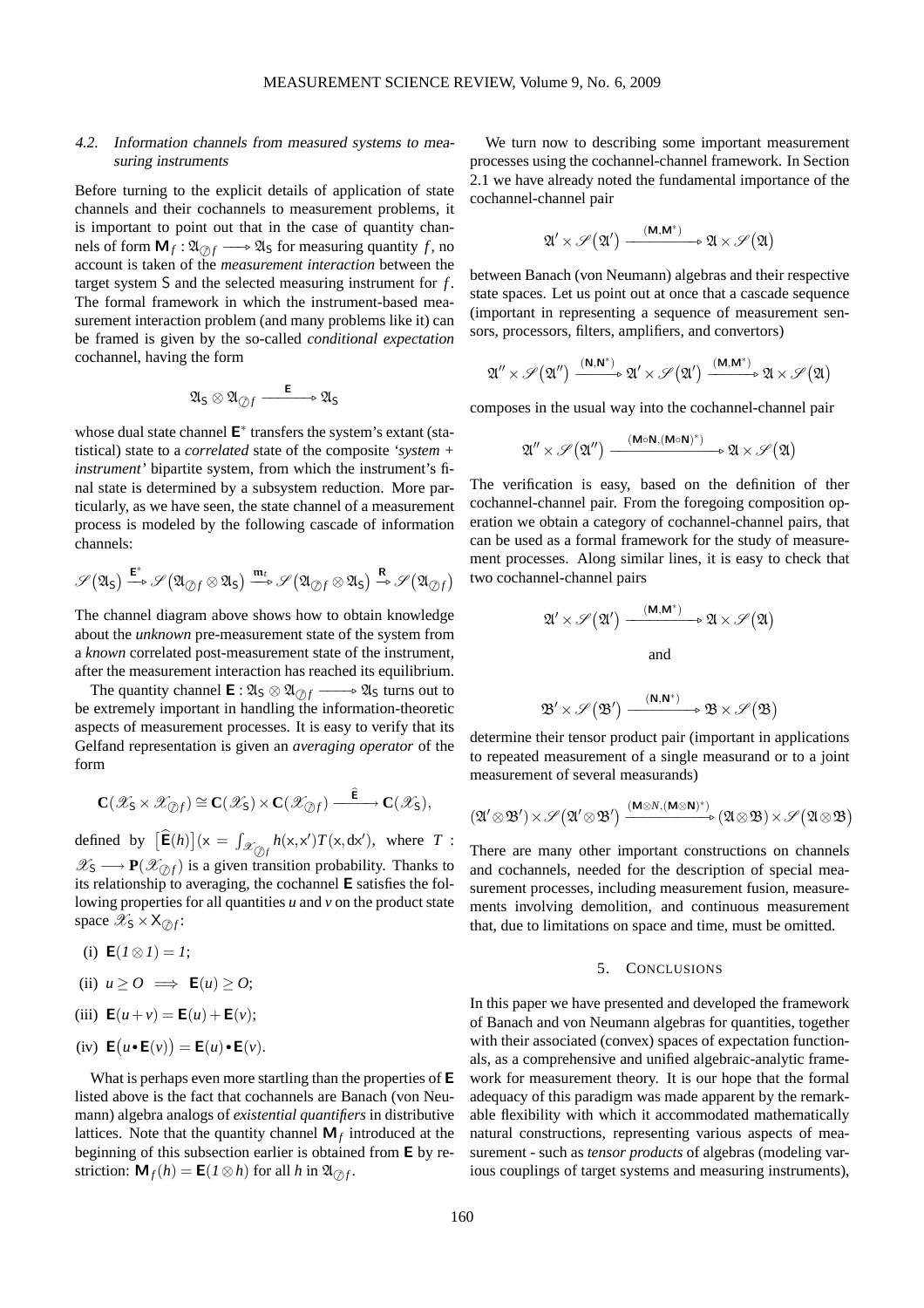### 4.2. Information channels from measured systems to measuring instruments

Before turning to the explicit details of application of state channels and their cochannels to measurement problems, it is important to point out that in the case of quantity channels of form $\mathsf{M}_f : \mathfrak{A}_{\oslash f} \longrightarrow \mathfrak{A}_\mathsf{S}$ for measuring quantity $f$, no account is taken of the *measurement interaction* between the target system $\mathsf{S}$ and the selected measuring instrument for $f$. The formal framework in which the instrument-based measurement interaction problem (and many problems like it) can be framed is given by the so-called *conditional expectation* cochannel, having the form

$$\mathfrak{A}_\mathsf{S} \otimes \mathfrak{A}_{\oslash f} \xrightarrow{\ \mathsf{E}\ } \mathfrak{A}_\mathsf{S}$$

whose dual state channel $\mathsf{E}^*$ transfers the system's extant (statistical) state to a *correlated* state of the composite *'system + instrument'* bipartite system, from which the instrument's final state is determined by a subsystem reduction. More particularly, as we have seen, the state channel of a measurement process is modeled by the following cascade of information channels:

$$\mathscr{S}\big(\mathfrak{A}_\mathsf{S}\big) \xrightarrow{\mathsf{E}^*} \mathscr{S}\big(\mathfrak{A}_{\oslash f} \otimes \mathfrak{A}_\mathsf{S}\big) \xrightarrow{\mathsf{m}_t} \mathscr{S}\big(\mathfrak{A}_{\oslash f} \otimes \mathfrak{A}_\mathsf{S}\big) \xrightarrow{\mathsf{R}} \mathscr{S}\big(\mathfrak{A}_{\oslash f}\big)$$

The channel diagram above shows how to obtain knowledge about the *unknown* pre-measurement state of the system from a *known* correlated post-measurement state of the instrument, after the measurement interaction has reached its equilibrium.

The quantity channel $\mathsf{E} : \mathfrak{A}_\mathsf{S} \otimes \mathfrak{A}_{\oslash f} \longrightarrow \mathfrak{A}_\mathsf{S}$ turns out to be extremely important in handling the information-theoretic aspects of measurement processes. It is easy to verify that its Gelfand representation is given an *averaging operator* of the form

$$\mathbf{C}(\mathscr{X}_\mathsf{S} \times \mathscr{X}_{\oslash f}) \cong \mathbf{C}(\mathscr{X}_\mathsf{S}) \times \mathbf{C}(\mathscr{X}_{\oslash f}) \xrightarrow{\ \widehat{\mathsf{E}}\ } \mathbf{C}(\mathscr{X}_\mathsf{S}),$$

defined by $\big[\widehat{\mathsf{E}}(h)\big](\mathsf{x} = \int_{\mathscr{X}_{\oslash f}} h(\mathsf{x},\mathsf{x}')T(\mathsf{x},d\mathsf{x}')$, where $T : \mathscr{X}_\mathsf{S} \longrightarrow \mathbf{P}(\mathscr{X}_{\oslash f})$ is a given transition probability. Thanks to its relationship to averaging, the cochannel $\mathsf{E}$ satisfies the following properties for all quantities $u$ and $v$ on the product state space $\mathscr{X}_\mathsf{S} \times \mathsf{X}_{\oslash f}$:

(i) $\mathsf{E}(1 \otimes 1) = 1$;

(ii) $u \geq O \implies \mathsf{E}(u) \geq O$;

(iii) $\mathsf{E}(u + v) = \mathsf{E}(u) + \mathsf{E}(v)$;

(iv) $\mathsf{E}\big(u \bullet \mathsf{E}(v)\big) = \mathsf{E}(u) \bullet \mathsf{E}(v)$.

What is perhaps even more startling than the properties of $\mathsf{E}$ listed above is the fact that cochannels are Banach (von Neumann) algebra analogs of *existential quantifiers* in distributive lattices. Note that the quantity channel $\mathsf{M}_f$ introduced at the beginning of this subsection earlier is obtained from $\mathsf{E}$ by restriction: $\mathsf{M}_f(h) = \mathsf{E}(1 \otimes h)$ for all $h$ in $\mathfrak{A}_{\oslash f}$.

We turn now to describing some important measurement processes using the cochannel-channel framework. In Section 2.1 we have already noted the fundamental importance of the cochannel-channel pair

$$\mathfrak{A}' \times \mathscr{S}\big(\mathfrak{A}'\big) \xrightarrow{(\mathsf{M},\mathsf{M}^*)} \mathfrak{A} \times \mathscr{S}\big(\mathfrak{A}\big)$$

between Banach (von Neumann) algebras and their respective state spaces. Let us point out at once that a cascade sequence (important in representing a sequence of measurement sensors, processors, filters, amplifiers, and convertors)

$$\mathfrak{A}'' \times \mathscr{S}\big(\mathfrak{A}''\big) \xrightarrow{(\mathsf{N},\mathsf{N}^*)} \mathfrak{A}' \times \mathscr{S}\big(\mathfrak{A}'\big) \xrightarrow{(\mathsf{M},\mathsf{M}^*)} \mathfrak{A} \times \mathscr{S}\big(\mathfrak{A}\big)$$

composes in the usual way into the cochannel-channel pair

$$\mathfrak{A}'' \times \mathscr{S}\big(\mathfrak{A}''\big) \xrightarrow{(\mathsf{M}\circ\mathsf{N},(\mathsf{M}\circ\mathsf{N})^*)} \mathfrak{A} \times \mathscr{S}\big(\mathfrak{A}\big)$$

The verification is easy, based on the definition of ther cochannel-channel pair. From the foregoing composition operation we obtain a category of cochannel-channel pairs, that can be used as a formal framework for the study of measurement processes. Along similar lines, it is easy to check that two cochannel-channel pairs

$$\mathfrak{A}' \times \mathscr{S}\big(\mathfrak{A}'\big) \xrightarrow{(\mathsf{M},\mathsf{M}^*)} \mathfrak{A} \times \mathscr{S}\big(\mathfrak{A}\big)$$

and

$$\mathfrak{B}' \times \mathscr{S}\big(\mathfrak{B}'\big) \xrightarrow{(\mathsf{N},\mathsf{N}^*)} \mathfrak{B} \times \mathscr{S}\big(\mathfrak{B}\big)$$

determine their tensor product pair (important in applications to repeated measurement of a single measurand or to a joint measurement of several measurands)

$$(\mathfrak{A}' \otimes \mathfrak{B}') \times \mathscr{S}\big(\mathfrak{A}' \otimes \mathfrak{B}'\big) \xrightarrow{(\mathsf{M}\otimes N,(\mathsf{M}\otimes\mathsf{N})^*)} (\mathfrak{A} \otimes \mathfrak{B}) \times \mathscr{S}\big(\mathfrak{A} \otimes \mathfrak{B}\big)$$

There are many other important constructions on channels and cochannels, needed for the description of special measurement processes, including measurement fusion, measurements involving demolition, and continuous measurement that, due to limitations on space and time, must be omitted.

## 5. Conclusions

In this paper we have presented and developed the framework of Banach and von Neumann algebras for quantities, together with their associated (convex) spaces of expectation functionals, as a comprehensive and unified algebraic-analytic framework for measurement theory. It is our hope that the formal adequacy of this paradigm was made apparent by the remarkable flexibility with which it accommodated mathematically natural constructions, representing various aspects of measurement - such as *tensor products* of algebras (modeling various couplings of target systems and measuring instruments),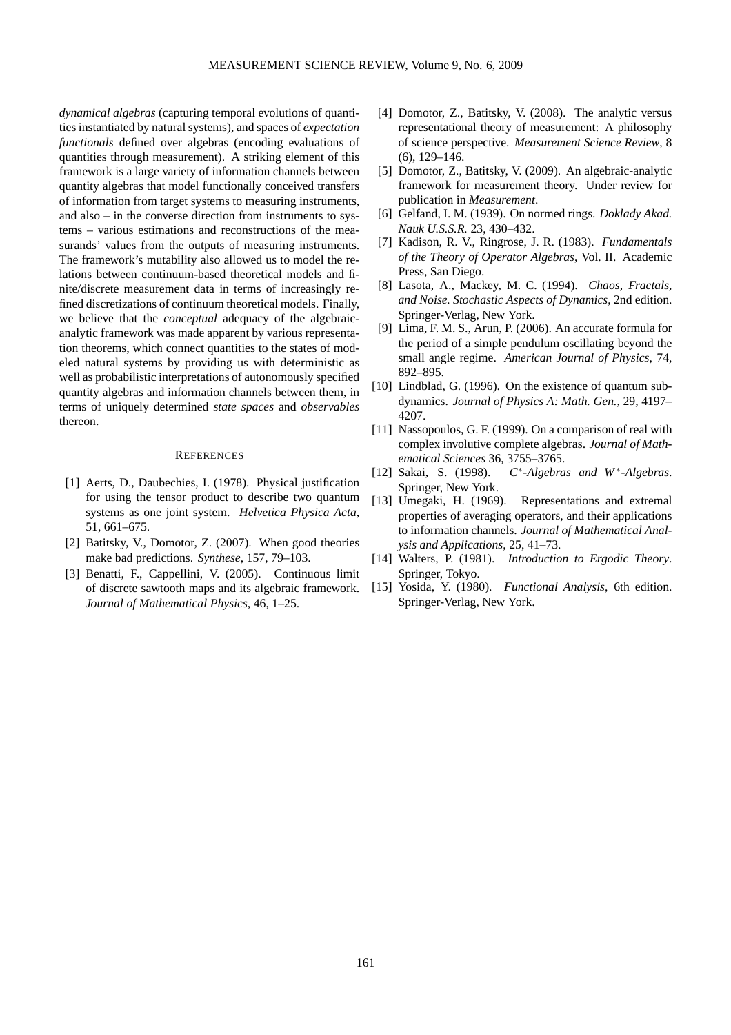*dynamical algebras* (capturing temporal evolutions of quantities instantiated by natural systems), and spaces of *expectation functionals* defined over algebras (encoding evaluations of quantities through measurement). A striking element of this framework is a large variety of information channels between quantity algebras that model functionally conceived transfers of information from target systems to measuring instruments, and also – in the converse direction from instruments to systems – various estimations and reconstructions of the measurands' values from the outputs of measuring instruments. The framework's mutability also allowed us to model the relations between continuum-based theoretical models and finite/discrete measurement data in terms of increasingly refined discretizations of continuum theoretical models. Finally, we believe that the *conceptual* adequacy of the algebraic-analytic framework was made apparent by various representation theorems, which connect quantities to the states of modeled natural systems by providing us with deterministic as well as probabilistic interpretations of autonomously specified quantity algebras and information channels between them, in terms of uniquely determined *state spaces* and *observables* thereon.

## REFERENCES

[1] Aerts, D., Daubechies, I. (1978). Physical justification for using the tensor product to describe two quantum systems as one joint system. *Helvetica Physica Acta*, 51, 661–675.

[2] Batitsky, V., Domotor, Z. (2007). When good theories make bad predictions. *Synthese*, 157, 79–103.

[3] Benatti, F., Cappellini, V. (2005). Continuous limit of discrete sawtooth maps and its algebraic framework. *Journal of Mathematical Physics*, 46, 1–25.

[4] Domotor, Z., Batitsky, V. (2008). The analytic versus representational theory of measurement: A philosophy of science perspective. *Measurement Science Review*, 8 (6), 129–146.

[5] Domotor, Z., Batitsky, V. (2009). An algebraic-analytic framework for measurement theory. Under review for publication in *Measurement*.

[6] Gelfand, I. M. (1939). On normed rings. *Doklady Akad. Nauk U.S.S.R.* 23, 430–432.

[7] Kadison, R. V., Ringrose, J. R. (1983). *Fundamentals of the Theory of Operator Algebras*, Vol. II. Academic Press, San Diego.

[8] Lasota, A., Mackey, M. C. (1994). *Chaos, Fractals, and Noise. Stochastic Aspects of Dynamics*, 2nd edition. Springer-Verlag, New York.

[9] Lima, F. M. S., Arun, P. (2006). An accurate formula for the period of a simple pendulum oscillating beyond the small angle regime. *American Journal of Physics*, 74, 892–895.

[10] Lindblad, G. (1996). On the existence of quantum subdynamics. *Journal of Physics A: Math. Gen.*, 29, 4197–4207.

[11] Nassopoulos, G. F. (1999). On a comparison of real with complex involutive complete algebras. *Journal of Mathematical Sciences* 36, 3755–3765.

[12] Sakai, S. (1998). *$C^*$-Algebras and $W^*$-Algebras*. Springer, New York.

[13] Umegaki, H. (1969). Representations and extremal properties of averaging operators, and their applications to information channels. *Journal of Mathematical Analysis and Applications*, 25, 41–73.

[14] Walters, P. (1981). *Introduction to Ergodic Theory*. Springer, Tokyo.

[15] Yosida, Y. (1980). *Functional Analysis*, 6th edition. Springer-Verlag, New York.